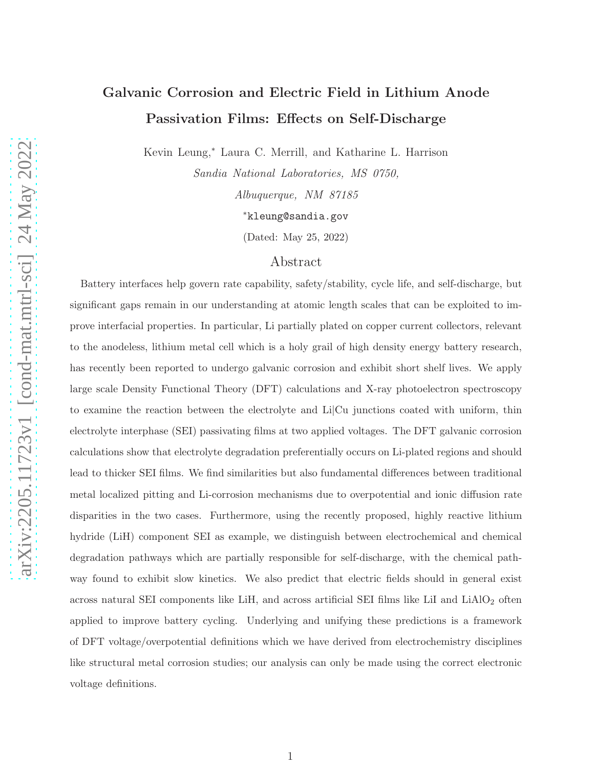# Galvanic Corrosion and Electric Field in Lithium Anode Passivation Films: Effects on Self-Discharge

Kevin Leung,* Laura C. Merrill, and Katharine L. Harrison

*Sandia National Laboratories, MS 0750,*

*Albuquerque, NM 87185*

*kleung@sandia.gov

(Dated: May 25, 2022)

## Abstract

Battery interfaces help govern rate capability, safety/stability, cycle life, and self-discharge, but significant gaps remain in our understanding at atomic length scales that can be exploited to improve interfacial properties. In particular, Li partially plated on copper current collectors, relevant to the anodeless, lithium metal cell which is a holy grail of high density energy battery research, has recently been reported to undergo galvanic corrosion and exhibit short shelf lives. We apply large scale Density Functional Theory (DFT) calculations and X-ray photoelectron spectroscopy to examine the reaction between the electrolyte and Li|Cu junctions coated with uniform, thin electrolyte interphase (SEI) passivating films at two applied voltages. The DFT galvanic corrosion calculations show that electrolyte degradation preferentially occurs on Li-plated regions and should lead to thicker SEI films. We find similarities but also fundamental differences between traditional metal localized pitting and Li-corrosion mechanisms due to overpotential and ionic diffusion rate disparities in the two cases. Furthermore, using the recently proposed, highly reactive lithium hydride (LiH) component SEI as example, we distinguish between electrochemical and chemical degradation pathways which are partially responsible for self-discharge, with the chemical pathway found to exhibit slow kinetics. We also predict that electric fields should in general exist across natural SEI components like LiH, and across artificial SEI films like LiI and $LiAlO_2$ often applied to improve battery cycling. Underlying and unifying these predictions is a framework of DFT voltage/overpotential definitions which we have derived from electrochemistry disciplines like structural metal corrosion studies; our analysis can only be made using the correct electronic voltage definitions.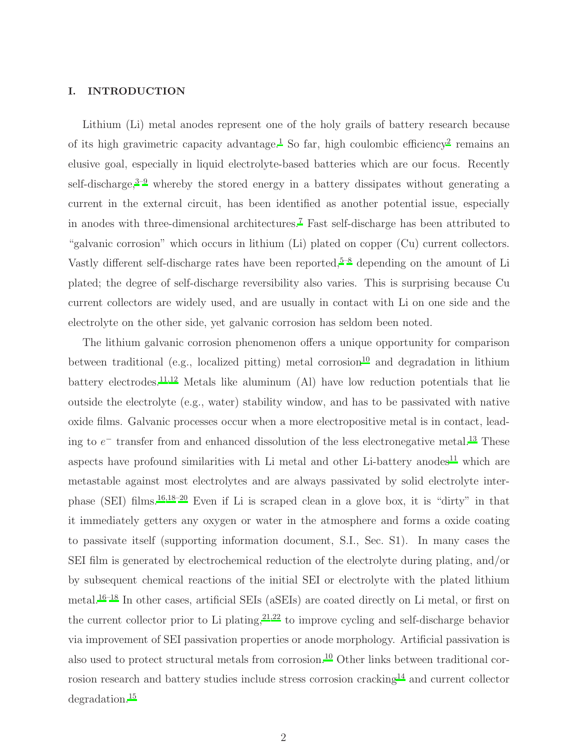## I. INTRODUCTION

Lithium (Li) metal anodes represent one of the holy grails of battery research because of its high gravimetric capacity advantage.[1] So far, high coulombic efficiency[2] remains an elusive goal, especially in liquid electrolyte-based batteries which are our focus. Recently self-discharge,[3–9] whereby the stored energy in a battery dissipates without generating a current in the external circuit, has been identified as another potential issue, especially in anodes with three-dimensional architectures.[7] Fast self-discharge has been attributed to "galvanic corrosion" which occurs in lithium (Li) plated on copper (Cu) current collectors. Vastly different self-discharge rates have been reported,[5–8] depending on the amount of Li plated; the degree of self-discharge reversibility also varies. This is surprising because Cu current collectors are widely used, and are usually in contact with Li on one side and the electrolyte on the other side, yet galvanic corrosion has seldom been noted.

The lithium galvanic corrosion phenomenon offers a unique opportunity for comparison between traditional (e.g., localized pitting) metal corrosion[10] and degradation in lithium battery electrodes.[11,12] Metals like aluminum (Al) have low reduction potentials that lie outside the electrolyte (e.g., water) stability window, and has to be passivated with native oxide films. Galvanic processes occur when a more electropositive metal is in contact, leading to $e^-$ transfer from and enhanced dissolution of the less electronegative metal.[13] These aspects have profound similarities with Li metal and other Li-battery anodes[11] which are metastable against most electrolytes and are always passivated by solid electrolyte interphase (SEI) films.[16,18–20] Even if Li is scraped clean in a glove box, it is "dirty" in that it immediately getters any oxygen or water in the atmosphere and forms a oxide coating to passivate itself (supporting information document, S.I., Sec. S1). In many cases the SEI film is generated by electrochemical reduction of the electrolyte during plating, and/or by subsequent chemical reactions of the initial SEI or electrolyte with the plated lithium metal.[16–18] In other cases, artificial SEIs (aSEIs) are coated directly on Li metal, or first on the current collector prior to Li plating,[21,22] to improve cycling and self-discharge behavior via improvement of SEI passivation properties or anode morphology. Artificial passivation is also used to protect structural metals from corrosion.[10] Other links between traditional corrosion research and battery studies include stress corrosion cracking[14] and current collector degradation.[15]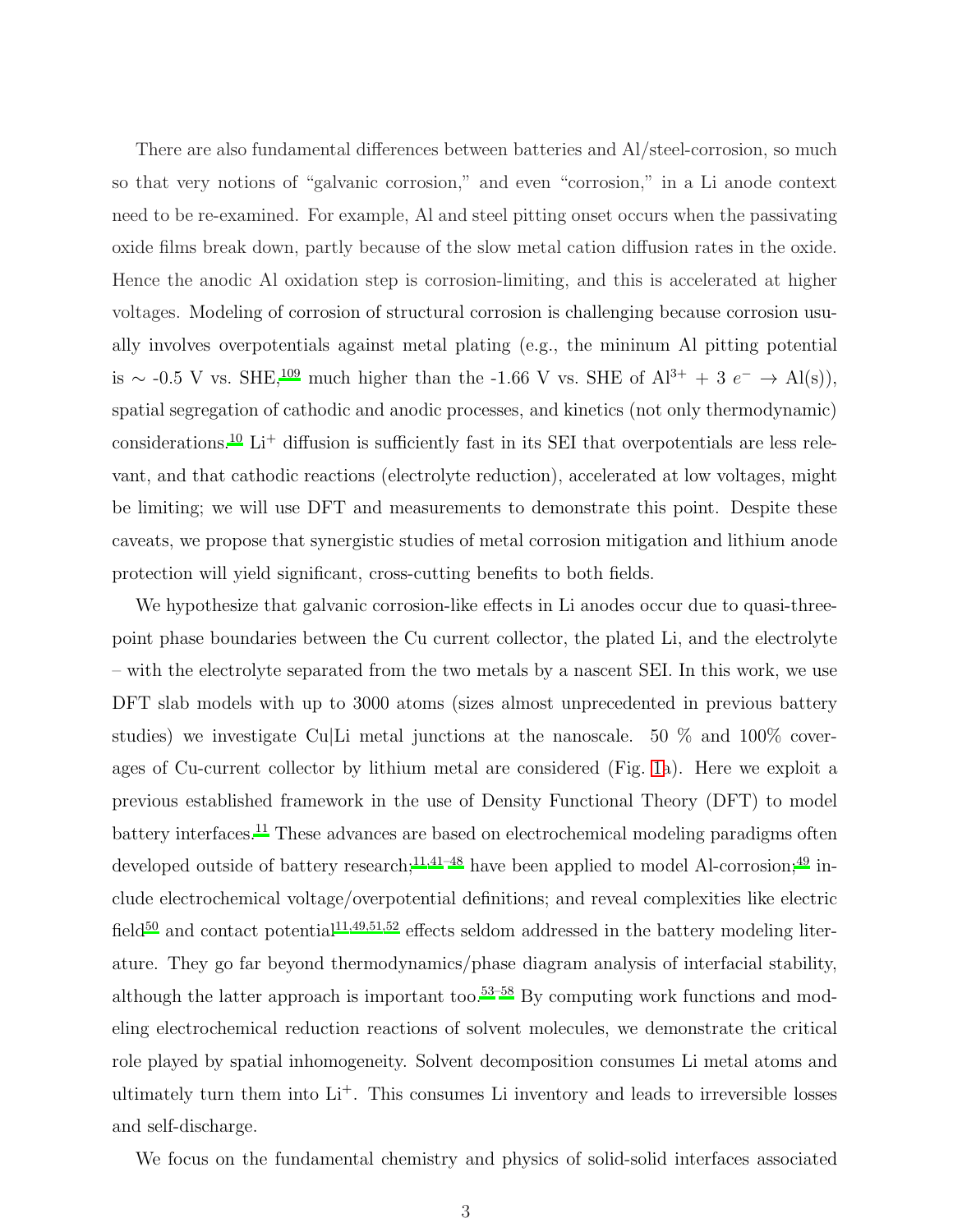There are also fundamental differences between batteries and Al/steel-corrosion, so much so that very notions of "galvanic corrosion," and even "corrosion," in a Li anode context need to be re-examined. For example, Al and steel pitting onset occurs when the passivating oxide films break down, partly because of the slow metal cation diffusion rates in the oxide. Hence the anodic Al oxidation step is corrosion-limiting, and this is accelerated at higher voltages. Modeling of corrosion of structural corrosion is challenging because corrosion usually involves overpotentials against metal plating (e.g., the mininum Al pitting potential is ~ -0.5 V vs. SHE,[109] much higher than the -1.66 V vs. SHE of $Al^{3+} + 3\ e^{-} \rightarrow Al(s)$), spatial segregation of cathodic and anodic processes, and kinetics (not only thermodynamic) considerations.[10] $Li^{+}$ diffusion is sufficiently fast in its SEI that overpotentials are less relevant, and that cathodic reactions (electrolyte reduction), accelerated at low voltages, might be limiting; we will use DFT and measurements to demonstrate this point. Despite these caveats, we propose that synergistic studies of metal corrosion mitigation and lithium anode protection will yield significant, cross-cutting benefits to both fields.

We hypothesize that galvanic corrosion-like effects in Li anodes occur due to quasi-three-point phase boundaries between the Cu current collector, the plated Li, and the electrolyte – with the electrolyte separated from the two metals by a nascent SEI. In this work, we use DFT slab models with up to 3000 atoms (sizes almost unprecedented in previous battery studies) we investigate Cu|Li metal junctions at the nanoscale. 50 % and 100% coverages of Cu-current collector by lithium metal are considered (Fig. 1a). Here we exploit a previous established framework in the use of Density Functional Theory (DFT) to model battery interfaces.[11] These advances are based on electrochemical modeling paradigms often developed outside of battery research;[11,41–48] have been applied to model Al-corrosion;[49] include electrochemical voltage/overpotential definitions; and reveal complexities like electric field[50] and contact potential[11,49,51,52] effects seldom addressed in the battery modeling literature. They go far beyond thermodynamics/phase diagram analysis of interfacial stability, although the latter approach is important too.[53–58] By computing work functions and modeling electrochemical reduction reactions of solvent molecules, we demonstrate the critical role played by spatial inhomogeneity. Solvent decomposition consumes Li metal atoms and ultimately turn them into $Li^{+}$. This consumes Li inventory and leads to irreversible losses and self-discharge.

We focus on the fundamental chemistry and physics of solid-solid interfaces associated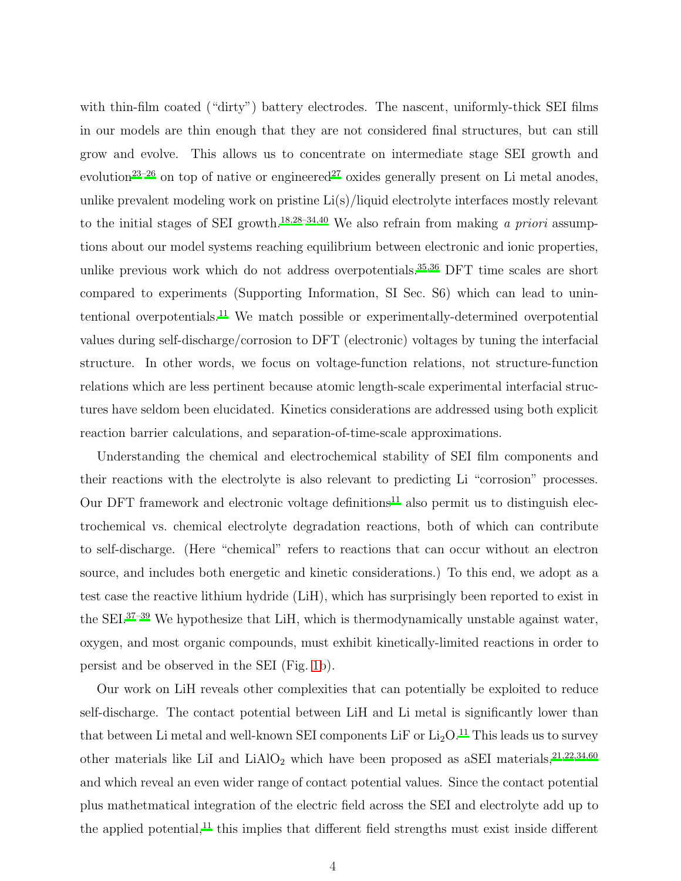with thin-film coated ("dirty") battery electrodes. The nascent, uniformly-thick SEI films in our models are thin enough that they are not considered final structures, but can still grow and evolve. This allows us to concentrate on intermediate stage SEI growth and evolution[23–26] on top of native or engineered[27] oxides generally present on Li metal anodes, unlike prevalent modeling work on pristine Li(s)/liquid electrolyte interfaces mostly relevant to the initial stages of SEI growth.[18,28–34,40] We also refrain from making *a priori* assumptions about our model systems reaching equilibrium between electronic and ionic properties, unlike previous work which do not address overpotentials.[35,36] DFT time scales are short compared to experiments (Supporting Information, SI Sec. S6) which can lead to unintentional overpotentials.[11] We match possible or experimentally-determined overpotential values during self-discharge/corrosion to DFT (electronic) voltages by tuning the interfacial structure. In other words, we focus on voltage-function relations, not structure-function relations which are less pertinent because atomic length-scale experimental interfacial structures have seldom been elucidated. Kinetics considerations are addressed using both explicit reaction barrier calculations, and separation-of-time-scale approximations.

Understanding the chemical and electrochemical stability of SEI film components and their reactions with the electrolyte is also relevant to predicting Li "corrosion" processes. Our DFT framework and electronic voltage definitions[11] also permit us to distinguish electrochemical vs. chemical electrolyte degradation reactions, both of which can contribute to self-discharge. (Here "chemical" refers to reactions that can occur without an electron source, and includes both energetic and kinetic considerations.) To this end, we adopt as a test case the reactive lithium hydride (LiH), which has surprisingly been reported to exist in the SEI.[37–39] We hypothesize that LiH, which is thermodynamically unstable against water, oxygen, and most organic compounds, must exhibit kinetically-limited reactions in order to persist and be observed in the SEI (Fig. 1b).

Our work on LiH reveals other complexities that can potentially be exploited to reduce self-discharge. The contact potential between LiH and Li metal is significantly lower than that between Li metal and well-known SEI components LiF or $Li_2O$.[11] This leads us to survey other materials like LiI and $LiAlO_2$ which have been proposed as aSEI materials,[21,22,34,60] and which reveal an even wider range of contact potential values. Since the contact potential plus mathetmatical integration of the electric field across the SEI and electrolyte add up to the applied potential,[11] this implies that different field strengths must exist inside different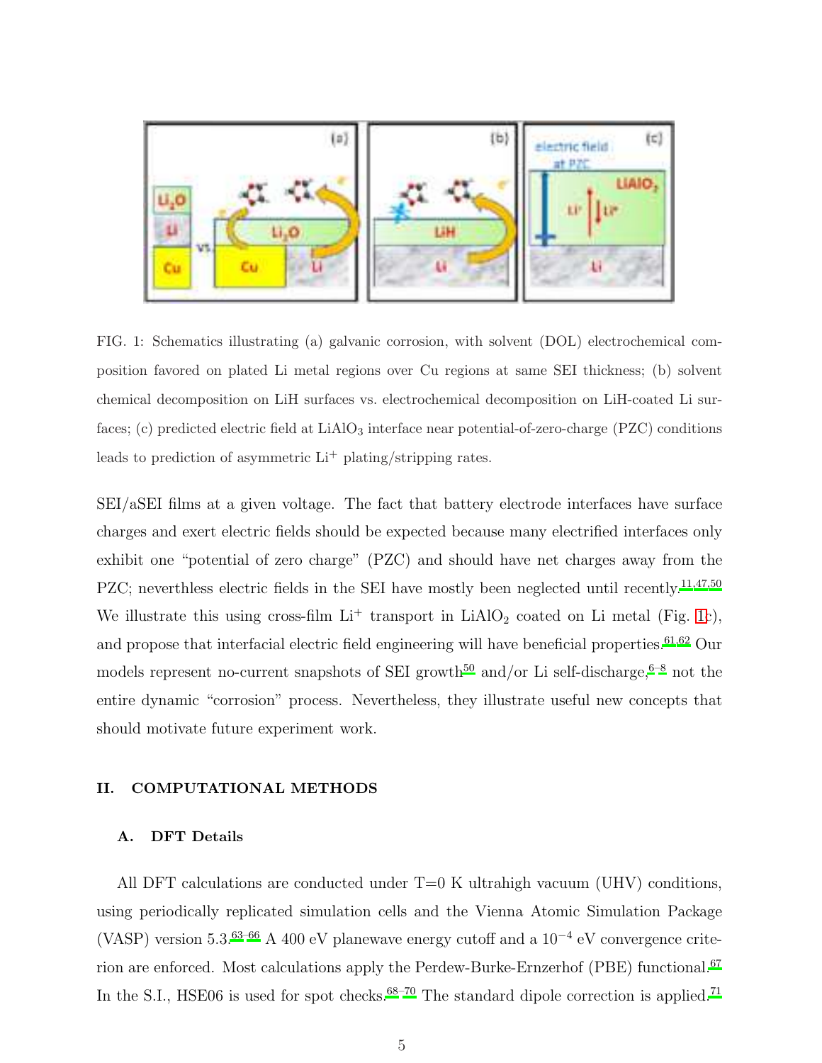FIG. 1: Schematics illustrating (a) galvanic corrosion, with solvent (DOL) electrochemical composition favored on plated Li metal regions over Cu regions at same SEI thickness; (b) solvent chemical decomposition on LiH surfaces vs. electrochemical decomposition on LiH-coated Li surfaces; (c) predicted electric field at $LiAlO_3$ interface near potential-of-zero-charge (PZC) conditions leads to prediction of asymmetric $Li^+$ plating/stripping rates.

SEI/aSEI films at a given voltage. The fact that battery electrode interfaces have surface charges and exert electric fields should be expected because many electrified interfaces only exhibit one "potential of zero charge" (PZC) and should have net charges away from the PZC; neverthless electric fields in the SEI have mostly been neglected until recently.[11,47,50] We illustrate this using cross-film $Li^+$ transport in $LiAlO_2$ coated on Li metal (Fig. 1c), and propose that interfacial electric field engineering will have beneficial properties.[61,62] Our models represent no-current snapshots of SEI growth[50] and/or Li self-discharge,[6–8] not the entire dynamic "corrosion" process. Nevertheless, they illustrate useful new concepts that should motivate future experiment work.

## II. COMPUTATIONAL METHODS

### A. DFT Details

All DFT calculations are conducted under T=0 K ultrahigh vacuum (UHV) conditions, using periodically replicated simulation cells and the Vienna Atomic Simulation Package (VASP) version 5.3.[63–66] A 400 eV planewave energy cutoff and a $10^{-4}$ eV convergence criterion are enforced. Most calculations apply the Perdew-Burke-Ernzerhof (PBE) functional.[67] In the S.I., HSE06 is used for spot checks.[68–70] The standard dipole correction is applied.[71]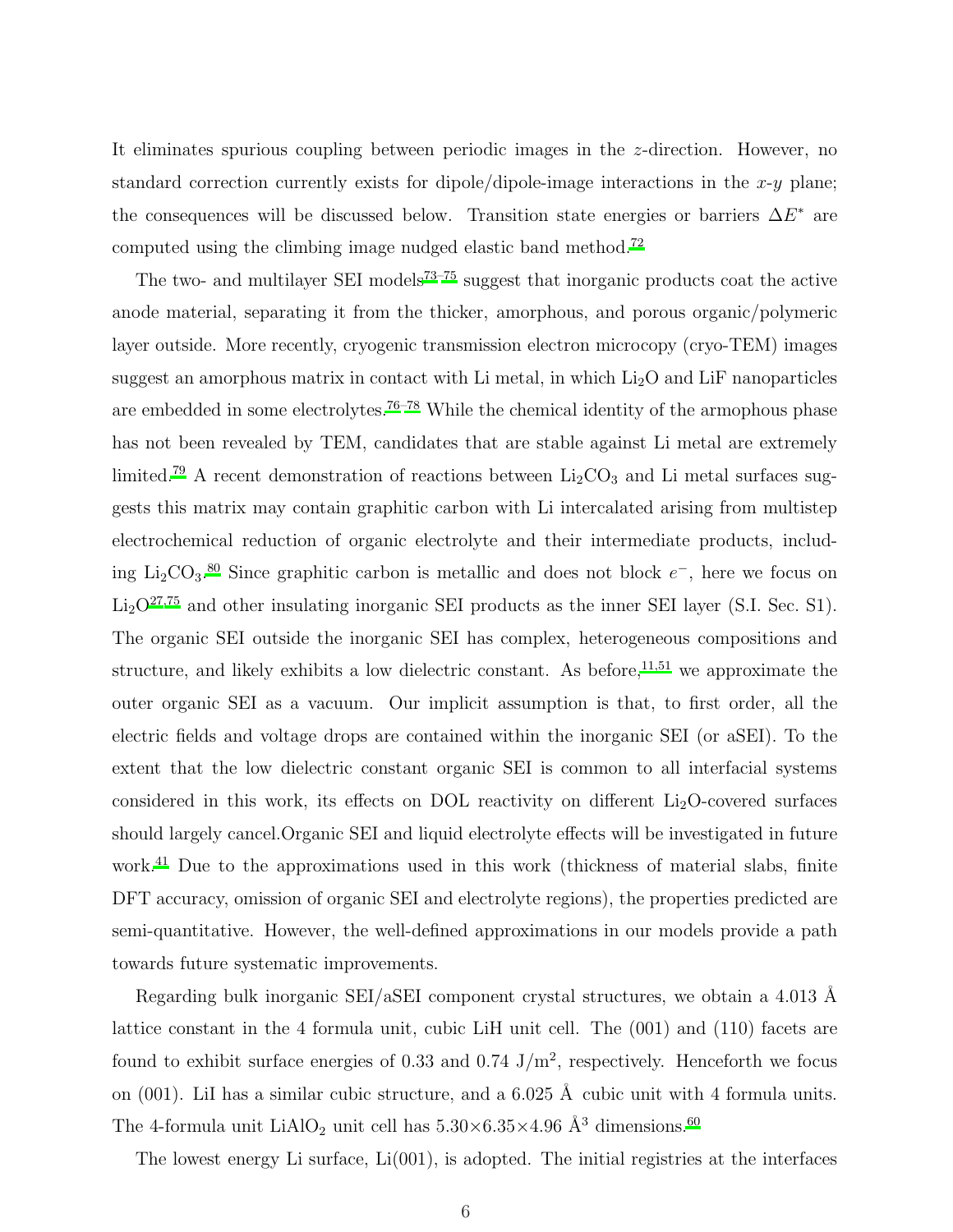It eliminates spurious coupling between periodic images in the $z$-direction. However, no standard correction currently exists for dipole/dipole-image interactions in the $x$-$y$ plane; the consequences will be discussed below. Transition state energies or barriers $\Delta E^*$ are computed using the climbing image nudged elastic band method.[72]

The two- and multilayer SEI models[73–75] suggest that inorganic products coat the active anode material, separating it from the thicker, amorphous, and porous organic/polymeric layer outside. More recently, cryogenic transmission electron microcopy (cryo-TEM) images suggest an amorphous matrix in contact with Li metal, in which $Li_2O$ and LiF nanoparticles are embedded in some electrolytes.[76–78] While the chemical identity of the armophous phase has not been revealed by TEM, candidates that are stable against Li metal are extremely limited.[79] A recent demonstration of reactions between $Li_2CO_3$ and Li metal surfaces suggests this matrix may contain graphitic carbon with Li intercalated arising from multistep electrochemical reduction of organic electrolyte and their intermediate products, including $Li_2CO_3$.[80] Since graphitic carbon is metallic and does not block $e^-$, here we focus on $Li_2O$[27,75] and other insulating inorganic SEI products as the inner SEI layer (S.I. Sec. S1). The organic SEI outside the inorganic SEI has complex, heterogeneous compositions and structure, and likely exhibits a low dielectric constant. As before,[11,51] we approximate the outer organic SEI as a vacuum. Our implicit assumption is that, to first order, all the electric fields and voltage drops are contained within the inorganic SEI (or aSEI). To the extent that the low dielectric constant organic SEI is common to all interfacial systems considered in this work, its effects on DOL reactivity on different $Li_2O$-covered surfaces should largely cancel.Organic SEI and liquid electrolyte effects will be investigated in future work.[41] Due to the approximations used in this work (thickness of material slabs, finite DFT accuracy, omission of organic SEI and electrolyte regions), the properties predicted are semi-quantitative. However, the well-defined approximations in our models provide a path towards future systematic improvements.

Regarding bulk inorganic SEI/aSEI component crystal structures, we obtain a 4.013 Å lattice constant in the 4 formula unit, cubic LiH unit cell. The (001) and (110) facets are found to exhibit surface energies of 0.33 and 0.74 J/m$^2$, respectively. Henceforth we focus on (001). LiI has a similar cubic structure, and a 6.025 Å cubic unit with 4 formula units. The 4-formula unit $LiAlO_2$ unit cell has 5.30×6.35×4.96 Å$^3$ dimensions.[60]

The lowest energy Li surface, Li(001), is adopted. The initial registries at the interfaces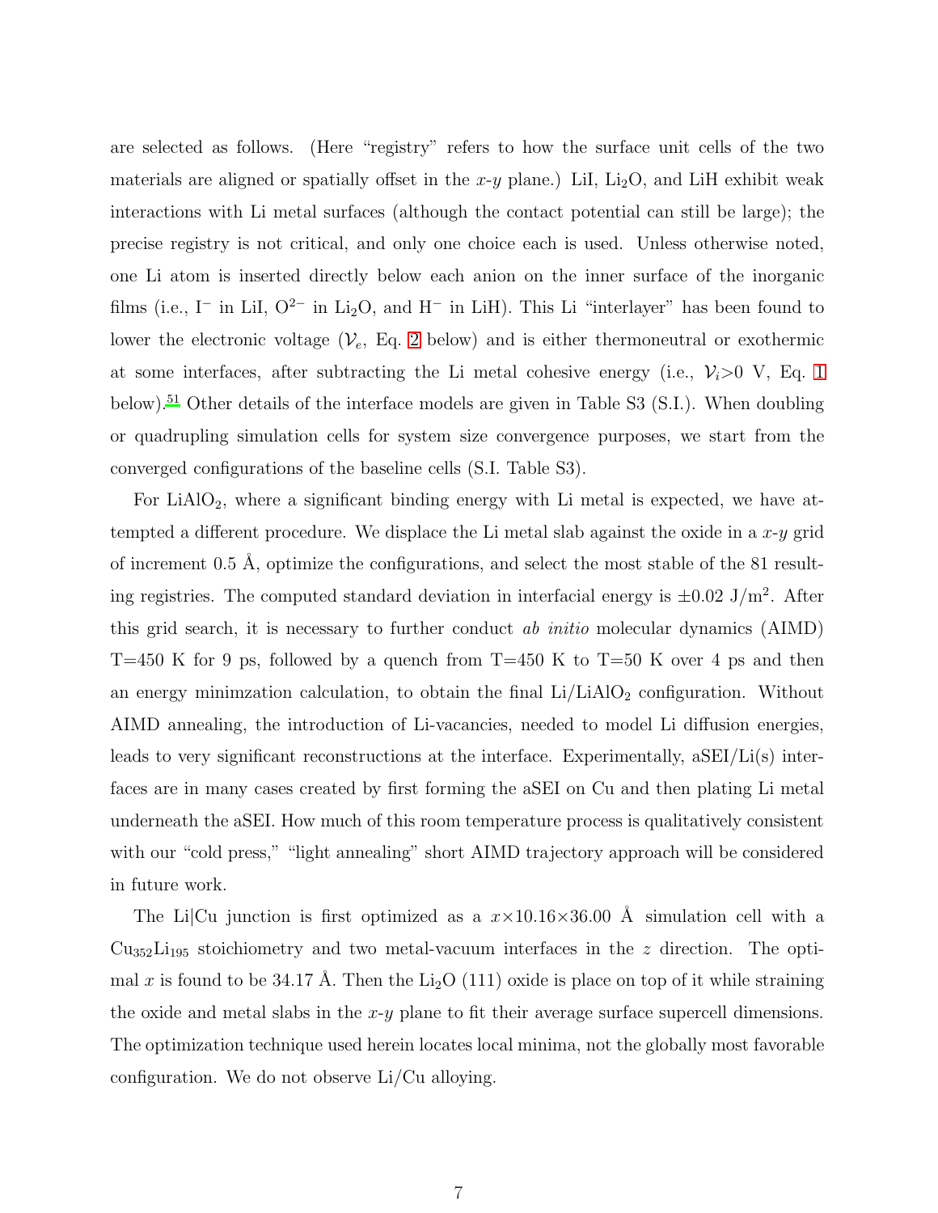are selected as follows. (Here "registry" refers to how the surface unit cells of the two materials are aligned or spatially offset in the $x$-$y$ plane.) LiI, $Li_2O$, and LiH exhibit weak interactions with Li metal surfaces (although the contact potential can still be large); the precise registry is not critical, and only one choice each is used. Unless otherwise noted, one Li atom is inserted directly below each anion on the inner surface of the inorganic films (i.e., $I^-$ in LiI, $O^{2-}$ in $Li_2O$, and $H^-$ in LiH). This Li "interlayer" has been found to lower the electronic voltage ($\mathcal{V}_e$, Eq. 2 below) and is either thermoneutral or exothermic at some interfaces, after subtracting the Li metal cohesive energy (i.e., $\mathcal{V}_i$>0 V, Eq. 1 below).[51] Other details of the interface models are given in Table S3 (S.I.). When doubling or quadrupling simulation cells for system size convergence purposes, we start from the converged configurations of the baseline cells (S.I. Table S3).

For $LiAlO_2$, where a significant binding energy with Li metal is expected, we have attempted a different procedure. We displace the Li metal slab against the oxide in a $x$-$y$ grid of increment 0.5 Å, optimize the configurations, and select the most stable of the 81 resulting registries. The computed standard deviation in interfacial energy is $\pm$0.02 J/m$^2$. After this grid search, it is necessary to further conduct *ab initio* molecular dynamics (AIMD) T=450 K for 9 ps, followed by a quench from T=450 K to T=50 K over 4 ps and then an energy minimzation calculation, to obtain the final Li/$LiAlO_2$ configuration. Without AIMD annealing, the introduction of Li-vacancies, needed to model Li diffusion energies, leads to very significant reconstructions at the interface. Experimentally, aSEI/Li(s) interfaces are in many cases created by first forming the aSEI on Cu and then plating Li metal underneath the aSEI. How much of this room temperature process is qualitatively consistent with our "cold press," "light annealing" short AIMD trajectory approach will be considered in future work.

The Li|Cu junction is first optimized as a $x$×10.16×36.00 Å simulation cell with a $Cu_{352}Li_{195}$ stoichiometry and two metal-vacuum interfaces in the $z$ direction. The optimal $x$ is found to be 34.17 Å. Then the $Li_2O$ (111) oxide is place on top of it while straining the oxide and metal slabs in the $x$-$y$ plane to fit their average surface supercell dimensions. The optimization technique used herein locates local minima, not the globally most favorable configuration. We do not observe Li/Cu alloying.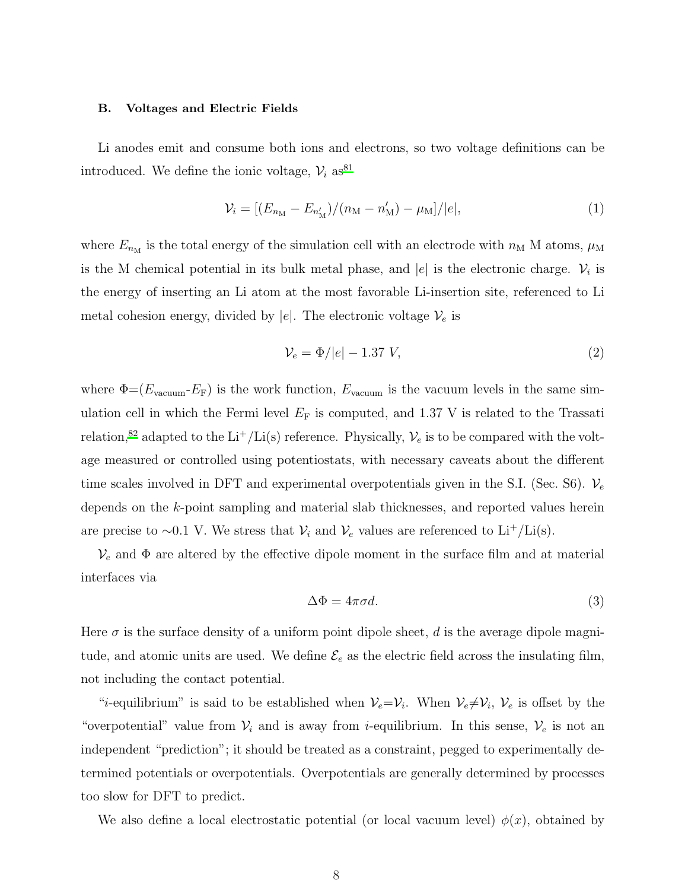### B. Voltages and Electric Fields

Li anodes emit and consume both ions and electrons, so two voltage definitions can be introduced. We define the ionic voltage, $\mathcal{V}_i$ as[81]

$$\mathcal{V}_i = [(E_{n_\mathrm{M}} - E_{n'_\mathrm{M}})/(n_\mathrm{M} - n'_\mathrm{M}) - \mu_\mathrm{M}]/|e|, \tag{1}$$

where $E_{n_\mathrm{M}}$ is the total energy of the simulation cell with an electrode with $n_\mathrm{M}$ M atoms, $\mu_\mathrm{M}$ is the M chemical potential in its bulk metal phase, and $|e|$ is the electronic charge. $\mathcal{V}_i$ is the energy of inserting an Li atom at the most favorable Li-insertion site, referenced to Li metal cohesion energy, divided by $|e|$. The electronic voltage $\mathcal{V}_e$ is

$$\mathcal{V}_e = \Phi/|e| - 1.37 \ V, \tag{2}$$

where $\Phi$=($E_\mathrm{vacuum}$-$E_\mathrm{F}$) is the work function, $E_\mathrm{vacuum}$ is the vacuum levels in the same simulation cell in which the Fermi level $E_\mathrm{F}$ is computed, and 1.37 V is related to the Trassati relation,[82] adapted to the $Li^+$/Li(s) reference. Physically, $\mathcal{V}_e$ is to be compared with the voltage measured or controlled using potentiostats, with necessary caveats about the different time scales involved in DFT and experimental overpotentials given in the S.I. (Sec. S6). $\mathcal{V}_e$ depends on the $k$-point sampling and material slab thicknesses, and reported values herein are precise to ~0.1 V. We stress that $\mathcal{V}_i$ and $\mathcal{V}_e$ values are referenced to $Li^+$/Li(s).

$\mathcal{V}_e$ and $\Phi$ are altered by the effective dipole moment in the surface film and at material interfaces via

$$\Delta\Phi = 4\pi\sigma d. \tag{3}$$

Here $\sigma$ is the surface density of a uniform point dipole sheet, $d$ is the average dipole magnitude, and atomic units are used. We define $\mathcal{E}_e$ as the electric field across the insulating film, not including the contact potential.

"$i$-equilibrium" is said to be established when $\mathcal{V}_e$=$\mathcal{V}_i$. When $\mathcal{V}_e \neq \mathcal{V}_i$, $\mathcal{V}_e$ is offset by the "overpotential" value from $\mathcal{V}_i$ and is away from $i$-equilibrium. In this sense, $\mathcal{V}_e$ is not an independent "prediction"; it should be treated as a constraint, pegged to experimentally determined potentials or overpotentials. Overpotentials are generally determined by processes too slow for DFT to predict.

We also define a local electrostatic potential (or local vacuum level) $\phi(x)$, obtained by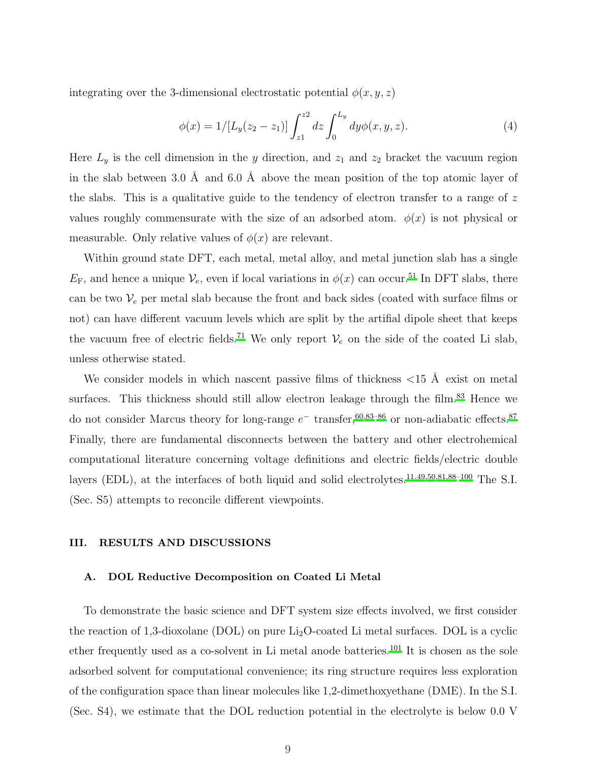integrating over the 3-dimensional electrostatic potential $\phi(x, y, z)$

$$\phi(x) = 1/[L_y(z_2 - z_1)] \int_{z1}^{z2} dz \int_0^{L_y} dy \phi(x, y, z). \tag{4}$$

Here $L_y$ is the cell dimension in the $y$ direction, and $z_1$ and $z_2$ bracket the vacuum region in the slab between 3.0 Å and 6.0 Å above the mean position of the top atomic layer of the slabs. This is a qualitative guide to the tendency of electron transfer to a range of $z$ values roughly commensurate with the size of an adsorbed atom. $\phi(x)$ is not physical or measurable. Only relative values of $\phi(x)$ are relevant.

Within ground state DFT, each metal, metal alloy, and metal junction slab has a single $E_{\mathrm{F}}$, and hence a unique $\mathcal{V}_e$, even if local variations in $\phi(x)$ can occur.[51] In DFT slabs, there can be two $\mathcal{V}_e$ per metal slab because the front and back sides (coated with surface films or not) can have different vacuum levels which are split by the artifial dipole sheet that keeps the vacuum free of electric fields.[71] We only report $\mathcal{V}_e$ on the side of the coated Li slab, unless otherwise stated.

We consider models in which nascent passive films of thickness <15 Å exist on metal surfaces. This thickness should still allow electron leakage through the film.[83] Hence we do not consider Marcus theory for long-range $e^-$ transfer,[60,83–86] or non-adiabatic effects.[87] Finally, there are fundamental disconnects between the battery and other electrohemical computational literature concerning voltage definitions and electric fields/electric double layers (EDL), at the interfaces of both liquid and solid electrolytes.[11,49,50,81,88–100] The S.I. (Sec. S5) attempts to reconcile different viewpoints.

## III. RESULTS AND DISCUSSIONS

### A. DOL Reductive Decomposition on Coated Li Metal

To demonstrate the basic science and DFT system size effects involved, we first consider the reaction of 1,3-dioxolane (DOL) on pure $Li_2O$-coated Li metal surfaces. DOL is a cyclic ether frequently used as a co-solvent in Li metal anode batteries.[101] It is chosen as the sole adsorbed solvent for computational convenience; its ring structure requires less exploration of the configuration space than linear molecules like 1,2-dimethoxyethane (DME). In the S.I. (Sec. S4), we estimate that the DOL reduction potential in the electrolyte is below 0.0 V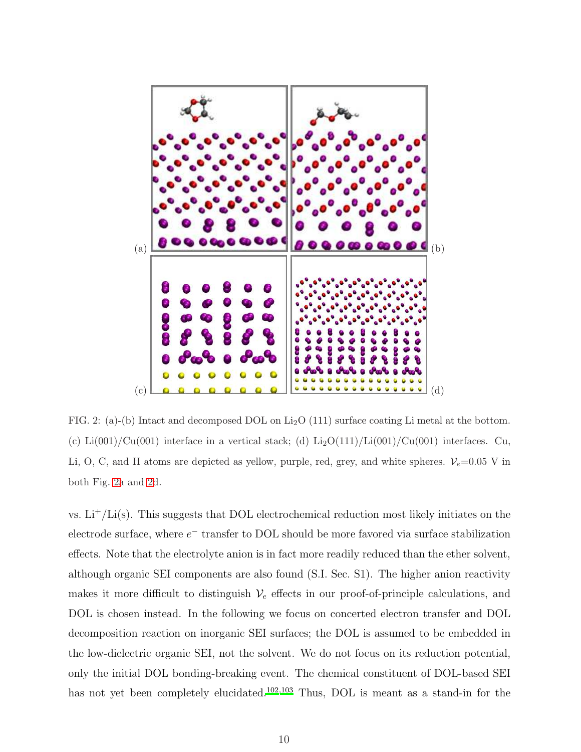FIG. 2: (a)-(b) Intact and decomposed DOL on $Li_2O$ (111) surface coating Li metal at the bottom. (c) Li(001)/Cu(001) interface in a vertical stack; (d) $Li_2O$(111)/Li(001)/Cu(001) interfaces. Cu, Li, O, C, and H atoms are depicted as yellow, purple, red, grey, and white spheres. $\mathcal{V}_e$=0.05 V in both Fig. 2a and 2d.

vs. $Li^+$/Li(s). This suggests that DOL electrochemical reduction most likely initiates on the electrode surface, where $e^-$ transfer to DOL should be more favored via surface stabilization effects. Note that the electrolyte anion is in fact more readily reduced than the ether solvent, although organic SEI components are also found (S.I. Sec. S1). The higher anion reactivity makes it more difficult to distinguish $\mathcal{V}_e$ effects in our proof-of-principle calculations, and DOL is chosen instead. In the following we focus on concerted electron transfer and DOL decomposition reaction on inorganic SEI surfaces; the DOL is assumed to be embedded in the low-dielectric organic SEI, not the solvent. We do not focus on its reduction potential, only the initial DOL bonding-breaking event. The chemical constituent of DOL-based SEI has not yet been completely elucidated.[102,103] Thus, DOL is meant as a stand-in for the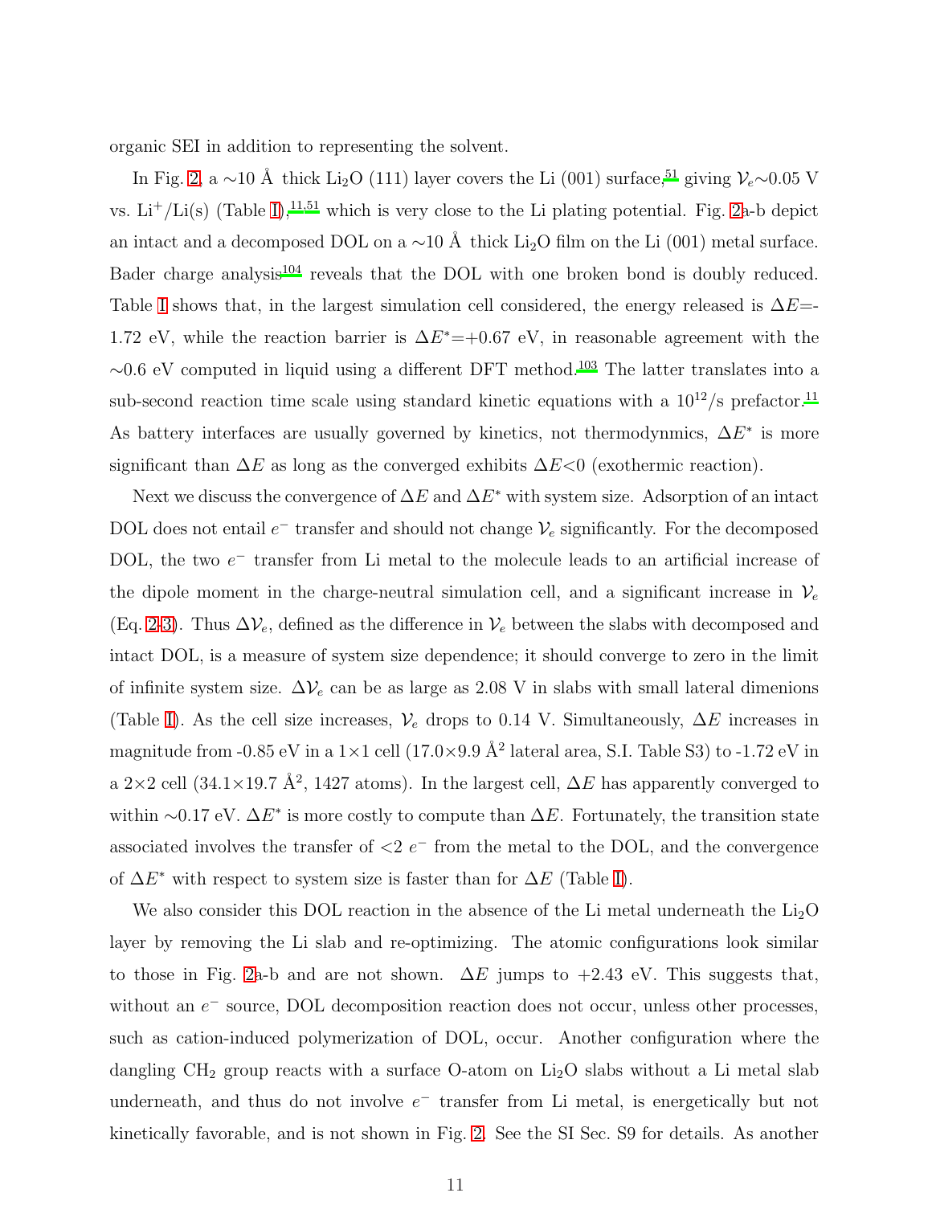organic SEI in addition to representing the solvent.

In Fig. 2, a ∼10 Å thick $Li_2O$ (111) layer covers the Li (001) surface,[51] giving $\mathcal{V}_e$∼0.05 V vs. $Li^+$/Li(s) (Table I),[11,51] which is very close to the Li plating potential. Fig. 2a-b depict an intact and a decomposed DOL on a ∼10 Å thick $Li_2O$ film on the Li (001) metal surface. Bader charge analysis[104] reveals that the DOL with one broken bond is doubly reduced. Table I shows that, in the largest simulation cell considered, the energy released is $\Delta E$=-1.72 eV, while the reaction barrier is $\Delta E^*$=+0.67 eV, in reasonable agreement with the ∼0.6 eV computed in liquid using a different DFT method.[103] The latter translates into a sub-second reaction time scale using standard kinetic equations with a $10^{12}$/s prefactor.[11] As battery interfaces are usually governed by kinetics, not thermodynmics, $\Delta E^*$ is more significant than $\Delta E$ as long as the converged exhibits $\Delta E$<0 (exothermic reaction).

Next we discuss the convergence of $\Delta E$ and $\Delta E^*$ with system size. Adsorption of an intact DOL does not entail $e^-$ transfer and should not change $\mathcal{V}_e$ significantly. For the decomposed DOL, the two $e^-$ transfer from Li metal to the molecule leads to an artificial increase of the dipole moment in the charge-neutral simulation cell, and a significant increase in $\mathcal{V}_e$ (Eq. 2-3). Thus $\Delta\mathcal{V}_e$, defined as the difference in $\mathcal{V}_e$ between the slabs with decomposed and intact DOL, is a measure of system size dependence; it should converge to zero in the limit of infinite system size. $\Delta\mathcal{V}_e$ can be as large as 2.08 V in slabs with small lateral dimenions (Table I). As the cell size increases, $\mathcal{V}_e$ drops to 0.14 V. Simultaneously, $\Delta E$ increases in magnitude from -0.85 eV in a 1×1 cell (17.0×9.9 Å$^2$ lateral area, S.I. Table S3) to -1.72 eV in a 2×2 cell (34.1×19.7 Å$^2$, 1427 atoms). In the largest cell, $\Delta E$ has apparently converged to within ∼0.17 eV. $\Delta E^*$ is more costly to compute than $\Delta E$. Fortunately, the transition state associated involves the transfer of <2 $e^-$ from the metal to the DOL, and the convergence of $\Delta E^*$ with respect to system size is faster than for $\Delta E$ (Table I).

We also consider this DOL reaction in the absence of the Li metal underneath the $Li_2O$ layer by removing the Li slab and re-optimizing. The atomic configurations look similar to those in Fig. 2a-b and are not shown. $\Delta E$ jumps to +2.43 eV. This suggests that, without an $e^-$ source, DOL decomposition reaction does not occur, unless other processes, such as cation-induced polymerization of DOL, occur. Another configuration where the dangling $CH_2$ group reacts with a surface O-atom on $Li_2O$ slabs without a Li metal slab underneath, and thus do not involve $e^-$ transfer from Li metal, is energetically but not kinetically favorable, and is not shown in Fig. 2. See the SI Sec. S9 for details. As another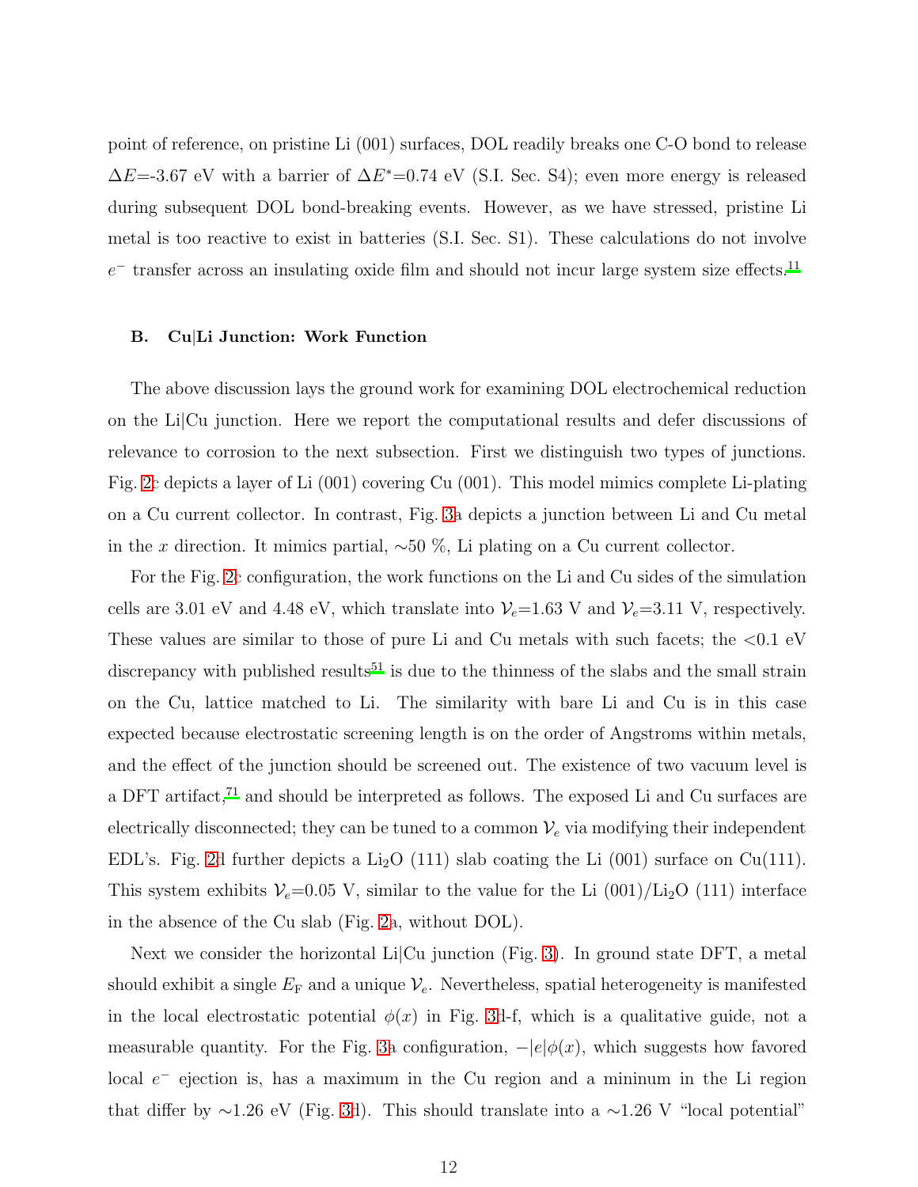point of reference, on pristine Li (001) surfaces, DOL readily breaks one C-O bond to release $\Delta E$=-3.67 eV with a barrier of $\Delta E^{*}$=0.74 eV (S.I. Sec. S4); even more energy is released during subsequent DOL bond-breaking events. However, as we have stressed, pristine Li metal is too reactive to exist in batteries (S.I. Sec. S1). These calculations do not involve $e^{-}$ transfer across an insulating oxide film and should not incur large system size effects.[11]

### B. Cu|Li Junction: Work Function

The above discussion lays the ground work for examining DOL electrochemical reduction on the Li|Cu junction. Here we report the computational results and defer discussions of relevance to corrosion to the next subsection. First we distinguish two types of junctions. Fig. 2c depicts a layer of Li (001) covering Cu (001). This model mimics complete Li-plating on a Cu current collector. In contrast, Fig. 3a depicts a junction between Li and Cu metal in the $x$ direction. It mimics partial, ∼50 %, Li plating on a Cu current collector.

For the Fig. 2c configuration, the work functions on the Li and Cu sides of the simulation cells are 3.01 eV and 4.48 eV, which translate into $\mathcal{V}_e$=1.63 V and $\mathcal{V}_e$=3.11 V, respectively. These values are similar to those of pure Li and Cu metals with such facets; the <0.1 eV discrepancy with published results[51] is due to the thinness of the slabs and the small strain on the Cu, lattice matched to Li. The similarity with bare Li and Cu is in this case expected because electrostatic screening length is on the order of Angstroms within metals, and the effect of the junction should be screened out. The existence of two vacuum level is a DFT artifact,[71] and should be interpreted as follows. The exposed Li and Cu surfaces are electrically disconnected; they can be tuned to a common $\mathcal{V}_e$ via modifying their independent EDL's. Fig. 2d further depicts a $Li_2O$ (111) slab coating the Li (001) surface on Cu(111). This system exhibits $\mathcal{V}_e$=0.05 V, similar to the value for the Li (001)/$Li_2O$ (111) interface in the absence of the Cu slab (Fig. 2a, without DOL).

Next we consider the horizontal Li|Cu junction (Fig. 3). In ground state DFT, a metal should exhibit a single $E_F$ and a unique $\mathcal{V}_e$. Nevertheless, spatial heterogeneity is manifested in the local electrostatic potential $\phi(x)$ in Fig. 3d-f, which is a qualitative guide, not a measurable quantity. For the Fig. 3a configuration, $-|e|\phi(x)$, which suggests how favored local $e^{-}$ ejection is, has a maximum in the Cu region and a mininum in the Li region that differ by ∼1.26 eV (Fig. 3d). This should translate into a ∼1.26 V "local potential"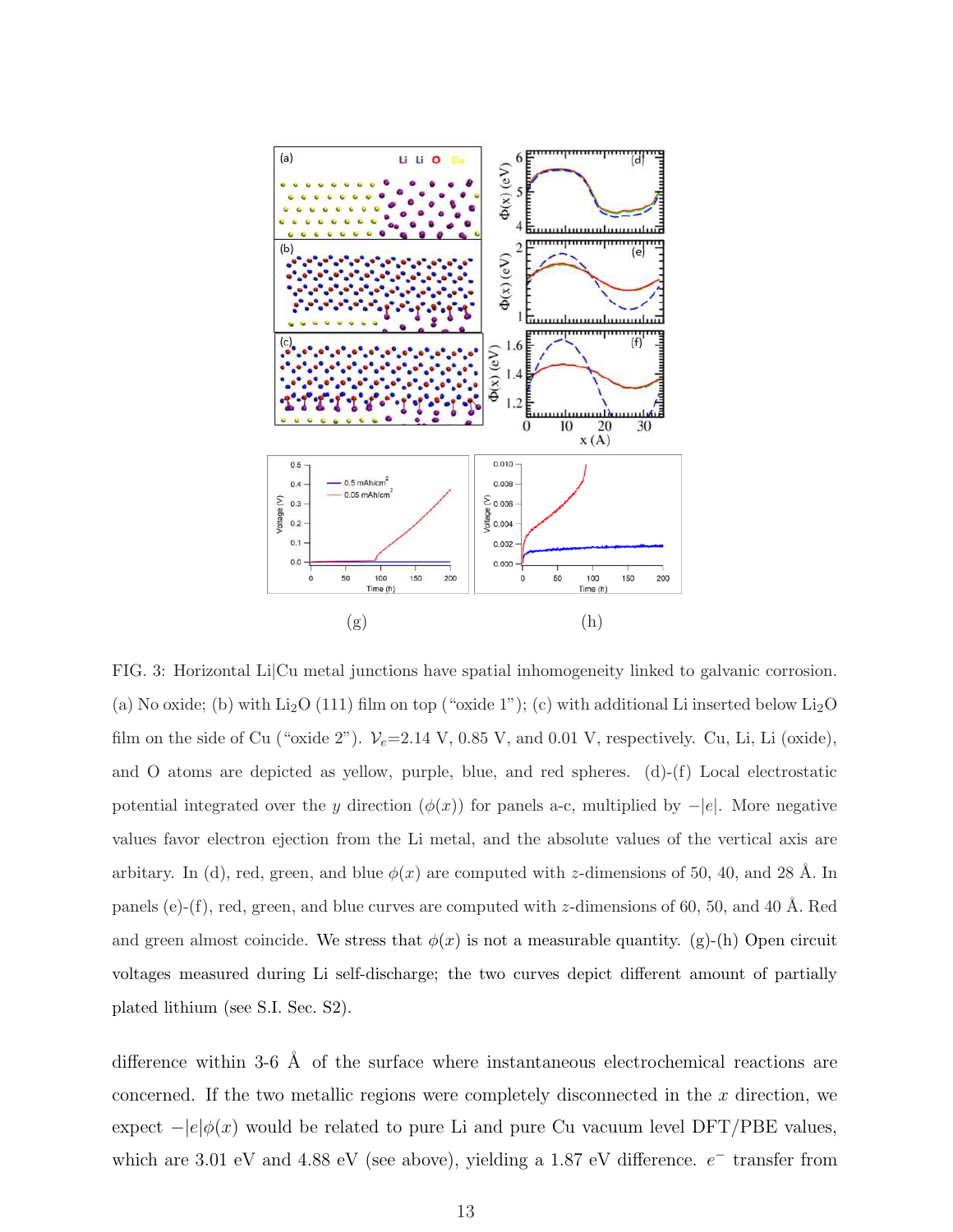(g)

(h)

FIG. 3: Horizontal Li|Cu metal junctions have spatial inhomogeneity linked to galvanic corrosion. (a) No oxide; (b) with $Li_2O$ (111) film on top ("oxide 1"); (c) with additional Li inserted below $Li_2O$ film on the side of Cu ("oxide 2"). $\mathcal{V}_e$=2.14 V, 0.85 V, and 0.01 V, respectively. Cu, Li, Li (oxide), and O atoms are depicted as yellow, purple, blue, and red spheres. (d)-(f) Local electrostatic potential integrated over the $y$ direction ($\phi(x)$) for panels a-c, multiplied by $-|e|$. More negative values favor electron ejection from the Li metal, and the absolute values of the vertical axis are arbitary. In (d), red, green, and blue $\phi(x)$ are computed with $z$-dimensions of 50, 40, and 28 Å. In panels (e)-(f), red, green, and blue curves are computed with $z$-dimensions of 60, 50, and 40 Å. Red and green almost coincide. We stress that $\phi(x)$ is not a measurable quantity. (g)-(h) Open circuit voltages measured during Li self-discharge; the two curves depict different amount of partially plated lithium (see S.I. Sec. S2).

difference within 3-6 Å of the surface where instantaneous electrochemical reactions are concerned. If the two metallic regions were completely disconnected in the $x$ direction, we expect $-|e|\phi(x)$ would be related to pure Li and pure Cu vacuum level DFT/PBE values, which are 3.01 eV and 4.88 eV (see above), yielding a 1.87 eV difference. $e^-$ transfer from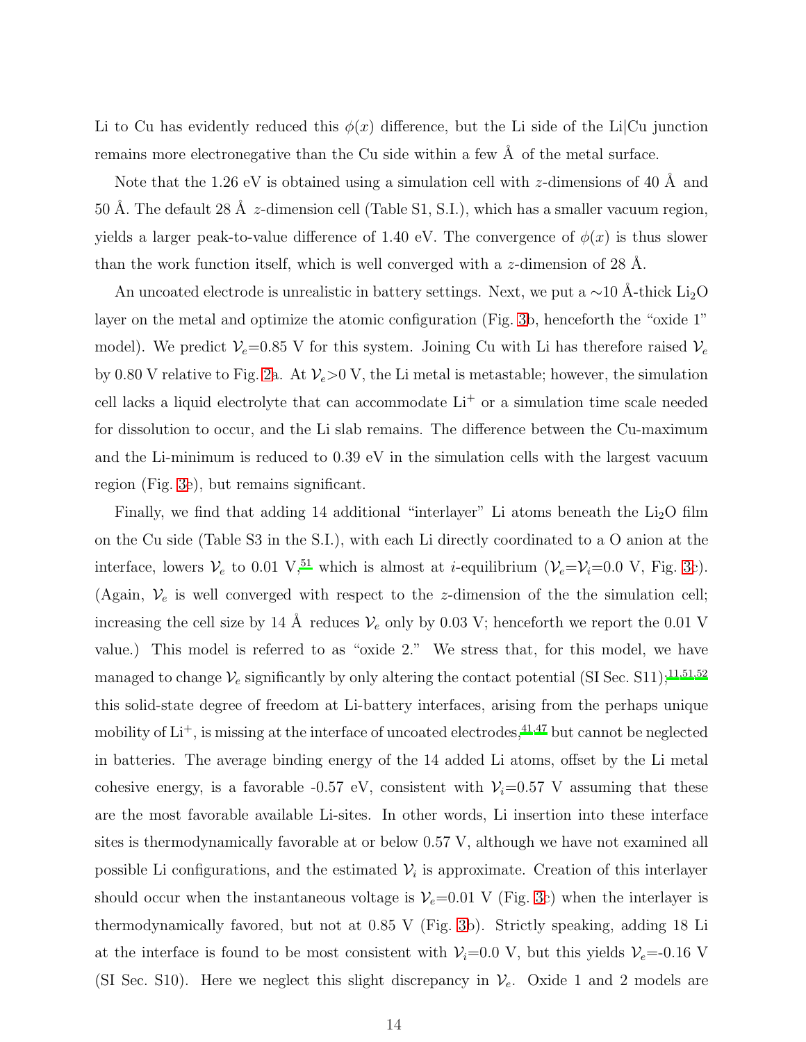Li to Cu has evidently reduced this $\phi(x)$ difference, but the Li side of the Li|Cu junction remains more electronegative than the Cu side within a few Å of the metal surface.

Note that the 1.26 eV is obtained using a simulation cell with $z$-dimensions of 40 Å and 50 Å. The default 28 Å $z$-dimension cell (Table S1, S.I.), which has a smaller vacuum region, yields a larger peak-to-value difference of 1.40 eV. The convergence of $\phi(x)$ is thus slower than the work function itself, which is well converged with a $z$-dimension of 28 Å.

An uncoated electrode is unrealistic in battery settings. Next, we put a ∼10 Å-thick $Li_2O$ layer on the metal and optimize the atomic configuration (Fig. 3b, henceforth the "oxide 1" model). We predict $\mathcal{V}_e$=0.85 V for this system. Joining Cu with Li has therefore raised $\mathcal{V}_e$ by 0.80 V relative to Fig. 2a. At $\mathcal{V}_e$>0 V, the Li metal is metastable; however, the simulation cell lacks a liquid electrolyte that can accommodate $Li^+$ or a simulation time scale needed for dissolution to occur, and the Li slab remains. The difference between the Cu-maximum and the Li-minimum is reduced to 0.39 eV in the simulation cells with the largest vacuum region (Fig. 3e), but remains significant.

Finally, we find that adding 14 additional "interlayer" Li atoms beneath the $Li_2O$ film on the Cu side (Table S3 in the S.I.), with each Li directly coordinated to a O anion at the interface, lowers $\mathcal{V}_e$ to 0.01 V,[51] which is almost at $i$-equilibrium ($\mathcal{V}_e$=$\mathcal{V}_i$=0.0 V, Fig. 3c). (Again, $\mathcal{V}_e$ is well converged with respect to the $z$-dimension of the the simulation cell; increasing the cell size by 14 Å reduces $\mathcal{V}_e$ only by 0.03 V; henceforth we report the 0.01 V value.) This model is referred to as "oxide 2." We stress that, for this model, we have managed to change $\mathcal{V}_e$ significantly by only altering the contact potential (SI Sec. S11);[11,51,52] this solid-state degree of freedom at Li-battery interfaces, arising from the perhaps unique mobility of $Li^+$, is missing at the interface of uncoated electrodes,[41,47] but cannot be neglected in batteries. The average binding energy of the 14 added Li atoms, offset by the Li metal cohesive energy, is a favorable -0.57 eV, consistent with $\mathcal{V}_i$=0.57 V assuming that these are the most favorable available Li-sites. In other words, Li insertion into these interface sites is thermodynamically favorable at or below 0.57 V, although we have not examined all possible Li configurations, and the estimated $\mathcal{V}_i$ is approximate. Creation of this interlayer should occur when the instantaneous voltage is $\mathcal{V}_e$=0.01 V (Fig. 3c) when the interlayer is thermodynamically favored, but not at 0.85 V (Fig. 3b). Strictly speaking, adding 18 Li at the interface is found to be most consistent with $\mathcal{V}_i$=0.0 V, but this yields $\mathcal{V}_e$=-0.16 V (SI Sec. S10). Here we neglect this slight discrepancy in $\mathcal{V}_e$. Oxide 1 and 2 models are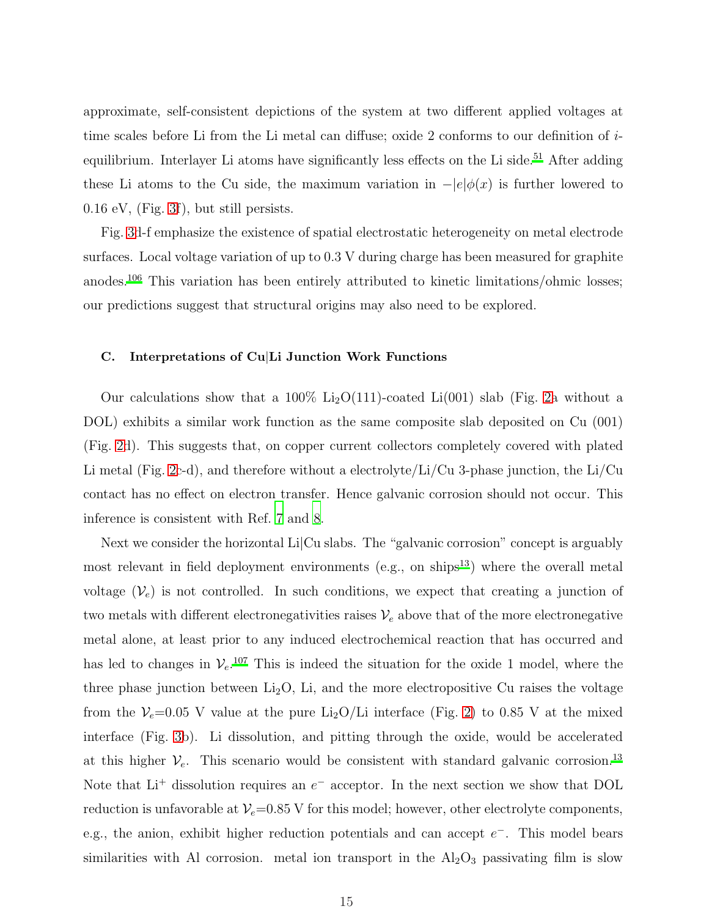approximate, self-consistent depictions of the system at two different applied voltages at time scales before Li from the Li metal can diffuse; oxide 2 conforms to our definition of $i$-equilibrium. Interlayer Li atoms have significantly less effects on the Li side.[51] After adding these Li atoms to the Cu side, the maximum variation in $-|e|\phi(x)$ is further lowered to 0.16 eV, (Fig. 3f), but still persists.

Fig. 3d-f emphasize the existence of spatial electrostatic heterogeneity on metal electrode surfaces. Local voltage variation of up to 0.3 V during charge has been measured for graphite anodes.[106] This variation has been entirely attributed to kinetic limitations/ohmic losses; our predictions suggest that structural origins may also need to be explored.

### C. Interpretations of Cu|Li Junction Work Functions

Our calculations show that a 100% $Li_2O$(111)-coated Li(001) slab (Fig. 2a without a DOL) exhibits a similar work function as the same composite slab deposited on Cu (001) (Fig. 2d). This suggests that, on copper current collectors completely covered with plated Li metal (Fig. 2c-d), and therefore without a electrolyte/Li/Cu 3-phase junction, the Li/Cu contact has no effect on electron transfer. Hence galvanic corrosion should not occur. This inference is consistent with Ref. 7 and 8.

Next we consider the horizontal Li|Cu slabs. The "galvanic corrosion" concept is arguably most relevant in field deployment environments (e.g., on ships[13]) where the overall metal voltage ($\mathcal{V}_e$) is not controlled. In such conditions, we expect that creating a junction of two metals with different electronegativities raises $\mathcal{V}_e$ above that of the more electronegative metal alone, at least prior to any induced electrochemical reaction that has occurred and has led to changes in $\mathcal{V}_e$.[107] This is indeed the situation for the oxide 1 model, where the three phase junction between $Li_2O$, Li, and the more electropositive Cu raises the voltage from the $\mathcal{V}_e$=0.05 V value at the pure $Li_2O$/Li interface (Fig. 2) to 0.85 V at the mixed interface (Fig. 3b). Li dissolution, and pitting through the oxide, would be accelerated at this higher $\mathcal{V}_e$. This scenario would be consistent with standard galvanic corrosion.[13] Note that $Li^+$ dissolution requires an $e^-$ acceptor. In the next section we show that DOL reduction is unfavorable at $\mathcal{V}_e$=0.85 V for this model; however, other electrolyte components, e.g., the anion, exhibit higher reduction potentials and can accept $e^-$. This model bears similarities with Al corrosion. metal ion transport in the $Al_2O_3$ passivating film is slow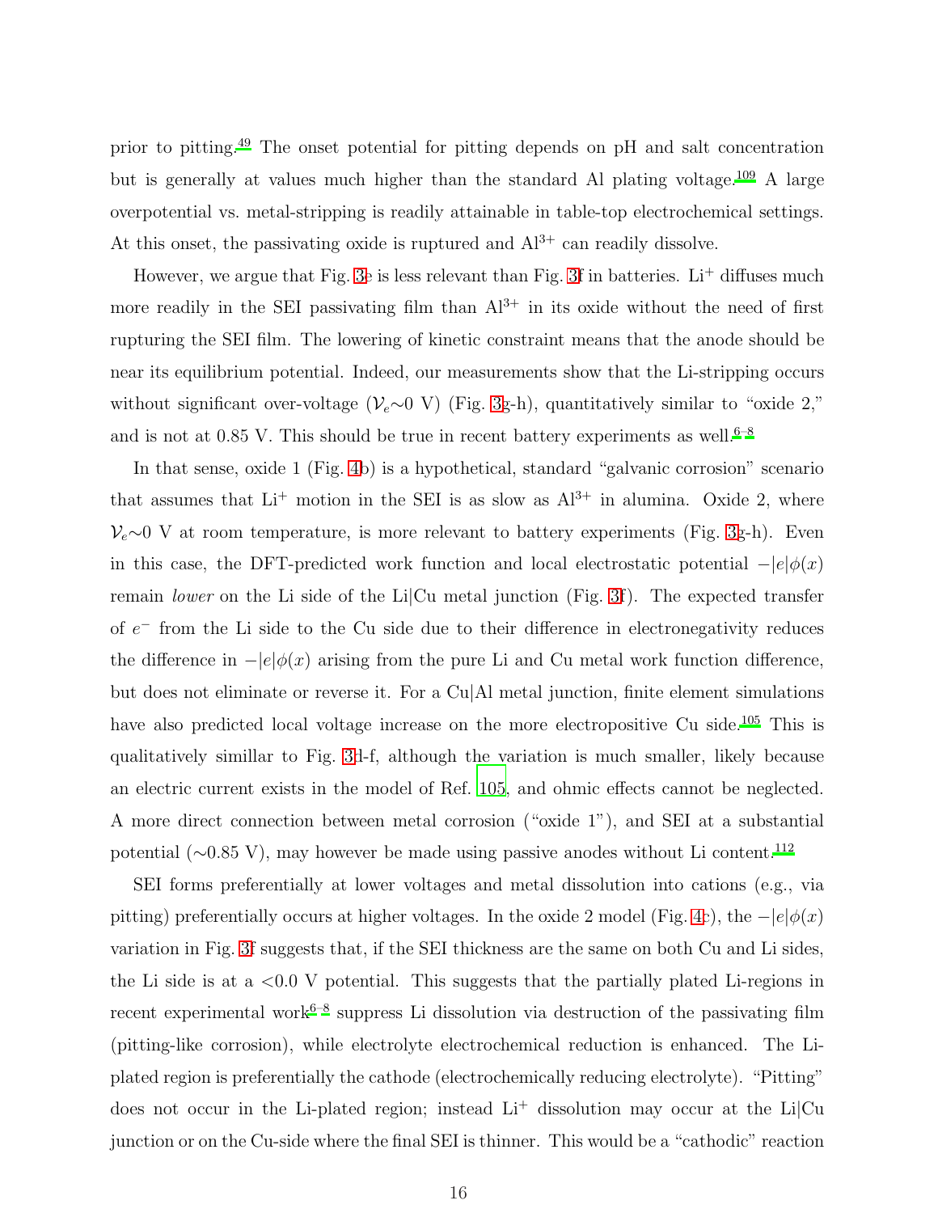prior to pitting.[49] The onset potential for pitting depends on pH and salt concentration but is generally at values much higher than the standard Al plating voltage.[109] A large overpotential vs. metal-stripping is readily attainable in table-top electrochemical settings. At this onset, the passivating oxide is ruptured and $Al^{3+}$ can readily dissolve.

However, we argue that Fig. 3e is less relevant than Fig. 3f in batteries. $Li^+$ diffuses much more readily in the SEI passivating film than $Al^{3+}$ in its oxide without the need of first rupturing the SEI film. The lowering of kinetic constraint means that the anode should be near its equilibrium potential. Indeed, our measurements show that the Li-stripping occurs without significant over-voltage ($\mathcal{V}_e$∼0 V) (Fig. 3g-h), quantitatively similar to "oxide 2," and is not at 0.85 V. This should be true in recent battery experiments as well.[6–8]

In that sense, oxide 1 (Fig. 4b) is a hypothetical, standard "galvanic corrosion" scenario that assumes that $Li^+$ motion in the SEI is as slow as $Al^{3+}$ in alumina. Oxide 2, where $\mathcal{V}_e$∼0 V at room temperature, is more relevant to battery experiments (Fig. 3g-h). Even in this case, the DFT-predicted work function and local electrostatic potential $-|e|\phi(x)$ remain *lower* on the Li side of the Li|Cu metal junction (Fig. 3f). The expected transfer of $e^-$ from the Li side to the Cu side due to their difference in electronegativity reduces the difference in $-|e|\phi(x)$ arising from the pure Li and Cu metal work function difference, but does not eliminate or reverse it. For a Cu|Al metal junction, finite element simulations have also predicted local voltage increase on the more electropositive Cu side.[105] This is qualitatively simillar to Fig. 3d-f, although the variation is much smaller, likely because an electric current exists in the model of Ref. 105, and ohmic effects cannot be neglected. A more direct connection between metal corrosion ("oxide 1"), and SEI at a substantial potential (∼0.85 V), may however be made using passive anodes without Li content.[112]

SEI forms preferentially at lower voltages and metal dissolution into cations (e.g., via pitting) preferentially occurs at higher voltages. In the oxide 2 model (Fig. 4c), the $-|e|\phi(x)$ variation in Fig. 3f suggests that, if the SEI thickness are the same on both Cu and Li sides, the Li side is at a <0.0 V potential. This suggests that the partially plated Li-regions in recent experimental work[6–8] suppress Li dissolution via destruction of the passivating film (pitting-like corrosion), while electrolyte electrochemical reduction is enhanced. The Li-plated region is preferentially the cathode (electrochemically reducing electrolyte). "Pitting" does not occur in the Li-plated region; instead $Li^+$ dissolution may occur at the Li|Cu junction or on the Cu-side where the final SEI is thinner. This would be a "cathodic" reaction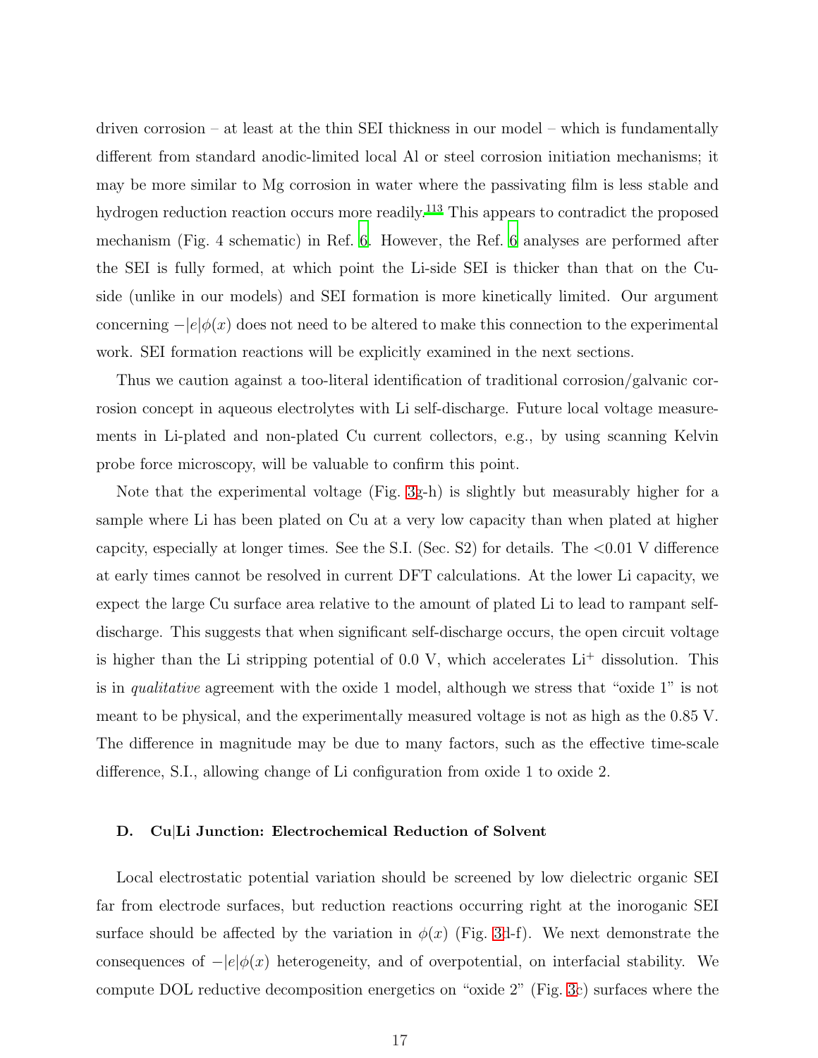driven corrosion – at least at the thin SEI thickness in our model – which is fundamentally different from standard anodic-limited local Al or steel corrosion initiation mechanisms; it may be more similar to Mg corrosion in water where the passivating film is less stable and hydrogen reduction reaction occurs more readily.[113] This appears to contradict the proposed mechanism (Fig. 4 schematic) in Ref. 6. However, the Ref. 6 analyses are performed after the SEI is fully formed, at which point the Li-side SEI is thicker than that on the Cu-side (unlike in our models) and SEI formation is more kinetically limited. Our argument concerning $-|e|\phi(x)$ does not need to be altered to make this connection to the experimental work. SEI formation reactions will be explicitly examined in the next sections.

Thus we caution against a too-literal identification of traditional corrosion/galvanic corrosion concept in aqueous electrolytes with Li self-discharge. Future local voltage measurements in Li-plated and non-plated Cu current collectors, e.g., by using scanning Kelvin probe force microscopy, will be valuable to confirm this point.

Note that the experimental voltage (Fig. 3g-h) is slightly but measurably higher for a sample where Li has been plated on Cu at a very low capacity than when plated at higher capcity, especially at longer times. See the S.I. (Sec. S2) for details. The <0.01 V difference at early times cannot be resolved in current DFT calculations. At the lower Li capacity, we expect the large Cu surface area relative to the amount of plated Li to lead to rampant self-discharge. This suggests that when significant self-discharge occurs, the open circuit voltage is higher than the Li stripping potential of 0.0 V, which accelerates $Li^+$ dissolution. This is in *qualitative* agreement with the oxide 1 model, although we stress that "oxide 1" is not meant to be physical, and the experimentally measured voltage is not as high as the 0.85 V. The difference in magnitude may be due to many factors, such as the effective time-scale difference, S.I., allowing change of Li configuration from oxide 1 to oxide 2.

### D. Cu|Li Junction: Electrochemical Reduction of Solvent

Local electrostatic potential variation should be screened by low dielectric organic SEI far from electrode surfaces, but reduction reactions occurring right at the inoroganic SEI surface should be affected by the variation in $\phi(x)$ (Fig. 3d-f). We next demonstrate the consequences of $-|e|\phi(x)$ heterogeneity, and of overpotential, on interfacial stability. We compute DOL reductive decomposition energetics on "oxide 2" (Fig. 3c) surfaces where the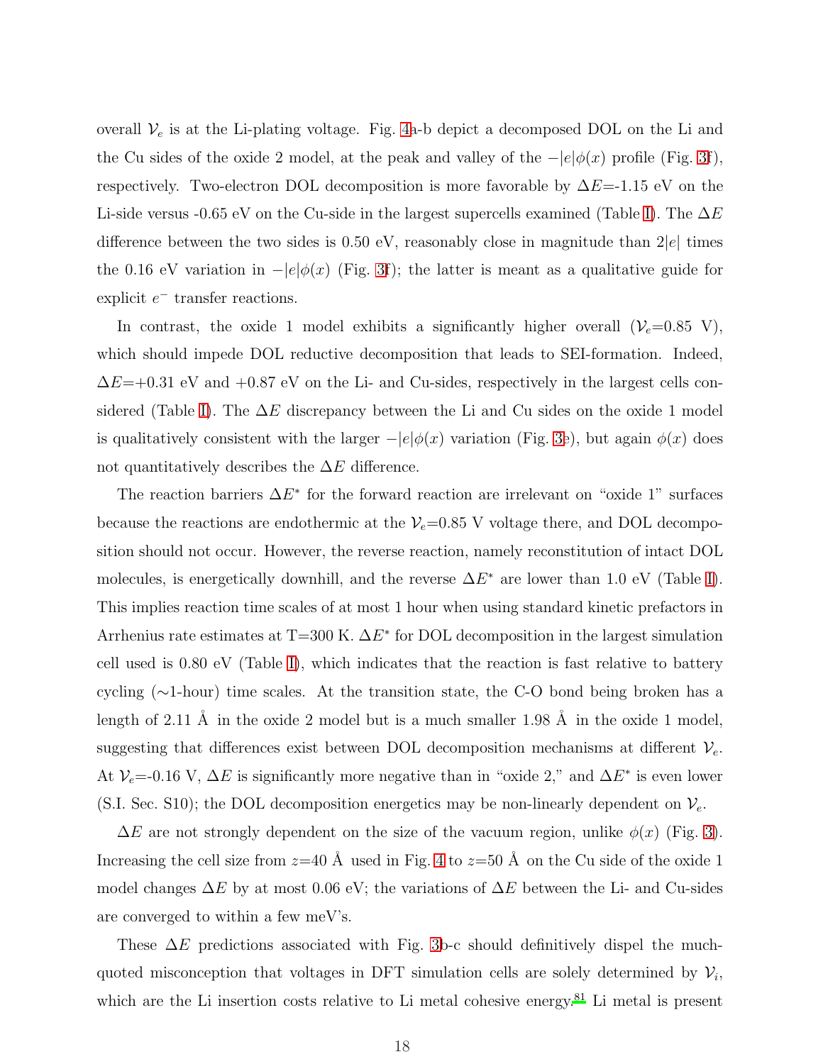overall $\mathcal{V}_e$ is at the Li-plating voltage. Fig. 4a-b depict a decomposed DOL on the Li and the Cu sides of the oxide 2 model, at the peak and valley of the $-|e|\phi(x)$ profile (Fig. 3f), respectively. Two-electron DOL decomposition is more favorable by $\Delta E$=-1.15 eV on the Li-side versus -0.65 eV on the Cu-side in the largest supercells examined (Table I). The $\Delta E$ difference between the two sides is 0.50 eV, reasonably close in magnitude than $2|e|$ times the 0.16 eV variation in $-|e|\phi(x)$ (Fig. 3f); the latter is meant as a qualitative guide for explicit $e^-$ transfer reactions.

In contrast, the oxide 1 model exhibits a significantly higher overall ($\mathcal{V}_e$=0.85 V), which should impede DOL reductive decomposition that leads to SEI-formation. Indeed, $\Delta E$=+0.31 eV and +0.87 eV on the Li- and Cu-sides, respectively in the largest cells considered (Table I). The $\Delta E$ discrepancy between the Li and Cu sides on the oxide 1 model is qualitatively consistent with the larger $-|e|\phi(x)$ variation (Fig. 3e), but again $\phi(x)$ does not quantitatively describes the $\Delta E$ difference.

The reaction barriers $\Delta E^*$ for the forward reaction are irrelevant on "oxide 1" surfaces because the reactions are endothermic at the $\mathcal{V}_e$=0.85 V voltage there, and DOL decomposition should not occur. However, the reverse reaction, namely reconstitution of intact DOL molecules, is energetically downhill, and the reverse $\Delta E^*$ are lower than 1.0 eV (Table I). This implies reaction time scales of at most 1 hour when using standard kinetic prefactors in Arrhenius rate estimates at T=300 K. $\Delta E^*$ for DOL decomposition in the largest simulation cell used is 0.80 eV (Table I), which indicates that the reaction is fast relative to battery cycling (∼1-hour) time scales. At the transition state, the C-O bond being broken has a length of 2.11 Å in the oxide 2 model but is a much smaller 1.98 Å in the oxide 1 model, suggesting that differences exist between DOL decomposition mechanisms at different $\mathcal{V}_e$. At $\mathcal{V}_e$=-0.16 V, $\Delta E$ is significantly more negative than in "oxide 2," and $\Delta E^*$ is even lower (S.I. Sec. S10); the DOL decomposition energetics may be non-linearly dependent on $\mathcal{V}_e$.

$\Delta E$ are not strongly dependent on the size of the vacuum region, unlike $\phi(x)$ (Fig. 3). Increasing the cell size from $z$=40 Å used in Fig. 4 to $z$=50 Å on the Cu side of the oxide 1 model changes $\Delta E$ by at most 0.06 eV; the variations of $\Delta E$ between the Li- and Cu-sides are converged to within a few meV's.

These $\Delta E$ predictions associated with Fig. 3b-c should definitively dispel the much-quoted misconception that voltages in DFT simulation cells are solely determined by $\mathcal{V}_i$, which are the Li insertion costs relative to Li metal cohesive energy.[81] Li metal is present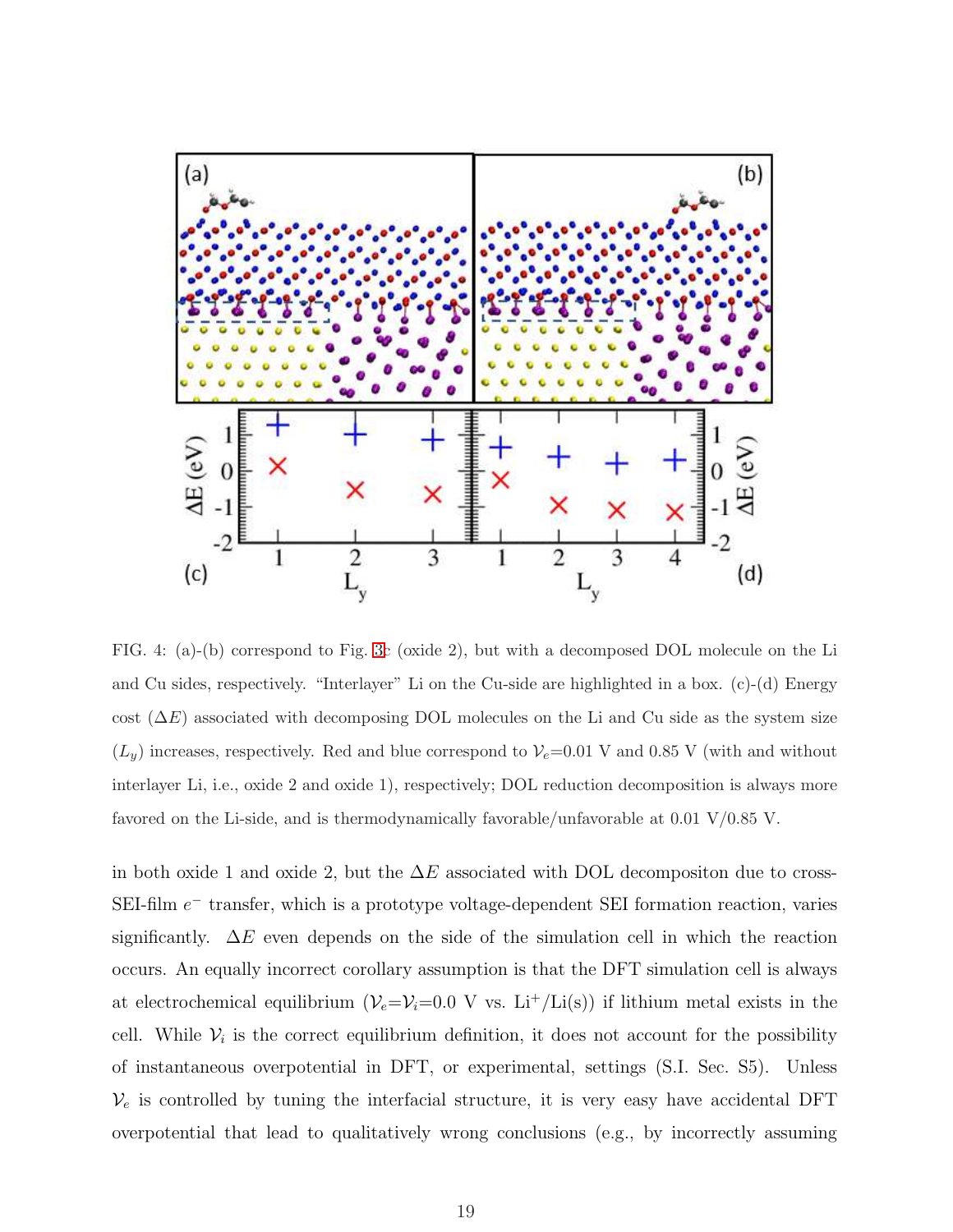FIG. 4: (a)-(b) correspond to Fig. 3e (oxide 2), but with a decomposed DOL molecule on the Li and Cu sides, respectively. "Interlayer" Li on the Cu-side are highlighted in a box. (c)-(d) Energy cost ($\Delta E$) associated with decomposing DOL molecules on the Li and Cu side as the system size ($L_y$) increases, respectively. Red and blue correspond to $\mathcal{V}_e$=0.01 V and 0.85 V (with and without interlayer Li, i.e., oxide 2 and oxide 1), respectively; DOL reduction decomposition is always more favored on the Li-side, and is thermodynamically favorable/unfavorable at 0.01 V/0.85 V.

in both oxide 1 and oxide 2, but the $\Delta E$ associated with DOL decompositon due to cross-SEI-film $e^-$ transfer, which is a prototype voltage-dependent SEI formation reaction, varies significantly. $\Delta E$ even depends on the side of the simulation cell in which the reaction occurs. An equally incorrect corollary assumption is that the DFT simulation cell is always at electrochemical equilibrium ($\mathcal{V}_e$=$\mathcal{V}_i$=0.0 V vs. $Li^+$/Li(s)) if lithium metal exists in the cell. While $\mathcal{V}_i$ is the correct equilibrium definition, it does not account for the possibility of instantaneous overpotential in DFT, or experimental, settings (S.I. Sec. S5). Unless $\mathcal{V}_e$ is controlled by tuning the interfacial structure, it is very easy have accidental DFT overpotential that lead to qualitatively wrong conclusions (e.g., by incorrectly assuming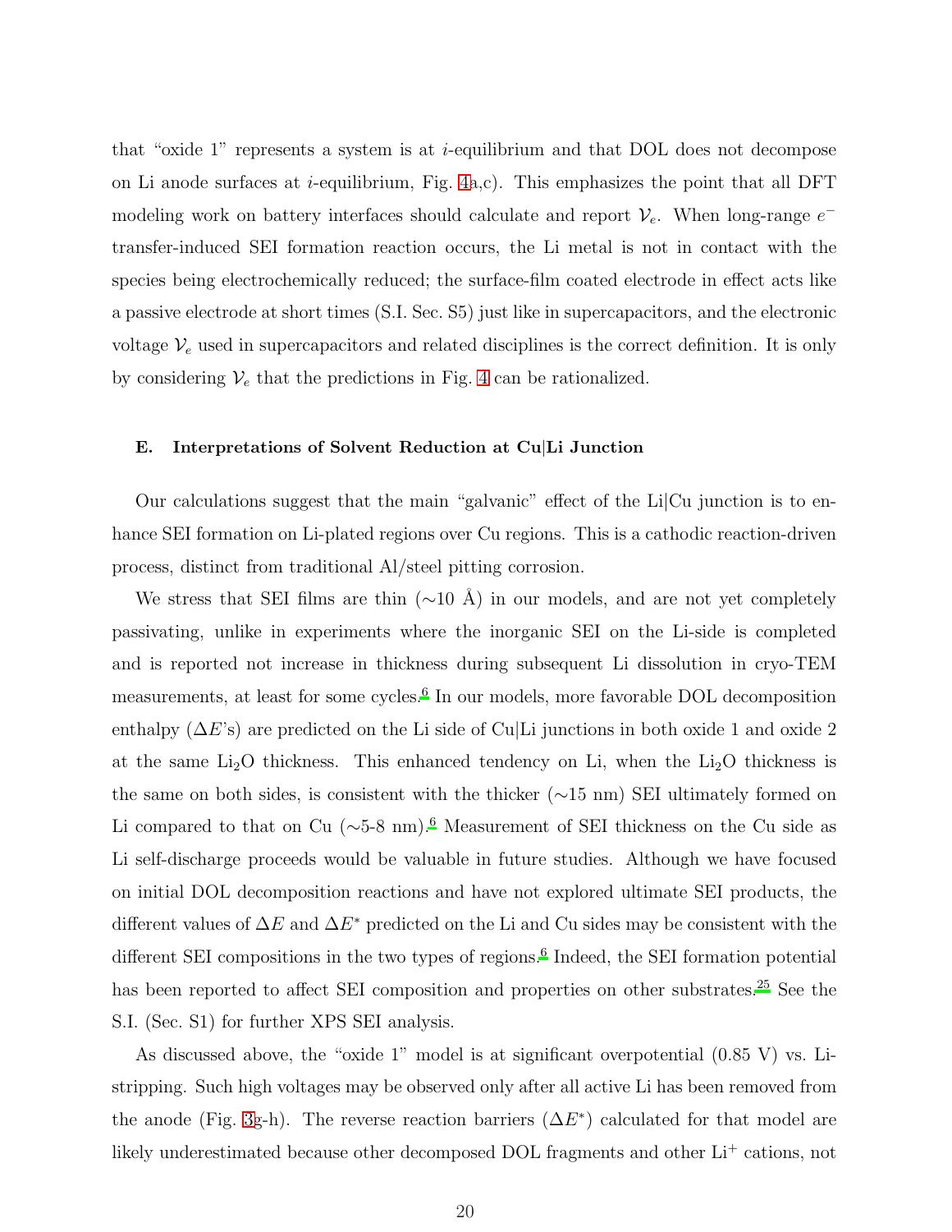that "oxide 1" represents a system is at $i$-equilibrium and that DOL does not decompose on Li anode surfaces at $i$-equilibrium, Fig. 4a,c). This emphasizes the point that all DFT modeling work on battery interfaces should calculate and report $\mathcal{V}_e$. When long-range $e^-$ transfer-induced SEI formation reaction occurs, the Li metal is not in contact with the species being electrochemically reduced; the surface-film coated electrode in effect acts like a passive electrode at short times (S.I. Sec. S5) just like in supercapacitors, and the electronic voltage $\mathcal{V}_e$ used in supercapacitors and related disciplines is the correct definition. It is only by considering $\mathcal{V}_e$ that the predictions in Fig. 4 can be rationalized.

### E. Interpretations of Solvent Reduction at Cu|Li Junction

Our calculations suggest that the main "galvanic" effect of the Li|Cu junction is to enhance SEI formation on Li-plated regions over Cu regions. This is a cathodic reaction-driven process, distinct from traditional Al/steel pitting corrosion.

We stress that SEI films are thin (∼10 Å) in our models, and are not yet completely passivating, unlike in experiments where the inorganic SEI on the Li-side is completed and is reported not increase in thickness during subsequent Li dissolution in cryo-TEM measurements, at least for some cycles.[6] In our models, more favorable DOL decomposition enthalpy ($\Delta E$'s) are predicted on the Li side of Cu|Li junctions in both oxide 1 and oxide 2 at the same $Li_2O$ thickness. This enhanced tendency on Li, when the $Li_2O$ thickness is the same on both sides, is consistent with the thicker (∼15 nm) SEI ultimately formed on Li compared to that on Cu (∼5-8 nm).[6] Measurement of SEI thickness on the Cu side as Li self-discharge proceeds would be valuable in future studies. Although we have focused on initial DOL decomposition reactions and have not explored ultimate SEI products, the different values of $\Delta E$ and $\Delta E^*$ predicted on the Li and Cu sides may be consistent with the different SEI compositions in the two types of regions.[6] Indeed, the SEI formation potential has been reported to affect SEI composition and properties on other substrates.[25] See the S.I. (Sec. S1) for further XPS SEI analysis.

As discussed above, the "oxide 1" model is at significant overpotential (0.85 V) vs. Li-stripping. Such high voltages may be observed only after all active Li has been removed from the anode (Fig. 3g-h). The reverse reaction barriers ($\Delta E^*$) calculated for that model are likely underestimated because other decomposed DOL fragments and other $Li^+$ cations, not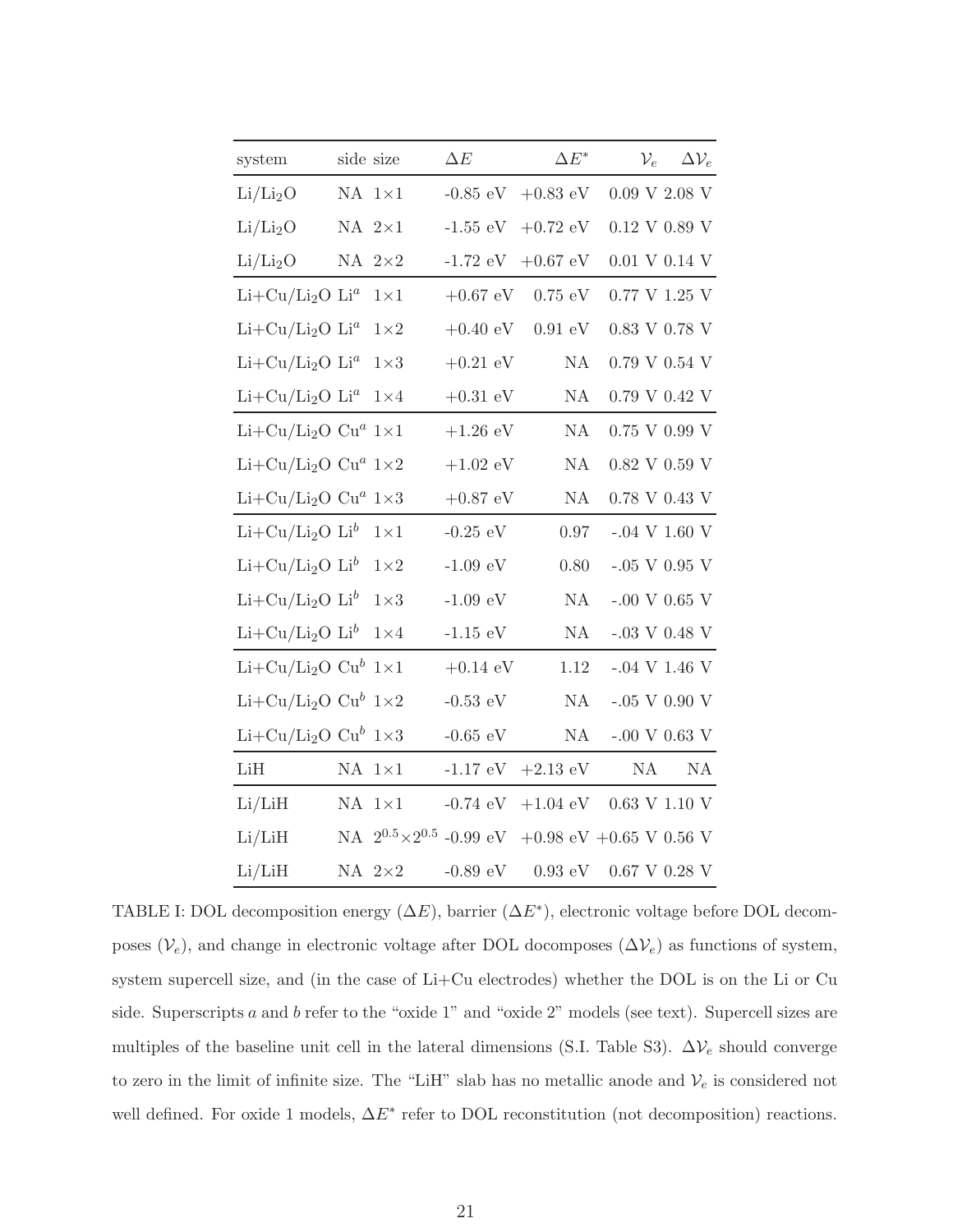| system | side | size | $\Delta E$ | $\Delta E^*$ | $\mathcal{V}_e$ | $\Delta\mathcal{V}_e$ |
|---|---|---|---|---|---|---|
| $Li/Li_2O$ | NA | 1×1 | -0.85 eV | +0.83 eV | 0.09 V | 2.08 V |
| $Li/Li_2O$ | NA | 2×1 | -1.55 eV | +0.72 eV | 0.12 V | 0.89 V |
| $Li/Li_2O$ | NA | 2×2 | -1.72 eV | +0.67 eV | 0.01 V | 0.14 V |
| $Li+Cu/Li_2O$ | $Li^a$ | 1×1 | +0.67 eV | 0.75 eV | 0.77 V | 1.25 V |
| $Li+Cu/Li_2O$ | $Li^a$ | 1×2 | +0.40 eV | 0.91 eV | 0.83 V | 0.78 V |
| $Li+Cu/Li_2O$ | $Li^a$ | 1×3 | +0.21 eV | NA | 0.79 V | 0.54 V |
| $Li+Cu/Li_2O$ | $Li^a$ | 1×4 | +0.31 eV | NA | 0.79 V | 0.42 V |
| $Li+Cu/Li_2O$ | $Cu^a$ | 1×1 | +1.26 eV | NA | 0.75 V | 0.99 V |
| $Li+Cu/Li_2O$ | $Cu^a$ | 1×2 | +1.02 eV | NA | 0.82 V | 0.59 V |
| $Li+Cu/Li_2O$ | $Cu^a$ | 1×3 | +0.87 eV | NA | 0.78 V | 0.43 V |
| $Li+Cu/Li_2O$ | $Li^b$ | 1×1 | -0.25 eV | 0.97 | -.04 V | 1.60 V |
| $Li+Cu/Li_2O$ | $Li^b$ | 1×2 | -1.09 eV | 0.80 | -.05 V | 0.95 V |
| $Li+Cu/Li_2O$ | $Li^b$ | 1×3 | -1.09 eV | NA | -.00 V | 0.65 V |
| $Li+Cu/Li_2O$ | $Li^b$ | 1×4 | -1.15 eV | NA | -.03 V | 0.48 V |
| $Li+Cu/Li_2O$ | $Cu^b$ | 1×1 | +0.14 eV | 1.12 | -.04 V | 1.46 V |
| $Li+Cu/Li_2O$ | $Cu^b$ | 1×2 | -0.53 eV | NA | -.05 V | 0.90 V |
| $Li+Cu/Li_2O$ | $Cu^b$ | 1×3 | -0.65 eV | NA | -.00 V | 0.63 V |
| LiH | NA | 1×1 | -1.17 eV | +2.13 eV | NA | NA |
| Li/LiH | NA | 1×1 | -0.74 eV | +1.04 eV | 0.63 V | 1.10 V |
| Li/LiH | NA | $2^{0.5}\times 2^{0.5}$ | -0.99 eV | +0.98 eV | +0.65 V | 0.56 V |
| Li/LiH | NA | 2×2 | -0.89 eV | 0.93 eV | 0.67 V | 0.28 V |

TABLE I: DOL decomposition energy ($\Delta E$), barrier ($\Delta E^*$), electronic voltage before DOL decomposes ($\mathcal{V}_e$), and change in electronic voltage after DOL docomposes ($\Delta\mathcal{V}_e$) as functions of system, system supercell size, and (in the case of Li+Cu electrodes) whether the DOL is on the Li or Cu side. Superscripts $a$ and $b$ refer to the "oxide 1" and "oxide 2" models (see text). Supercell sizes are multiples of the baseline unit cell in the lateral dimensions (S.I. Table S3). $\Delta\mathcal{V}_e$ should converge to zero in the limit of infinite size. The "LiH" slab has no metallic anode and $\mathcal{V}_e$ is considered not well defined. For oxide 1 models, $\Delta E^*$ refer to DOL reconstitution (not decomposition) reactions.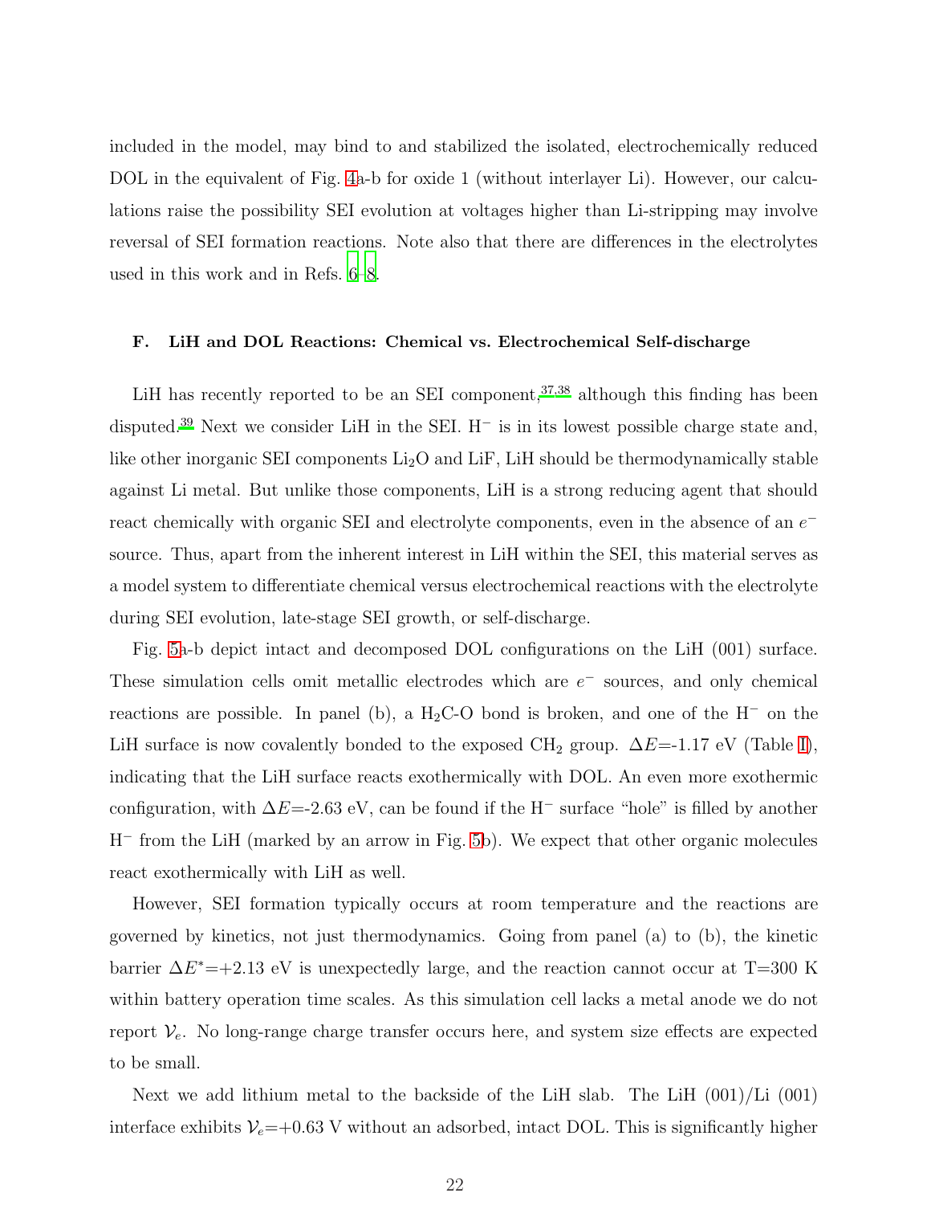included in the model, may bind to and stabilized the isolated, electrochemically reduced DOL in the equivalent of Fig. 4a-b for oxide 1 (without interlayer Li). However, our calculations raise the possibility SEI evolution at voltages higher than Li-stripping may involve reversal of SEI formation reactions. Note also that there are differences in the electrolytes used in this work and in Refs. 6–8.

### F. LiH and DOL Reactions: Chemical vs. Electrochemical Self-discharge

LiH has recently reported to be an SEI component,[37,38] although this finding has been disputed.[39] Next we consider LiH in the SEI. $H^-$ is in its lowest possible charge state and, like other inorganic SEI components $Li_2O$ and LiF, LiH should be thermodynamically stable against Li metal. But unlike those components, LiH is a strong reducing agent that should react chemically with organic SEI and electrolyte components, even in the absence of an $e^-$ source. Thus, apart from the inherent interest in LiH within the SEI, this material serves as a model system to differentiate chemical versus electrochemical reactions with the electrolyte during SEI evolution, late-stage SEI growth, or self-discharge.

Fig. 5a-b depict intact and decomposed DOL configurations on the LiH (001) surface. These simulation cells omit metallic electrodes which are $e^-$ sources, and only chemical reactions are possible. In panel (b), a $H_2C$-O bond is broken, and one of the $H^-$ on the LiH surface is now covalently bonded to the exposed $CH_2$ group. $\Delta E$=-1.17 eV (Table I), indicating that the LiH surface reacts exothermically with DOL. An even more exothermic configuration, with $\Delta E$=-2.63 eV, can be found if the $H^-$ surface "hole" is filled by another $H^-$ from the LiH (marked by an arrow in Fig. 5b). We expect that other organic molecules react exothermically with LiH as well.

However, SEI formation typically occurs at room temperature and the reactions are governed by kinetics, not just thermodynamics. Going from panel (a) to (b), the kinetic barrier $\Delta E^*$=+2.13 eV is unexpectedly large, and the reaction cannot occur at T=300 K within battery operation time scales. As this simulation cell lacks a metal anode we do not report $\mathcal{V}_e$. No long-range charge transfer occurs here, and system size effects are expected to be small.

Next we add lithium metal to the backside of the LiH slab. The LiH (001)/Li (001) interface exhibits $\mathcal{V}_e$=+0.63 V without an adsorbed, intact DOL. This is significantly higher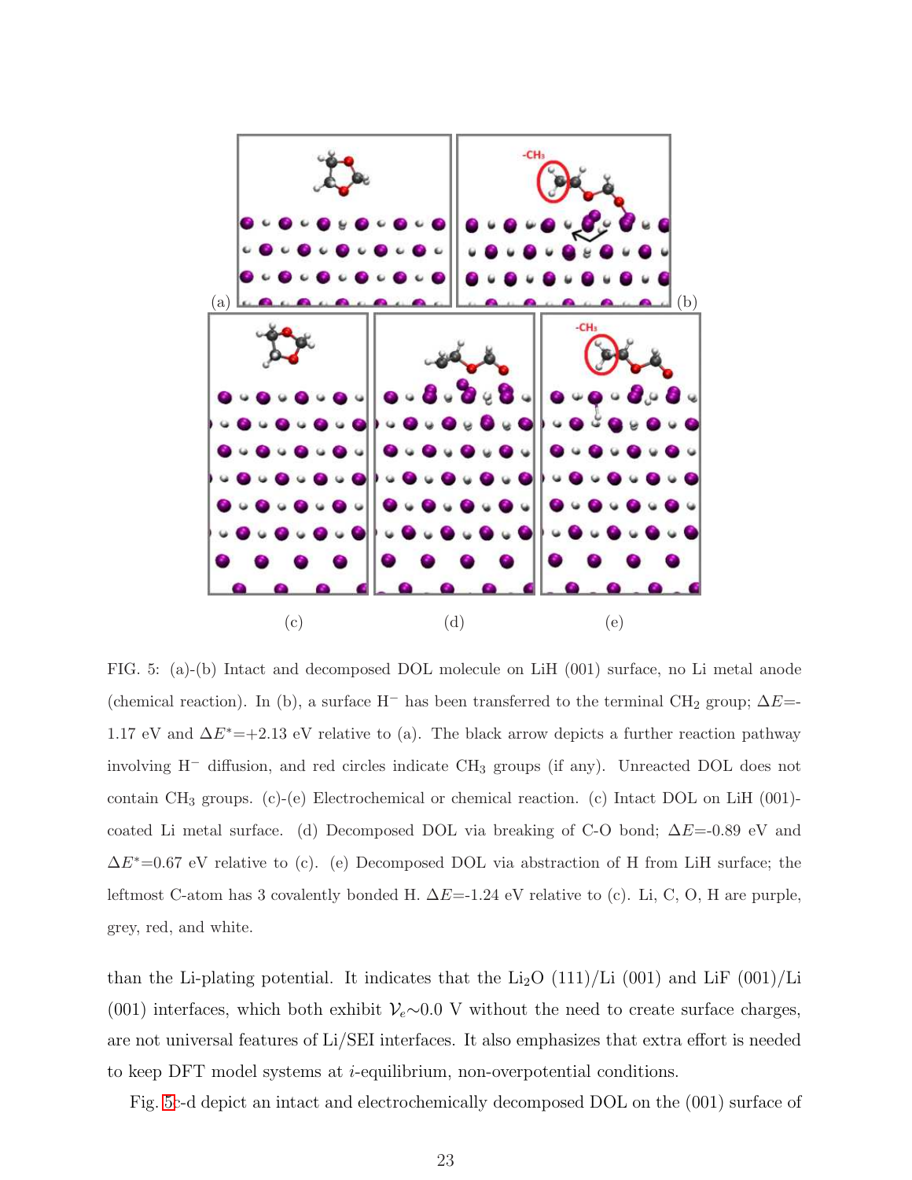FIG. 5: (a)-(b) Intact and decomposed DOL molecule on LiH (001) surface, no Li metal anode (chemical reaction). In (b), a surface $H^-$ has been transferred to the terminal $CH_2$ group; $\Delta E$=-1.17 eV and $\Delta E^*$=+2.13 eV relative to (a). The black arrow depicts a further reaction pathway involving $H^-$ diffusion, and red circles indicate $CH_3$ groups (if any). Unreacted DOL does not contain $CH_3$ groups. (c)-(e) Electrochemical or chemical reaction. (c) Intact DOL on LiH (001)-coated Li metal surface. (d) Decomposed DOL via breaking of C-O bond; $\Delta E$=-0.89 eV and $\Delta E^*$=0.67 eV relative to (c). (e) Decomposed DOL via abstraction of H from LiH surface; the leftmost C-atom has 3 covalently bonded H. $\Delta E$=-1.24 eV relative to (c). Li, C, O, H are purple, grey, red, and white.

than the Li-plating potential. It indicates that the $Li_2O$ (111)/Li (001) and LiF (001)/Li (001) interfaces, which both exhibit $\mathcal{V}_e \sim 0.0$ V without the need to create surface charges, are not universal features of Li/SEI interfaces. It also emphasizes that extra effort is needed to keep DFT model systems at *i*-equilibrium, non-overpotential conditions.

Fig. 5c-d depict an intact and electrochemically decomposed DOL on the (001) surface of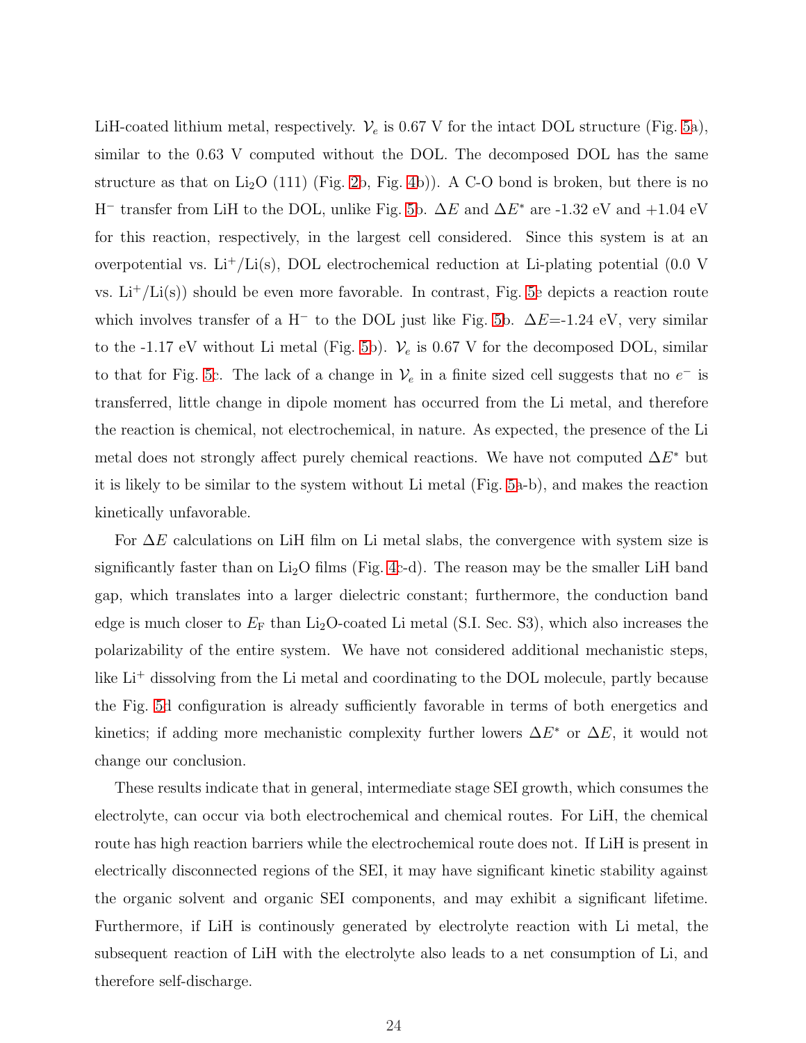LiH-coated lithium metal, respectively. $\mathcal{V}_e$ is 0.67 V for the intact DOL structure (Fig. 5a), similar to the 0.63 V computed without the DOL. The decomposed DOL has the same structure as that on $Li_2O$ (111) (Fig. 2b, Fig. 4b)). A C-O bond is broken, but there is no $H^-$ transfer from LiH to the DOL, unlike Fig. 5b. $\Delta E$ and $\Delta E^*$ are -1.32 eV and +1.04 eV for this reaction, respectively, in the largest cell considered. Since this system is at an overpotential vs. $Li^+$/Li(s), DOL electrochemical reduction at Li-plating potential (0.0 V vs. $Li^+$/Li(s)) should be even more favorable. In contrast, Fig. 5e depicts a reaction route which involves transfer of a $H^-$ to the DOL just like Fig. 5b. $\Delta E$=-1.24 eV, very similar to the -1.17 eV without Li metal (Fig. 5b). $\mathcal{V}_e$ is 0.67 V for the decomposed DOL, similar to that for Fig. 5c. The lack of a change in $\mathcal{V}_e$ in a finite sized cell suggests that no $e^-$ is transferred, little change in dipole moment has occurred from the Li metal, and therefore the reaction is chemical, not electrochemical, in nature. As expected, the presence of the Li metal does not strongly affect purely chemical reactions. We have not computed $\Delta E^*$ but it is likely to be similar to the system without Li metal (Fig. 5a-b), and makes the reaction kinetically unfavorable.

For $\Delta E$ calculations on LiH film on Li metal slabs, the convergence with system size is significantly faster than on $Li_2O$ films (Fig. 4c-d). The reason may be the smaller LiH band gap, which translates into a larger dielectric constant; furthermore, the conduction band edge is much closer to $E_F$ than $Li_2O$-coated Li metal (S.I. Sec. S3), which also increases the polarizability of the entire system. We have not considered additional mechanistic steps, like $Li^+$ dissolving from the Li metal and coordinating to the DOL molecule, partly because the Fig. 5d configuration is already sufficiently favorable in terms of both energetics and kinetics; if adding more mechanistic complexity further lowers $\Delta E^*$ or $\Delta E$, it would not change our conclusion.

These results indicate that in general, intermediate stage SEI growth, which consumes the electrolyte, can occur via both electrochemical and chemical routes. For LiH, the chemical route has high reaction barriers while the electrochemical route does not. If LiH is present in electrically disconnected regions of the SEI, it may have significant kinetic stability against the organic solvent and organic SEI components, and may exhibit a significant lifetime. Furthermore, if LiH is continously generated by electrolyte reaction with Li metal, the subsequent reaction of LiH with the electrolyte also leads to a net consumption of Li, and therefore self-discharge.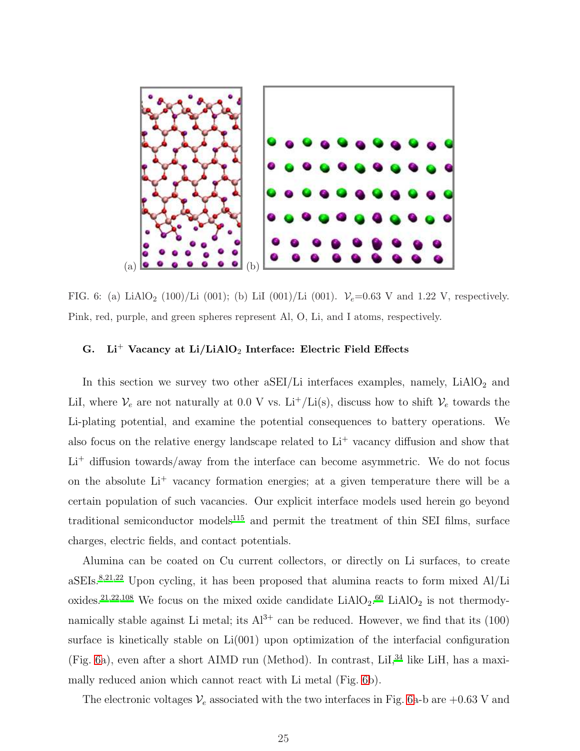FIG. 6: (a) $LiAlO_2$ (100)/Li (001); (b) LiI (001)/Li (001). $\mathcal{V}_e$=0.63 V and 1.22 V, respectively. Pink, red, purple, and green spheres represent Al, O, Li, and I atoms, respectively.

### G. $Li^+$ Vacancy at Li/$LiAlO_2$ Interface: Electric Field Effects

In this section we survey two other aSEI/Li interfaces examples, namely, $LiAlO_2$ and LiI, where $\mathcal{V}_e$ are not naturally at 0.0 V vs. $Li^+$/Li(s), discuss how to shift $\mathcal{V}_e$ towards the Li-plating potential, and examine the potential consequences to battery operations. We also focus on the relative energy landscape related to $Li^+$ vacancy diffusion and show that $Li^+$ diffusion towards/away from the interface can become asymmetric. We do not focus on the absolute $Li^+$ vacancy formation energies; at a given temperature there will be a certain population of such vacancies. Our explicit interface models used herein go beyond traditional semiconductor models[115] and permit the treatment of thin SEI films, surface charges, electric fields, and contact potentials.

Alumina can be coated on Cu current collectors, or directly on Li surfaces, to create aSEIs.[8,21,22] Upon cycling, it has been proposed that alumina reacts to form mixed Al/Li oxides.[21,22,108] We focus on the mixed oxide candidate $LiAlO_2$.[60] $LiAlO_2$ is not thermodynamically stable against Li metal; its $Al^{3+}$ can be reduced. However, we find that its (100) surface is kinetically stable on Li(001) upon optimization of the interfacial configuration (Fig. 6a), even after a short AIMD run (Method). In contrast, LiI,[34] like LiH, has a maximally reduced anion which cannot react with Li metal (Fig. 6b).

The electronic voltages $\mathcal{V}_e$ associated with the two interfaces in Fig. 6a-b are +0.63 V and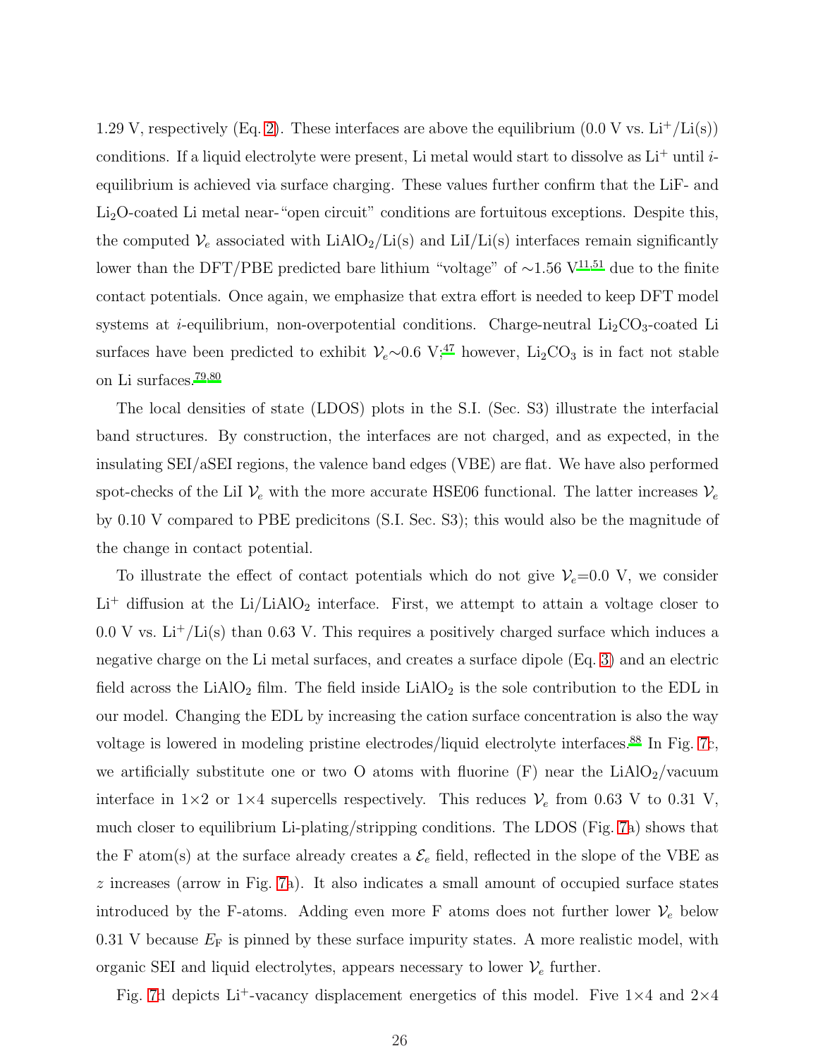1.29 V, respectively (Eq. 2). These interfaces are above the equilibrium (0.0 V vs. $Li^+/Li(s)$) conditions. If a liquid electrolyte were present, Li metal would start to dissolve as $Li^+$ until $i$-equilibrium is achieved via surface charging. These values further confirm that the LiF- and $Li_2O$-coated Li metal near-"open circuit" conditions are fortuitous exceptions. Despite this, the computed $\mathcal{V}_e$ associated with $LiAlO_2/Li(s)$ and LiI/Li(s) interfaces remain significantly lower than the DFT/PBE predicted bare lithium "voltage" of ~1.56 V[11,51] due to the finite contact potentials. Once again, we emphasize that extra effort is needed to keep DFT model systems at $i$-equilibrium, non-overpotential conditions. Charge-neutral $Li_2CO_3$-coated Li surfaces have been predicted to exhibit $\mathcal{V}_e$~0.6 V;[47] however, $Li_2CO_3$ is in fact not stable on Li surfaces.[79,80]

The local densities of state (LDOS) plots in the S.I. (Sec. S3) illustrate the interfacial band structures. By construction, the interfaces are not charged, and as expected, in the insulating SEI/aSEI regions, the valence band edges (VBE) are flat. We have also performed spot-checks of the LiI $\mathcal{V}_e$ with the more accurate HSE06 functional. The latter increases $\mathcal{V}_e$ by 0.10 V compared to PBE predicitons (S.I. Sec. S3); this would also be the magnitude of the change in contact potential.

To illustrate the effect of contact potentials which do not give $\mathcal{V}_e$=0.0 V, we consider $Li^+$ diffusion at the $Li/LiAlO_2$ interface. First, we attempt to attain a voltage closer to 0.0 V vs. $Li^+/Li(s)$ than 0.63 V. This requires a positively charged surface which induces a negative charge on the Li metal surfaces, and creates a surface dipole (Eq. 3) and an electric field across the $LiAlO_2$ film. The field inside $LiAlO_2$ is the sole contribution to the EDL in our model. Changing the EDL by increasing the cation surface concentration is also the way voltage is lowered in modeling pristine electrodes/liquid electrolyte interfaces.[88] In Fig. 7c, we artificially substitute one or two O atoms with fluorine (F) near the $LiAlO_2$/vacuum interface in 1×2 or 1×4 supercells respectively. This reduces $\mathcal{V}_e$ from 0.63 V to 0.31 V, much closer to equilibrium Li-plating/stripping conditions. The LDOS (Fig. 7a) shows that the F atom(s) at the surface already creates a $\mathcal{E}_e$ field, reflected in the slope of the VBE as $z$ increases (arrow in Fig. 7a). It also indicates a small amount of occupied surface states introduced by the F-atoms. Adding even more F atoms does not further lower $\mathcal{V}_e$ below 0.31 V because $E_F$ is pinned by these surface impurity states. A more realistic model, with organic SEI and liquid electrolytes, appears necessary to lower $\mathcal{V}_e$ further.

Fig. 7d depicts $Li^+$-vacancy displacement energetics of this model. Five 1×4 and 2×4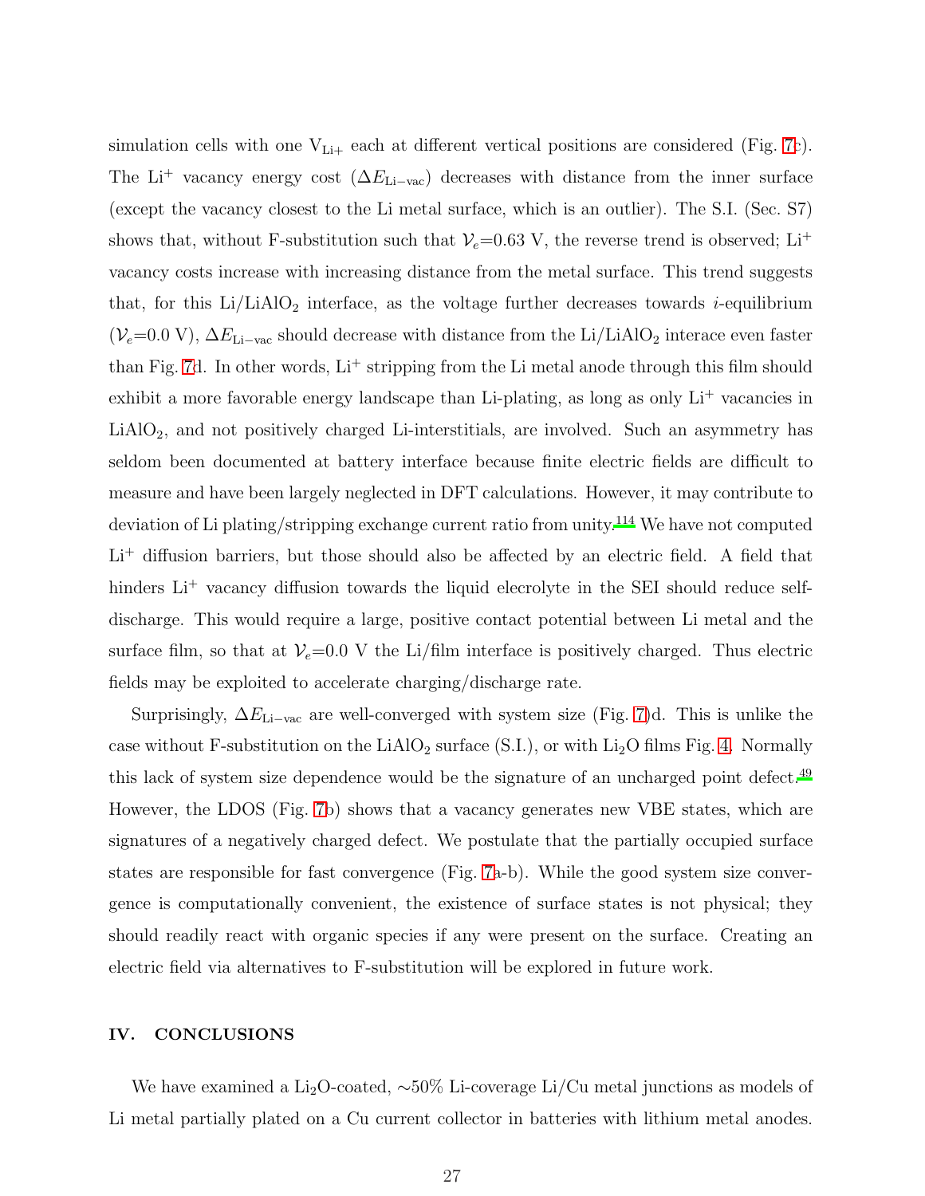simulation cells with one $V_{Li+}$ each at different vertical positions are considered (Fig. 7c). The $Li^+$ vacancy energy cost ($\Delta E_{Li-vac}$) decreases with distance from the inner surface (except the vacancy closest to the Li metal surface, which is an outlier). The S.I. (Sec. S7) shows that, without F-substitution such that $\mathcal{V}_e$=0.63 V, the reverse trend is observed; $Li^+$ vacancy costs increase with increasing distance from the metal surface. This trend suggests that, for this Li/$LiAlO_2$ interface, as the voltage further decreases towards *i*-equilibrium ($\mathcal{V}_e$=0.0 V), $\Delta E_{Li-vac}$ should decrease with distance from the Li/$LiAlO_2$ interace even faster than Fig. 7d. In other words, $Li^+$ stripping from the Li metal anode through this film should exhibit a more favorable energy landscape than Li-plating, as long as only $Li^+$ vacancies in $LiAlO_2$, and not positively charged Li-interstitials, are involved. Such an asymmetry has seldom been documented at battery interface because finite electric fields are difficult to measure and have been largely neglected in DFT calculations. However, it may contribute to deviation of Li plating/stripping exchange current ratio from unity.[114] We have not computed $Li^+$ diffusion barriers, but those should also be affected by an electric field. A field that hinders $Li^+$ vacancy diffusion towards the liquid elecrolyte in the SEI should reduce self-discharge. This would require a large, positive contact potential between Li metal and the surface film, so that at $\mathcal{V}_e$=0.0 V the Li/film interface is positively charged. Thus electric fields may be exploited to accelerate charging/discharge rate.

Surprisingly, $\Delta E_{Li-vac}$ are well-converged with system size (Fig. 7)d. This is unlike the case without F-substitution on the $LiAlO_2$ surface (S.I.), or with $Li_2O$ films Fig. 4. Normally this lack of system size dependence would be the signature of an uncharged point defect.[49] However, the LDOS (Fig. 7b) shows that a vacancy generates new VBE states, which are signatures of a negatively charged defect. We postulate that the partially occupied surface states are responsible for fast convergence (Fig. 7a-b). While the good system size convergence is computationally convenient, the existence of surface states is not physical; they should readily react with organic species if any were present on the surface. Creating an electric field via alternatives to F-substitution will be explored in future work.

## IV. CONCLUSIONS

We have examined a $Li_2O$-coated, ~50% Li-coverage Li/Cu metal junctions as models of Li metal partially plated on a Cu current collector in batteries with lithium metal anodes.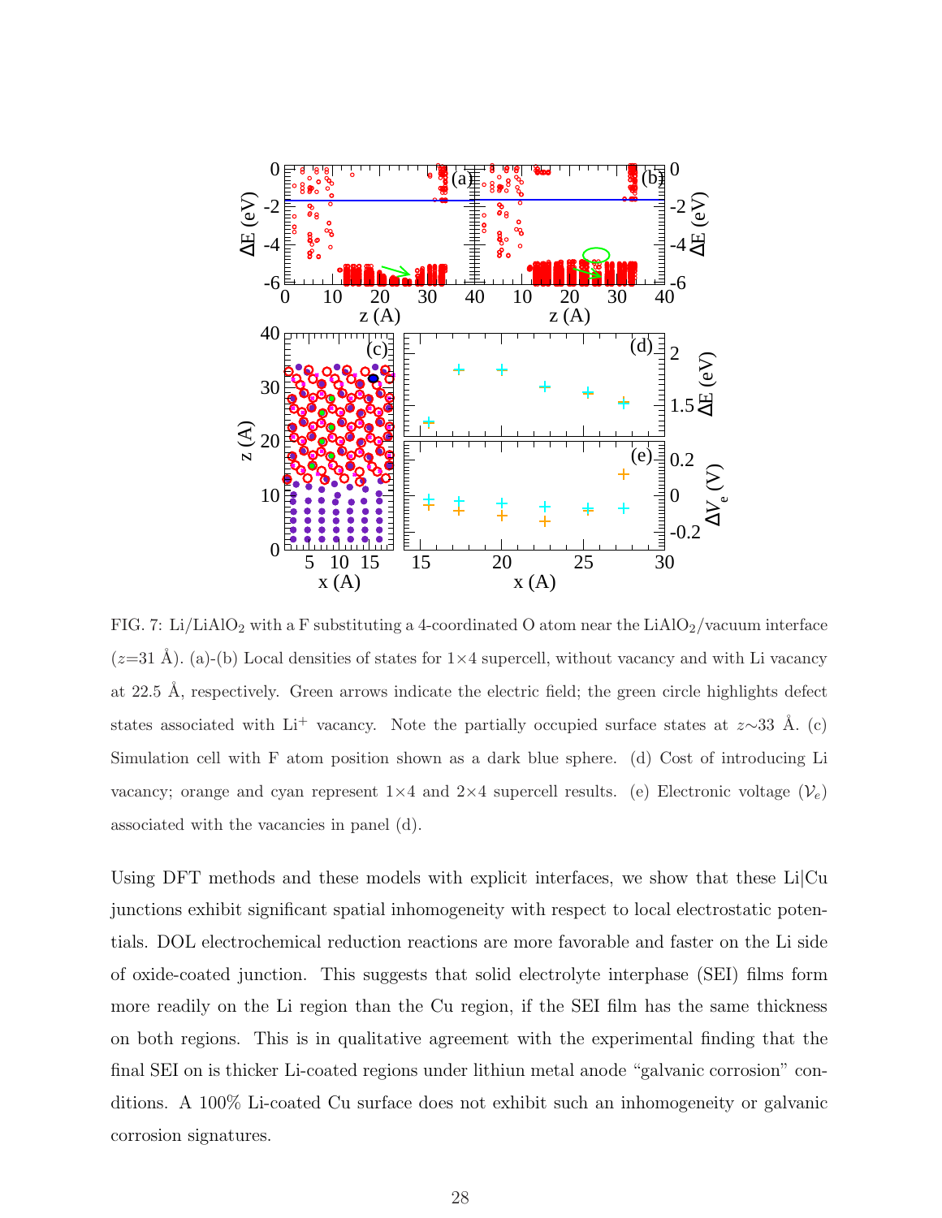FIG. 7: $Li/LiAlO_2$ with a F substituting a 4-coordinated O atom near the $LiAlO_2$/vacuum interface ($z$=31 Å). (a)-(b) Local densities of states for 1×4 supercell, without vacancy and with Li vacancy at 22.5 Å, respectively. Green arrows indicate the electric field; the green circle highlights defect states associated with $Li^+$ vacancy. Note the partially occupied surface states at $z$∼33 Å. (c) Simulation cell with F atom position shown as a dark blue sphere. (d) Cost of introducing Li vacancy; orange and cyan represent 1×4 and 2×4 supercell results. (e) Electronic voltage ($\mathcal{V}_e$) associated with the vacancies in panel (d).

Using DFT methods and these models with explicit interfaces, we show that these Li|Cu junctions exhibit significant spatial inhomogeneity with respect to local electrostatic potentials. DOL electrochemical reduction reactions are more favorable and faster on the Li side of oxide-coated junction. This suggests that solid electrolyte interphase (SEI) films form more readily on the Li region than the Cu region, if the SEI film has the same thickness on both regions. This is in qualitative agreement with the experimental finding that the final SEI on is thicker Li-coated regions under lithiun metal anode "galvanic corrosion" conditions. A 100% Li-coated Cu surface does not exhibit such an inhomogeneity or galvanic corrosion signatures.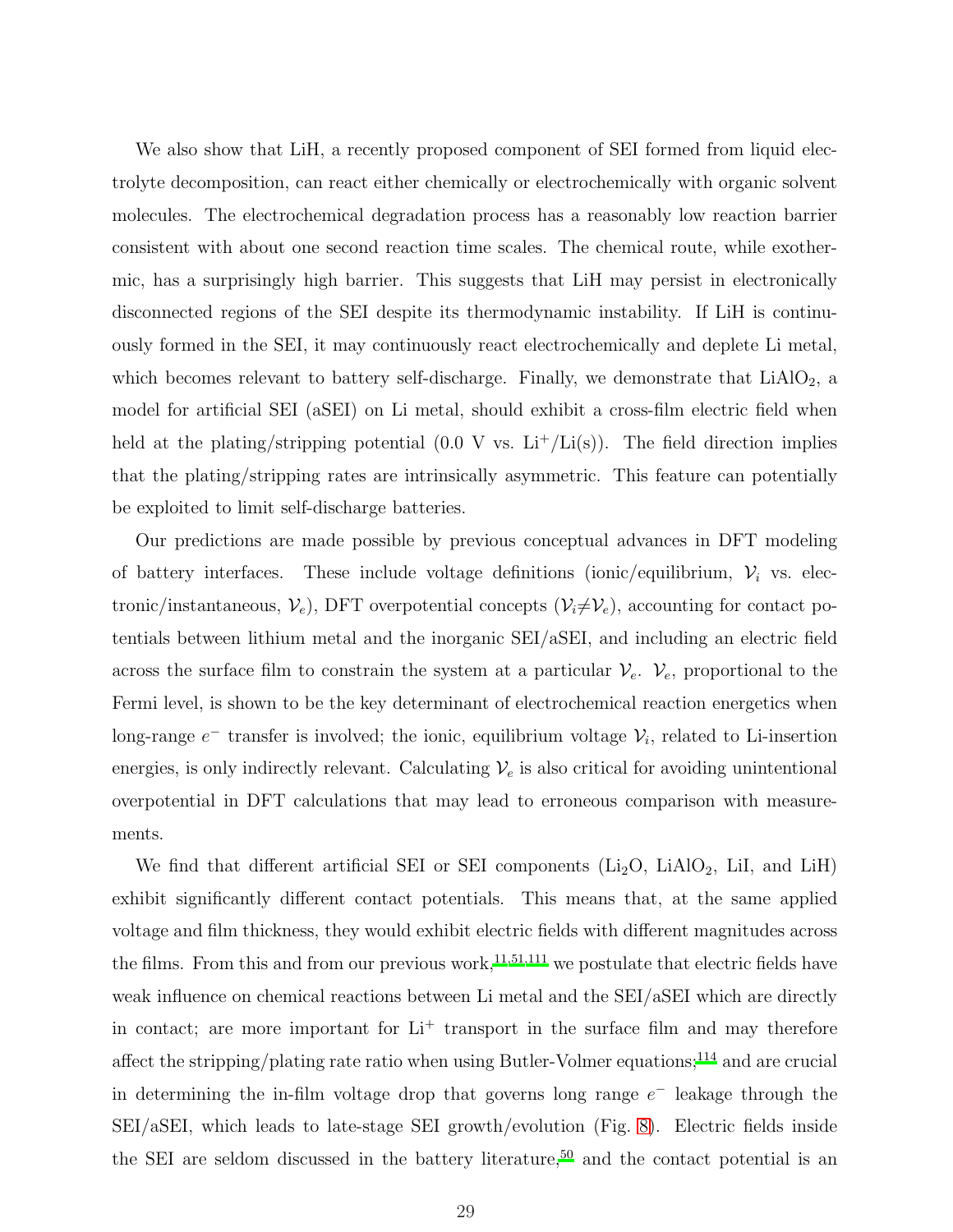We also show that LiH, a recently proposed component of SEI formed from liquid electrolyte decomposition, can react either chemically or electrochemically with organic solvent molecules. The electrochemical degradation process has a reasonably low reaction barrier consistent with about one second reaction time scales. The chemical route, while exothermic, has a surprisingly high barrier. This suggests that LiH may persist in electronically disconnected regions of the SEI despite its thermodynamic instability. If LiH is continuously formed in the SEI, it may continuously react electrochemically and deplete Li metal, which becomes relevant to battery self-discharge. Finally, we demonstrate that $LiAlO_2$, a model for artificial SEI (aSEI) on Li metal, should exhibit a cross-film electric field when held at the plating/stripping potential (0.0 V vs. $Li^+$/Li(s)). The field direction implies that the plating/stripping rates are intrinsically asymmetric. This feature can potentially be exploited to limit self-discharge batteries.

Our predictions are made possible by previous conceptual advances in DFT modeling of battery interfaces. These include voltage definitions (ionic/equilibrium, $\mathcal{V}_i$ vs. electronic/instantaneous, $\mathcal{V}_e$), DFT overpotential concepts ($\mathcal{V}_i \neq \mathcal{V}_e$), accounting for contact potentials between lithium metal and the inorganic SEI/aSEI, and including an electric field across the surface film to constrain the system at a particular $\mathcal{V}_e$. $\mathcal{V}_e$, proportional to the Fermi level, is shown to be the key determinant of electrochemical reaction energetics when long-range $e^-$ transfer is involved; the ionic, equilibrium voltage $\mathcal{V}_i$, related to Li-insertion energies, is only indirectly relevant. Calculating $\mathcal{V}_e$ is also critical for avoiding unintentional overpotential in DFT calculations that may lead to erroneous comparison with measurements.

We find that different artificial SEI or SEI components ($Li_2O$, $LiAlO_2$, LiI, and LiH) exhibit significantly different contact potentials. This means that, at the same applied voltage and film thickness, they would exhibit electric fields with different magnitudes across the films. From this and from our previous work,[11,51,111] we postulate that electric fields have weak influence on chemical reactions between Li metal and the SEI/aSEI which are directly in contact; are more important for $Li^+$ transport in the surface film and may therefore affect the stripping/plating rate ratio when using Butler-Volmer equations;[114] and are crucial in determining the in-film voltage drop that governs long range $e^-$ leakage through the SEI/aSEI, which leads to late-stage SEI growth/evolution (Fig. 8). Electric fields inside the SEI are seldom discussed in the battery literature,[50] and the contact potential is an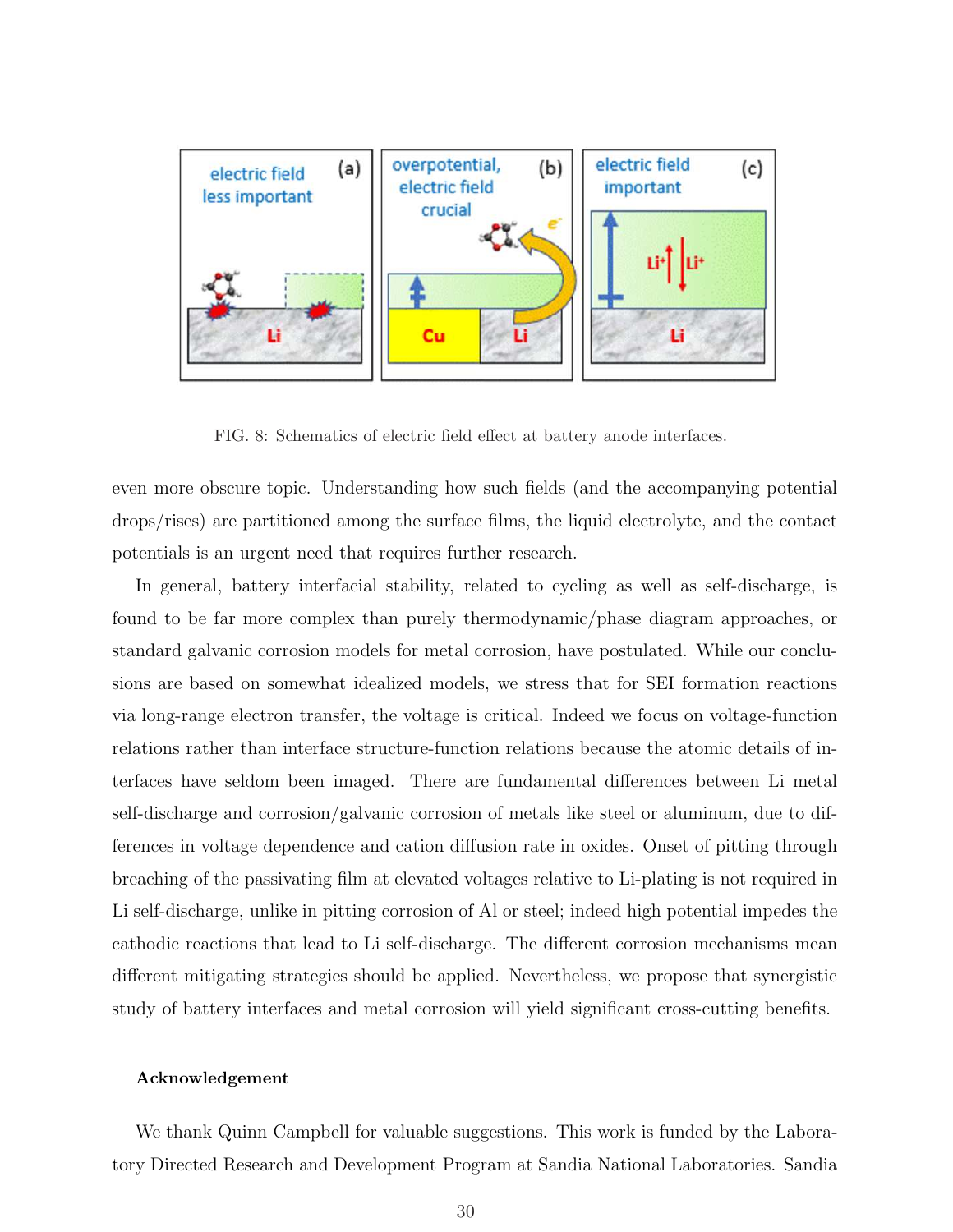FIG. 8: Schematics of electric field effect at battery anode interfaces.

even more obscure topic. Understanding how such fields (and the accompanying potential drops/rises) are partitioned among the surface films, the liquid electrolyte, and the contact potentials is an urgent need that requires further research.

In general, battery interfacial stability, related to cycling as well as self-discharge, is found to be far more complex than purely thermodynamic/phase diagram approaches, or standard galvanic corrosion models for metal corrosion, have postulated. While our conclusions are based on somewhat idealized models, we stress that for SEI formation reactions via long-range electron transfer, the voltage is critical. Indeed we focus on voltage-function relations rather than interface structure-function relations because the atomic details of interfaces have seldom been imaged. There are fundamental differences between Li metal self-discharge and corrosion/galvanic corrosion of metals like steel or aluminum, due to differences in voltage dependence and cation diffusion rate in oxides. Onset of pitting through breaching of the passivating film at elevated voltages relative to Li-plating is not required in Li self-discharge, unlike in pitting corrosion of Al or steel; indeed high potential impedes the cathodic reactions that lead to Li self-discharge. The different corrosion mechanisms mean different mitigating strategies should be applied. Nevertheless, we propose that synergistic study of battery interfaces and metal corrosion will yield significant cross-cutting benefits.

#### Acknowledgement

We thank Quinn Campbell for valuable suggestions. This work is funded by the Laboratory Directed Research and Development Program at Sandia National Laboratories. Sandia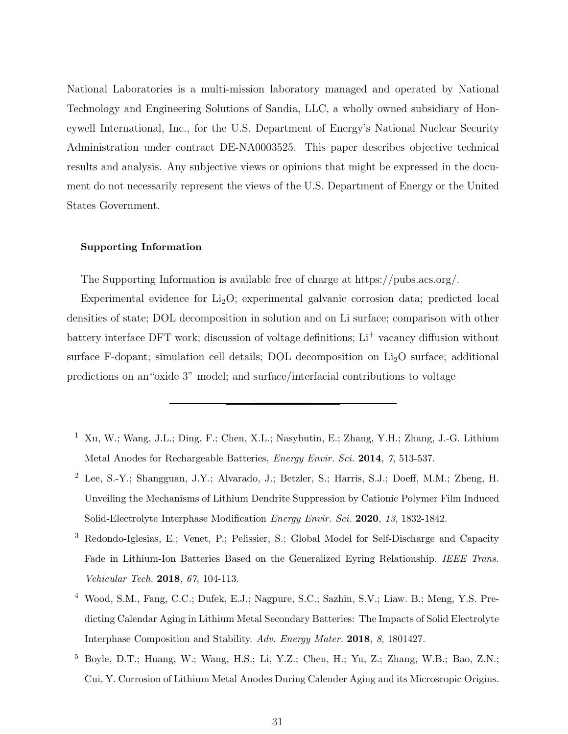National Laboratories is a multi-mission laboratory managed and operated by National Technology and Engineering Solutions of Sandia, LLC, a wholly owned subsidiary of Honeywell International, Inc., for the U.S. Department of Energy's National Nuclear Security Administration under contract DE-NA0003525. This paper describes objective technical results and analysis. Any subjective views or opinions that might be expressed in the document do not necessarily represent the views of the U.S. Department of Energy or the United States Government.

**Supporting Information**

The Supporting Information is available free of charge at https://pubs.acs.org/.

Experimental evidence for $Li_2O$; experimental galvanic corrosion data; predicted local densities of state; DOL decomposition in solution and on Li surface; comparison with other battery interface DFT work; discussion of voltage definitions; $Li^+$ vacancy diffusion without surface F-dopant; simulation cell details; DOL decomposition on $Li_2O$ surface; additional predictions on an"oxide 3" model; and surface/interfacial contributions to voltage

---

[1] Xu, W.; Wang, J.L.; Ding, F.; Chen, X.L.; Nasybutin, E.; Zhang, Y.H.; Zhang, J.-G. Lithium Metal Anodes for Rechargeable Batteries, *Energy Envir. Sci.* **2014**, *7*, 513-537.

[2] Lee, S.-Y.; Shangguan, J.Y.; Alvarado, J.; Betzler, S.; Harris, S.J.; Doeff, M.M.; Zheng, H. Unveiling the Mechanisms of Lithium Dendrite Suppression by Cationic Polymer Film Induced Solid-Electrolyte Interphase Modification *Energy Envir. Sci.* **2020**, *13*, 1832-1842.

[3] Redondo-Iglesias, E.; Venet, P.; Pelissier, S.; Global Model for Self-Discharge and Capacity Fade in Lithium-Ion Batteries Based on the Generalized Eyring Relationship. *IEEE Trans. Vehicular Tech.* **2018**, *67*, 104-113.

[4] Wood, S.M., Fang, C.C.; Dufek, E.J.; Nagpure, S.C.; Sazhin, S.V.; Liaw. B.; Meng, Y.S. Predicting Calendar Aging in Lithium Metal Secondary Batteries: The Impacts of Solid Electrolyte Interphase Composition and Stability. *Adv. Energy Mater.* **2018**, *8*, 1801427.

[5] Boyle, D.T.; Huang, W.; Wang, H.S.; Li, Y.Z.; Chen, H.; Yu, Z.; Zhang, W.B.; Bao, Z.N.; Cui, Y. Corrosion of Lithium Metal Anodes During Calender Aging and its Microscopic Origins.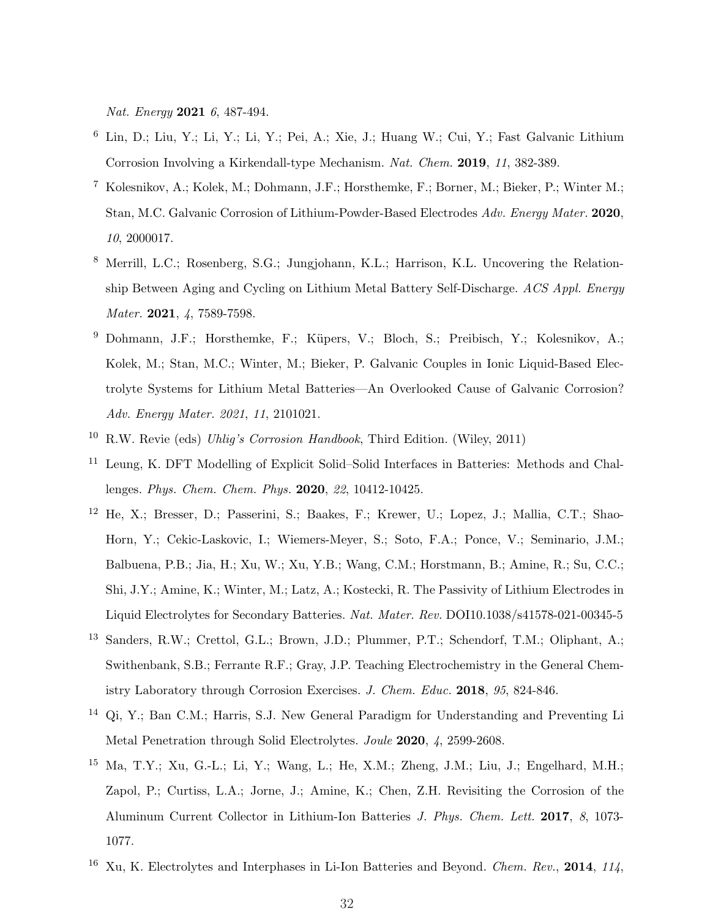*Nat. Energy* **2021** *6*, 487-494.

[6] Lin, D.; Liu, Y.; Li, Y.; Li, Y.; Pei, A.; Xie, J.; Huang W.; Cui, Y.; Fast Galvanic Lithium Corrosion Involving a Kirkendall-type Mechanism. *Nat. Chem.* **2019**, *11*, 382-389.

[7] Kolesnikov, A.; Kolek, M.; Dohmann, J.F.; Horsthemke, F.; Borner, M.; Bieker, P.; Winter M.; Stan, M.C. Galvanic Corrosion of Lithium-Powder-Based Electrodes *Adv. Energy Mater.* **2020**, *10*, 2000017.

[8] Merrill, L.C.; Rosenberg, S.G.; Jungjohann, K.L.; Harrison, K.L. Uncovering the Relationship Between Aging and Cycling on Lithium Metal Battery Self-Discharge. *ACS Appl. Energy Mater.* **2021**, *4*, 7589-7598.

[9] Dohmann, J.F.; Horsthemke, F.; Küpers, V.; Bloch, S.; Preibisch, Y.; Kolesnikov, A.; Kolek, M.; Stan, M.C.; Winter, M.; Bieker, P. Galvanic Couples in Ionic Liquid-Based Electrolyte Systems for Lithium Metal Batteries—An Overlooked Cause of Galvanic Corrosion? *Adv. Energy Mater. 2021*, *11*, 2101021.

[10] R.W. Revie (eds) *Uhlig's Corrosion Handbook*, Third Edition. (Wiley, 2011)

[11] Leung, K. DFT Modelling of Explicit Solid–Solid Interfaces in Batteries: Methods and Challenges. *Phys. Chem. Chem. Phys.* **2020**, *22*, 10412-10425.

[12] He, X.; Bresser, D.; Passerini, S.; Baakes, F.; Krewer, U.; Lopez, J.; Mallia, C.T.; Shao-Horn, Y.; Cekic-Laskovic, I.; Wiemers-Meyer, S.; Soto, F.A.; Ponce, V.; Seminario, J.M.; Balbuena, P.B.; Jia, H.; Xu, W.; Xu, Y.B.; Wang, C.M.; Horstmann, B.; Amine, R.; Su, C.C.; Shi, J.Y.; Amine, K.; Winter, M.; Latz, A.; Kostecki, R. The Passivity of Lithium Electrodes in Liquid Electrolytes for Secondary Batteries. *Nat. Mater. Rev.* DOI10.1038/s41578-021-00345-5

[13] Sanders, R.W.; Crettol, G.L.; Brown, J.D.; Plummer, P.T.; Schendorf, T.M.; Oliphant, A.; Swithenbank, S.B.; Ferrante R.F.; Gray, J.P. Teaching Electrochemistry in the General Chemistry Laboratory through Corrosion Exercises. *J. Chem. Educ.* **2018**, *95*, 824-846.

[14] Qi, Y.; Ban C.M.; Harris, S.J. New General Paradigm for Understanding and Preventing Li Metal Penetration through Solid Electrolytes. *Joule* **2020**, *4*, 2599-2608.

[15] Ma, T.Y.; Xu, G.-L.; Li, Y.; Wang, L.; He, X.M.; Zheng, J.M.; Liu, J.; Engelhard, M.H.; Zapol, P.; Curtiss, L.A.; Jorne, J.; Amine, K.; Chen, Z.H. Revisiting the Corrosion of the Aluminum Current Collector in Lithium-Ion Batteries *J. Phys. Chem. Lett.* **2017**, *8*, 1073-1077.

[16] Xu, K. Electrolytes and Interphases in Li-Ion Batteries and Beyond. *Chem. Rev.*, **2014**, *114*,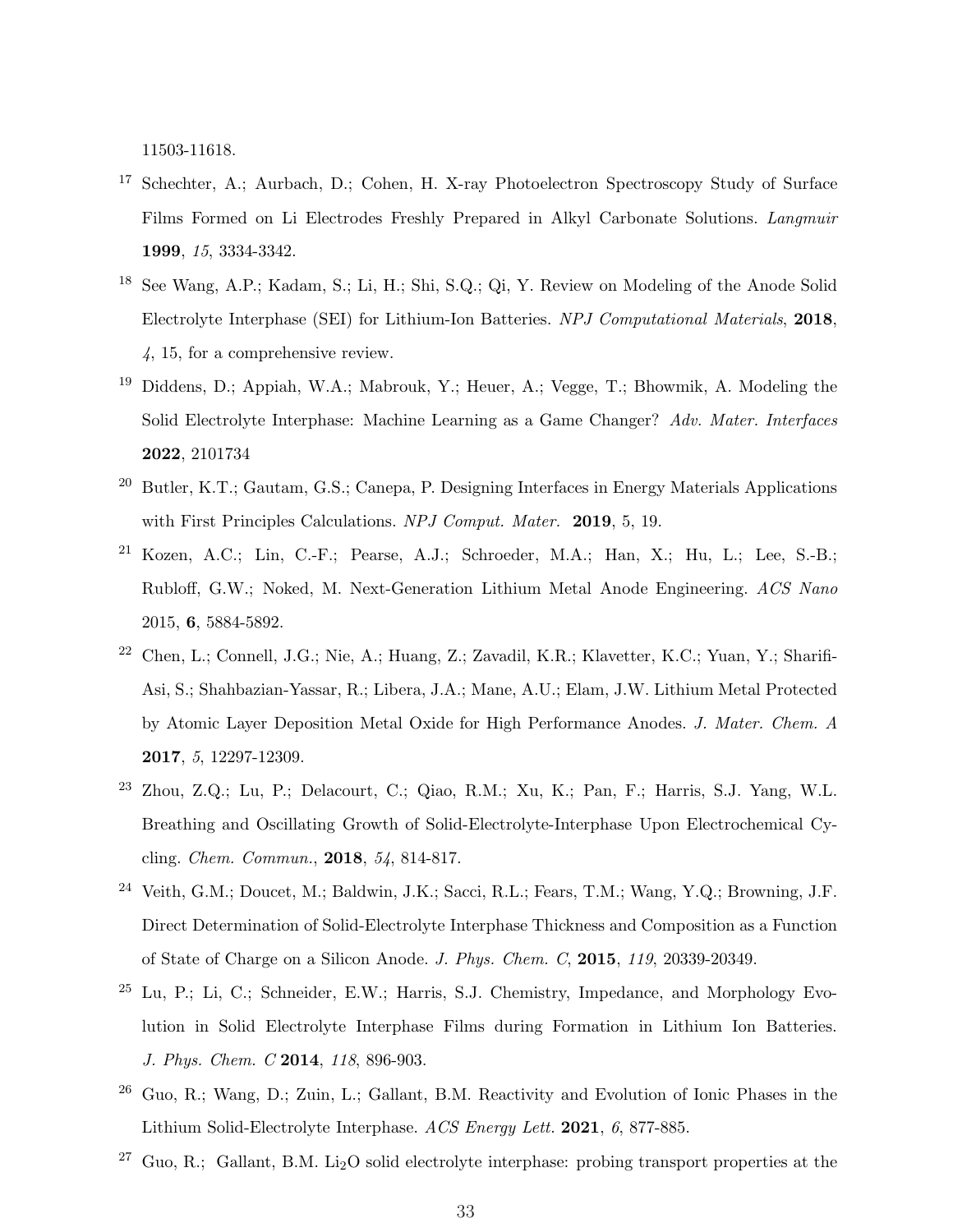11503-11618.

[17] Schechter, A.; Aurbach, D.; Cohen, H. X-ray Photoelectron Spectroscopy Study of Surface Films Formed on Li Electrodes Freshly Prepared in Alkyl Carbonate Solutions. *Langmuir* **1999**, *15*, 3334-3342.

[18] See Wang, A.P.; Kadam, S.; Li, H.; Shi, S.Q.; Qi, Y. Review on Modeling of the Anode Solid Electrolyte Interphase (SEI) for Lithium-Ion Batteries. *NPJ Computational Materials*, **2018**, *4*, 15, for a comprehensive review.

[19] Diddens, D.; Appiah, W.A.; Mabrouk, Y.; Heuer, A.; Vegge, T.; Bhowmik, A. Modeling the Solid Electrolyte Interphase: Machine Learning as a Game Changer? *Adv. Mater. Interfaces* **2022**, 2101734

[20] Butler, K.T.; Gautam, G.S.; Canepa, P. Designing Interfaces in Energy Materials Applications with First Principles Calculations. *NPJ Comput. Mater.* **2019**, 5, 19.

[21] Kozen, A.C.; Lin, C.-F.; Pearse, A.J.; Schroeder, M.A.; Han, X.; Hu, L.; Lee, S.-B.; Rubloff, G.W.; Noked, M. Next-Generation Lithium Metal Anode Engineering. *ACS Nano* 2015, **6**, 5884-5892.

[22] Chen, L.; Connell, J.G.; Nie, A.; Huang, Z.; Zavadil, K.R.; Klavetter, K.C.; Yuan, Y.; Sharifi-Asi, S.; Shahbazian-Yassar, R.; Libera, J.A.; Mane, A.U.; Elam, J.W. Lithium Metal Protected by Atomic Layer Deposition Metal Oxide for High Performance Anodes. *J. Mater. Chem. A* **2017**, *5*, 12297-12309.

[23] Zhou, Z.Q.; Lu, P.; Delacourt, C.; Qiao, R.M.; Xu, K.; Pan, F.; Harris, S.J. Yang, W.L. Breathing and Oscillating Growth of Solid-Electrolyte-Interphase Upon Electrochemical Cycling. *Chem. Commun.*, **2018**, *54*, 814-817.

[24] Veith, G.M.; Doucet, M.; Baldwin, J.K.; Sacci, R.L.; Fears, T.M.; Wang, Y.Q.; Browning, J.F. Direct Determination of Solid-Electrolyte Interphase Thickness and Composition as a Function of State of Charge on a Silicon Anode. *J. Phys. Chem. C*, **2015**, *119*, 20339-20349.

[25] Lu, P.; Li, C.; Schneider, E.W.; Harris, S.J. Chemistry, Impedance, and Morphology Evolution in Solid Electrolyte Interphase Films during Formation in Lithium Ion Batteries. *J. Phys. Chem. C* **2014**, *118*, 896-903.

[26] Guo, R.; Wang, D.; Zuin, L.; Gallant, B.M. Reactivity and Evolution of Ionic Phases in the Lithium Solid-Electrolyte Interphase. *ACS Energy Lett.* **2021**, *6*, 877-885.

[27] Guo, R.; Gallant, B.M. $Li_2O$ solid electrolyte interphase: probing transport properties at the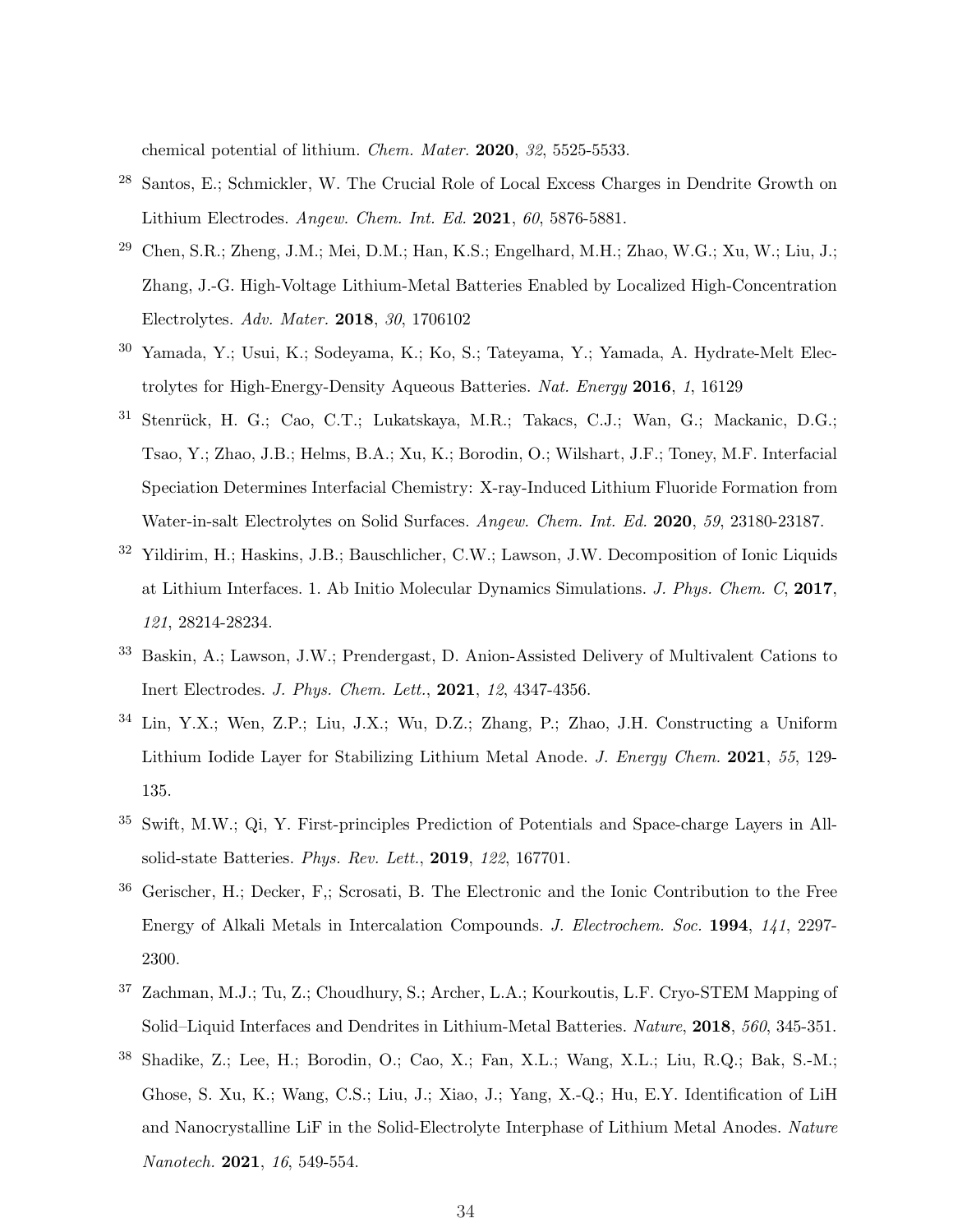chemical potential of lithium. *Chem. Mater.* **2020**, *32*, 5525-5533.

[28] Santos, E.; Schmickler, W. The Crucial Role of Local Excess Charges in Dendrite Growth on Lithium Electrodes. *Angew. Chem. Int. Ed.* **2021**, *60*, 5876-5881.

[29] Chen, S.R.; Zheng, J.M.; Mei, D.M.; Han, K.S.; Engelhard, M.H.; Zhao, W.G.; Xu, W.; Liu, J.; Zhang, J.-G. High-Voltage Lithium-Metal Batteries Enabled by Localized High-Concentration Electrolytes. *Adv. Mater.* **2018**, *30*, 1706102

[30] Yamada, Y.; Usui, K.; Sodeyama, K.; Ko, S.; Tateyama, Y.; Yamada, A. Hydrate-Melt Electrolytes for High-Energy-Density Aqueous Batteries. *Nat. Energy* **2016**, *1*, 16129

[31] Stenrück, H. G.; Cao, C.T.; Lukatskaya, M.R.; Takacs, C.J.; Wan, G.; Mackanic, D.G.; Tsao, Y.; Zhao, J.B.; Helms, B.A.; Xu, K.; Borodin, O.; Wilshart, J.F.; Toney, M.F. Interfacial Speciation Determines Interfacial Chemistry: X-ray-Induced Lithium Fluoride Formation from Water-in-salt Electrolytes on Solid Surfaces. *Angew. Chem. Int. Ed.* **2020**, *59*, 23180-23187.

[32] Yildirim, H.; Haskins, J.B.; Bauschlicher, C.W.; Lawson, J.W. Decomposition of Ionic Liquids at Lithium Interfaces. 1. Ab Initio Molecular Dynamics Simulations. *J. Phys. Chem. C*, **2017**, *121*, 28214-28234.

[33] Baskin, A.; Lawson, J.W.; Prendergast, D. Anion-Assisted Delivery of Multivalent Cations to Inert Electrodes. *J. Phys. Chem. Lett.*, **2021**, *12*, 4347-4356.

[34] Lin, Y.X.; Wen, Z.P.; Liu, J.X.; Wu, D.Z.; Zhang, P.; Zhao, J.H. Constructing a Uniform Lithium Iodide Layer for Stabilizing Lithium Metal Anode. *J. Energy Chem.* **2021**, *55*, 129-135.

[35] Swift, M.W.; Qi, Y. First-principles Prediction of Potentials and Space-charge Layers in All-solid-state Batteries. *Phys. Rev. Lett.*, **2019**, *122*, 167701.

[36] Gerischer, H.; Decker, F,; Scrosati, B. The Electronic and the Ionic Contribution to the Free Energy of Alkali Metals in Intercalation Compounds. *J. Electrochem. Soc.* **1994**, *141*, 2297-2300.

[37] Zachman, M.J.; Tu, Z.; Choudhury, S.; Archer, L.A.; Kourkoutis, L.F. Cryo-STEM Mapping of Solid–Liquid Interfaces and Dendrites in Lithium-Metal Batteries. *Nature*, **2018**, *560*, 345-351.

[38] Shadike, Z.; Lee, H.; Borodin, O.; Cao, X.; Fan, X.L.; Wang, X.L.; Liu, R.Q.; Bak, S.-M.; Ghose, S. Xu, K.; Wang, C.S.; Liu, J.; Xiao, J.; Yang, X.-Q.; Hu, E.Y. Identification of LiH and Nanocrystalline LiF in the Solid-Electrolyte Interphase of Lithium Metal Anodes. *Nature Nanotech.* **2021**, *16*, 549-554.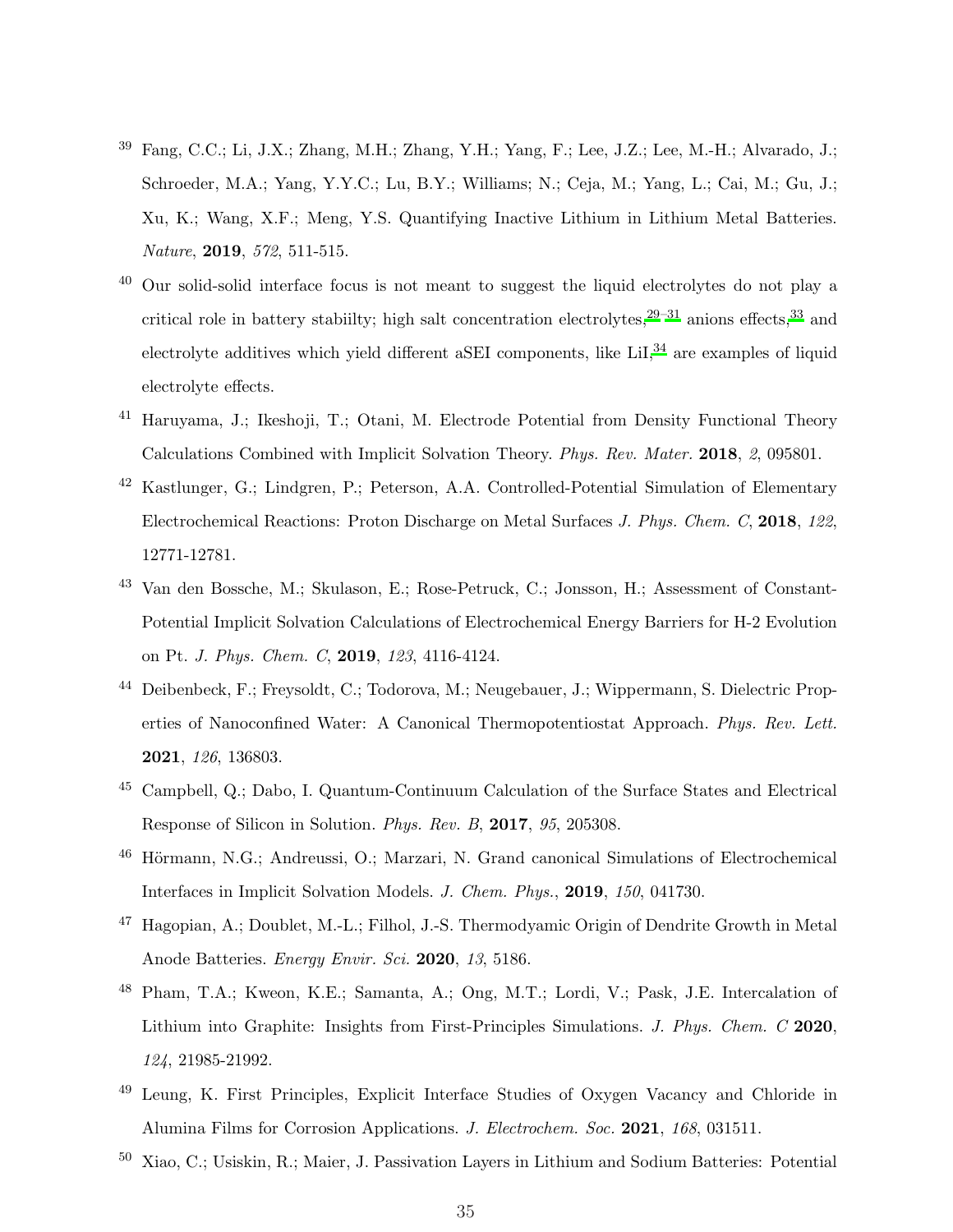[39] Fang, C.C.; Li, J.X.; Zhang, M.H.; Zhang, Y.H.; Yang, F.; Lee, J.Z.; Lee, M.-H.; Alvarado, J.; Schroeder, M.A.; Yang, Y.Y.C.; Lu, B.Y.; Williams; N.; Ceja, M.; Yang, L.; Cai, M.; Gu, J.; Xu, K.; Wang, X.F.; Meng, Y.S. Quantifying Inactive Lithium in Lithium Metal Batteries. *Nature*, **2019**, *572*, 511-515.

[40] Our solid-solid interface focus is not meant to suggest the liquid electrolytes do not play a critical role in battery stabiilty; high salt concentration electrolytes,[29–31] anions effects,[33] and electrolyte additives which yield different aSEI components, like LiI,[34] are examples of liquid electrolyte effects.

[41] Haruyama, J.; Ikeshoji, T.; Otani, M. Electrode Potential from Density Functional Theory Calculations Combined with Implicit Solvation Theory. *Phys. Rev. Mater.* **2018**, *2*, 095801.

[42] Kastlunger, G.; Lindgren, P.; Peterson, A.A. Controlled-Potential Simulation of Elementary Electrochemical Reactions: Proton Discharge on Metal Surfaces *J. Phys. Chem. C*, **2018**, *122*, 12771-12781.

[43] Van den Bossche, M.; Skulason, E.; Rose-Petruck, C.; Jonsson, H.; Assessment of Constant-Potential Implicit Solvation Calculations of Electrochemical Energy Barriers for H-2 Evolution on Pt. *J. Phys. Chem. C*, **2019**, *123*, 4116-4124.

[44] Deibenbeck, F.; Freysoldt, C.; Todorova, M.; Neugebauer, J.; Wippermann, S. Dielectric Properties of Nanoconfined Water: A Canonical Thermopotentiostat Approach. *Phys. Rev. Lett.* **2021**, *126*, 136803.

[45] Campbell, Q.; Dabo, I. Quantum-Continuum Calculation of the Surface States and Electrical Response of Silicon in Solution. *Phys. Rev. B*, **2017**, *95*, 205308.

[46] Hörmann, N.G.; Andreussi, O.; Marzari, N. Grand canonical Simulations of Electrochemical Interfaces in Implicit Solvation Models. *J. Chem. Phys.*, **2019**, *150*, 041730.

[47] Hagopian, A.; Doublet, M.-L.; Filhol, J.-S. Thermodyamic Origin of Dendrite Growth in Metal Anode Batteries. *Energy Envir. Sci.* **2020**, *13*, 5186.

[48] Pham, T.A.; Kweon, K.E.; Samanta, A.; Ong, M.T.; Lordi, V.; Pask, J.E. Intercalation of Lithium into Graphite: Insights from First-Principles Simulations. *J. Phys. Chem. C* **2020**, *124*, 21985-21992.

[49] Leung, K. First Principles, Explicit Interface Studies of Oxygen Vacancy and Chloride in Alumina Films for Corrosion Applications. *J. Electrochem. Soc.* **2021**, *168*, 031511.

[50] Xiao, C.; Usiskin, R.; Maier, J. Passivation Layers in Lithium and Sodium Batteries: Potential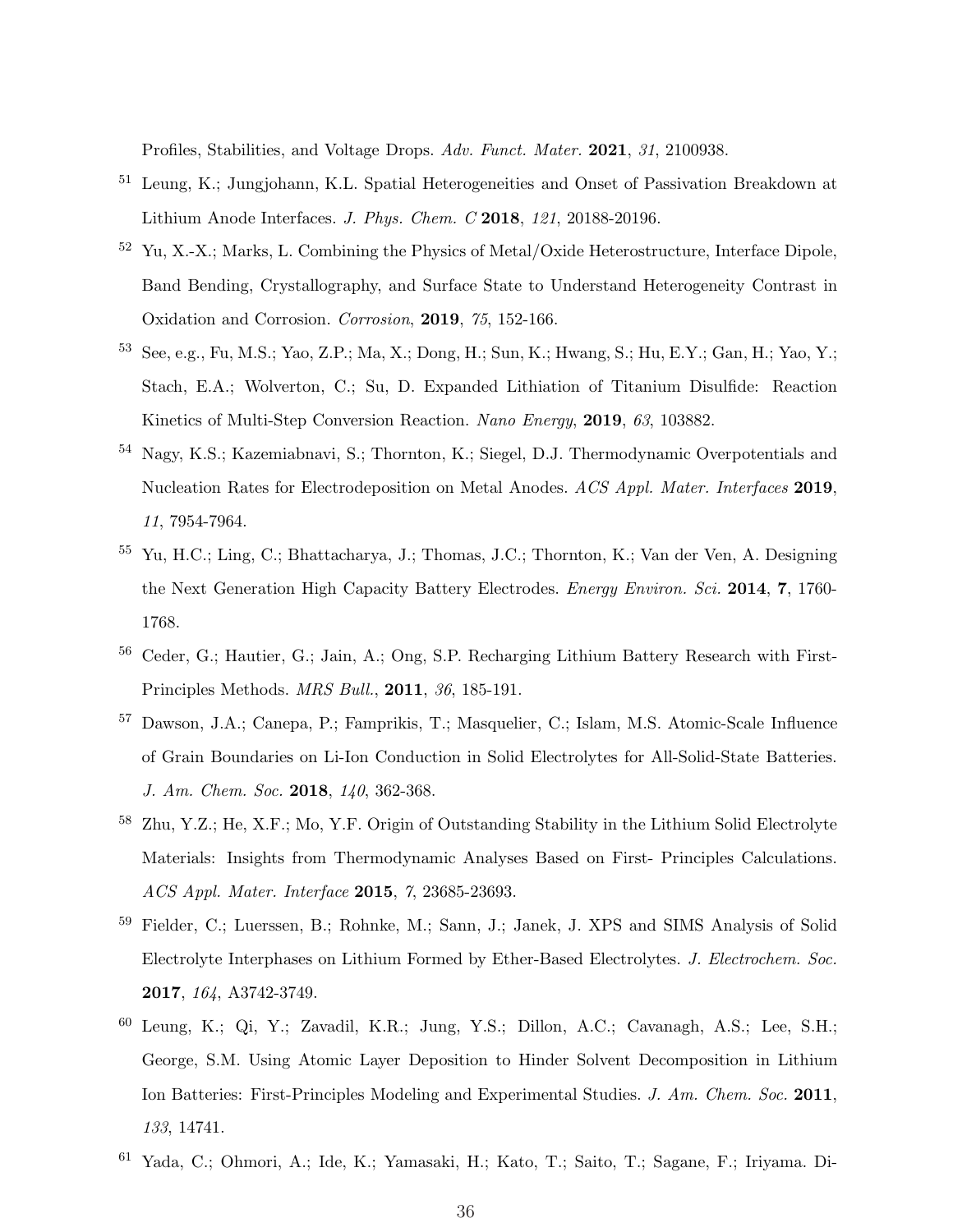Profiles, Stabilities, and Voltage Drops. *Adv. Funct. Mater.* **2021**, *31*, 2100938.

[51] Leung, K.; Jungjohann, K.L. Spatial Heterogeneities and Onset of Passivation Breakdown at Lithium Anode Interfaces. *J. Phys. Chem. C* **2018**, *121*, 20188-20196.

[52] Yu, X.-X.; Marks, L. Combining the Physics of Metal/Oxide Heterostructure, Interface Dipole, Band Bending, Crystallography, and Surface State to Understand Heterogeneity Contrast in Oxidation and Corrosion. *Corrosion*, **2019**, *75*, 152-166.

[53] See, e.g., Fu, M.S.; Yao, Z.P.; Ma, X.; Dong, H.; Sun, K.; Hwang, S.; Hu, E.Y.; Gan, H.; Yao, Y.; Stach, E.A.; Wolverton, C.; Su, D. Expanded Lithiation of Titanium Disulfide: Reaction Kinetics of Multi-Step Conversion Reaction. *Nano Energy*, **2019**, *63*, 103882.

[54] Nagy, K.S.; Kazemiabnavi, S.; Thornton, K.; Siegel, D.J. Thermodynamic Overpotentials and Nucleation Rates for Electrodeposition on Metal Anodes. *ACS Appl. Mater. Interfaces* **2019**, *11*, 7954-7964.

[55] Yu, H.C.; Ling, C.; Bhattacharya, J.; Thomas, J.C.; Thornton, K.; Van der Ven, A. Designing the Next Generation High Capacity Battery Electrodes. *Energy Environ. Sci.* **2014**, **7**, 1760-1768.

[56] Ceder, G.; Hautier, G.; Jain, A.; Ong, S.P. Recharging Lithium Battery Research with First-Principles Methods. *MRS Bull.*, **2011**, *36*, 185-191.

[57] Dawson, J.A.; Canepa, P.; Famprikis, T.; Masquelier, C.; Islam, M.S. Atomic-Scale Influence of Grain Boundaries on Li-Ion Conduction in Solid Electrolytes for All-Solid-State Batteries. *J. Am. Chem. Soc.* **2018**, *140*, 362-368.

[58] Zhu, Y.Z.; He, X.F.; Mo, Y.F. Origin of Outstanding Stability in the Lithium Solid Electrolyte Materials: Insights from Thermodynamic Analyses Based on First- Principles Calculations. *ACS Appl. Mater. Interface* **2015**, *7*, 23685-23693.

[59] Fielder, C.; Luerssen, B.; Rohnke, M.; Sann, J.; Janek, J. XPS and SIMS Analysis of Solid Electrolyte Interphases on Lithium Formed by Ether-Based Electrolytes. *J. Electrochem. Soc.* **2017**, *164*, A3742-3749.

[60] Leung, K.; Qi, Y.; Zavadil, K.R.; Jung, Y.S.; Dillon, A.C.; Cavanagh, A.S.; Lee, S.H.; George, S.M. Using Atomic Layer Deposition to Hinder Solvent Decomposition in Lithium Ion Batteries: First-Principles Modeling and Experimental Studies. *J. Am. Chem. Soc.* **2011**, *133*, 14741.

[61] Yada, C.; Ohmori, A.; Ide, K.; Yamasaki, H.; Kato, T.; Saito, T.; Sagane, F.; Iriyama. Di-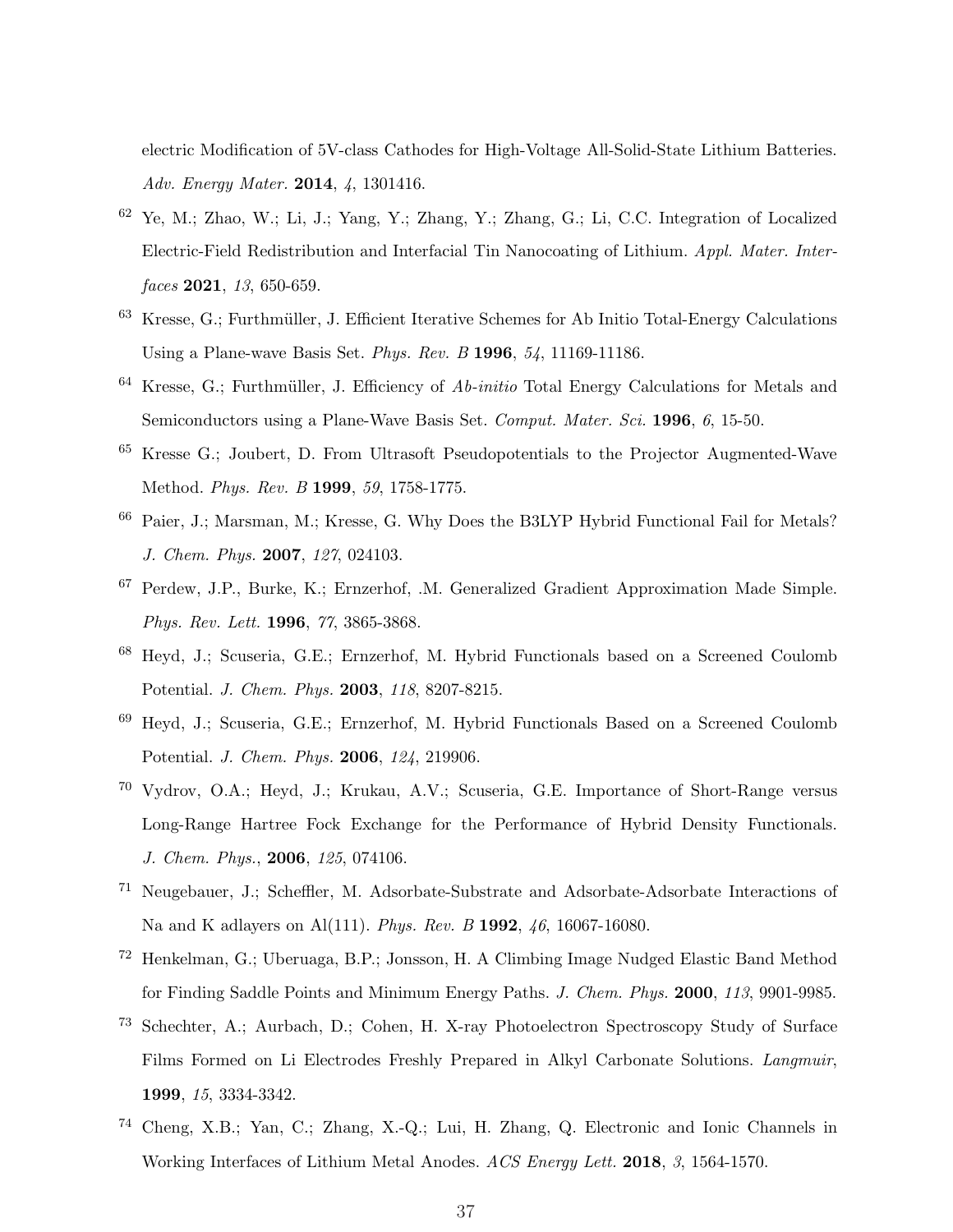electric Modification of 5V-class Cathodes for High-Voltage All-Solid-State Lithium Batteries. *Adv. Energy Mater.* **2014**, *4*, 1301416.

[62] Ye, M.; Zhao, W.; Li, J.; Yang, Y.; Zhang, Y.; Zhang, G.; Li, C.C. Integration of Localized Electric-Field Redistribution and Interfacial Tin Nanocoating of Lithium. *Appl. Mater. Interfaces* **2021**, *13*, 650-659.

[63] Kresse, G.; Furthmüller, J. Efficient Iterative Schemes for Ab Initio Total-Energy Calculations Using a Plane-wave Basis Set. *Phys. Rev. B* **1996**, *54*, 11169-11186.

[64] Kresse, G.; Furthmüller, J. Efficiency of *Ab-initio* Total Energy Calculations for Metals and Semiconductors using a Plane-Wave Basis Set. *Comput. Mater. Sci.* **1996**, *6*, 15-50.

[65] Kresse G.; Joubert, D. From Ultrasoft Pseudopotentials to the Projector Augmented-Wave Method. *Phys. Rev. B* **1999**, *59*, 1758-1775.

[66] Paier, J.; Marsman, M.; Kresse, G. Why Does the B3LYP Hybrid Functional Fail for Metals? *J. Chem. Phys.* **2007**, *127*, 024103.

[67] Perdew, J.P., Burke, K.; Ernzerhof, .M. Generalized Gradient Approximation Made Simple. *Phys. Rev. Lett.* **1996**, *77*, 3865-3868.

[68] Heyd, J.; Scuseria, G.E.; Ernzerhof, M. Hybrid Functionals based on a Screened Coulomb Potential. *J. Chem. Phys.* **2003**, *118*, 8207-8215.

[69] Heyd, J.; Scuseria, G.E.; Ernzerhof, M. Hybrid Functionals Based on a Screened Coulomb Potential. *J. Chem. Phys.* **2006**, *124*, 219906.

[70] Vydrov, O.A.; Heyd, J.; Krukau, A.V.; Scuseria, G.E. Importance of Short-Range versus Long-Range Hartree Fock Exchange for the Performance of Hybrid Density Functionals. *J. Chem. Phys.*, **2006**, *125*, 074106.

[71] Neugebauer, J.; Scheffler, M. Adsorbate-Substrate and Adsorbate-Adsorbate Interactions of Na and K adlayers on Al(111). *Phys. Rev. B* **1992**, *46*, 16067-16080.

[72] Henkelman, G.; Uberuaga, B.P.; Jonsson, H. A Climbing Image Nudged Elastic Band Method for Finding Saddle Points and Minimum Energy Paths. *J. Chem. Phys.* **2000**, *113*, 9901-9985.

[73] Schechter, A.; Aurbach, D.; Cohen, H. X-ray Photoelectron Spectroscopy Study of Surface Films Formed on Li Electrodes Freshly Prepared in Alkyl Carbonate Solutions. *Langmuir*, **1999**, *15*, 3334-3342.

[74] Cheng, X.B.; Yan, C.; Zhang, X.-Q.; Lui, H. Zhang, Q. Electronic and Ionic Channels in Working Interfaces of Lithium Metal Anodes. *ACS Energy Lett.* **2018**, *3*, 1564-1570.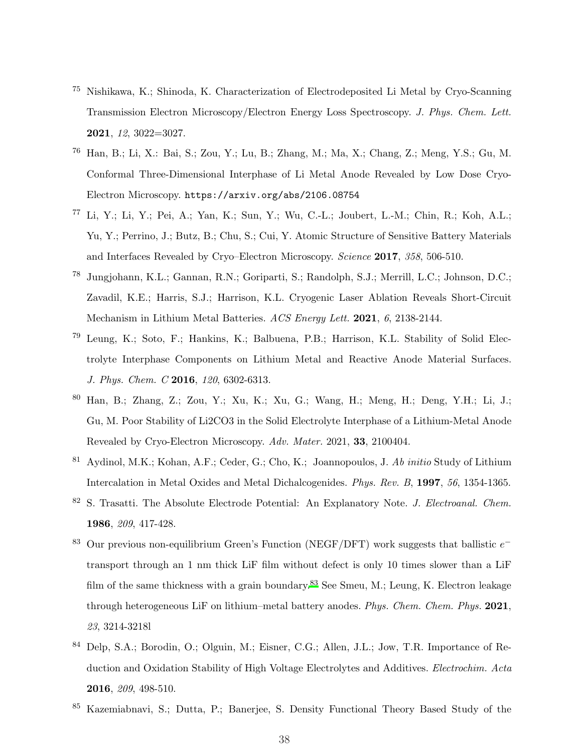[75] Nishikawa, K.; Shinoda, K. Characterization of Electrodeposited Li Metal by Cryo-Scanning Transmission Electron Microscopy/Electron Energy Loss Spectroscopy. *J. Phys. Chem. Lett.* **2021**, *12*, 3022=3027.

[76] Han, B.; Li, X.: Bai, S.; Zou, Y.; Lu, B.; Zhang, M.; Ma, X.; Chang, Z.; Meng, Y.S.; Gu, M. Conformal Three-Dimensional Interphase of Li Metal Anode Revealed by Low Dose Cryo-Electron Microscopy. `https://arxiv.org/abs/2106.08754`

[77] Li, Y.; Li, Y.; Pei, A.; Yan, K.; Sun, Y.; Wu, C.-L.; Joubert, L.-M.; Chin, R.; Koh, A.L.; Yu, Y.; Perrino, J.; Butz, B.; Chu, S.; Cui, Y. Atomic Structure of Sensitive Battery Materials and Interfaces Revealed by Cryo–Electron Microscopy. *Science* **2017**, *358*, 506-510.

[78] Jungjohann, K.L.; Gannan, R.N.; Goriparti, S.; Randolph, S.J.; Merrill, L.C.; Johnson, D.C.; Zavadil, K.E.; Harris, S.J.; Harrison, K.L. Cryogenic Laser Ablation Reveals Short-Circuit Mechanism in Lithium Metal Batteries. *ACS Energy Lett.* **2021**, *6*, 2138-2144.

[79] Leung, K.; Soto, F.; Hankins, K.; Balbuena, P.B.; Harrison, K.L. Stability of Solid Electrolyte Interphase Components on Lithium Metal and Reactive Anode Material Surfaces. *J. Phys. Chem. C* **2016**, *120*, 6302-6313.

[80] Han, B.; Zhang, Z.; Zou, Y.; Xu, K.; Xu, G.; Wang, H.; Meng, H.; Deng, Y.H.; Li, J.; Gu, M. Poor Stability of Li2CO3 in the Solid Electrolyte Interphase of a Lithium-Metal Anode Revealed by Cryo-Electron Microscopy. *Adv. Mater.* 2021, **33**, 2100404.

[81] Aydinol, M.K.; Kohan, A.F.; Ceder, G.; Cho, K.; Joannopoulos, J. *Ab initio* Study of Lithium Intercalation in Metal Oxides and Metal Dichalcogenides. *Phys. Rev. B*, **1997**, *56*, 1354-1365.

[82] S. Trasatti. The Absolute Electrode Potential: An Explanatory Note. *J. Electroanal. Chem.* **1986**, *209*, 417-428.

[83] Our previous non-equilibrium Green's Function (NEGF/DFT) work suggests that ballistic $e^-$ transport through an 1 nm thick LiF film without defect is only 10 times slower than a LiF film of the same thickness with a grain boundary.[83] See Smeu, M.; Leung, K. Electron leakage through heterogeneous LiF on lithium–metal battery anodes. *Phys. Chem. Chem. Phys.* **2021**, *23*, 3214-3218l

[84] Delp, S.A.; Borodin, O.; Olguin, M.; Eisner, C.G.; Allen, J.L.; Jow, T.R. Importance of Reduction and Oxidation Stability of High Voltage Electrolytes and Additives. *Electrochim. Acta* **2016**, *209*, 498-510.

[85] Kazemiabnavi, S.; Dutta, P.; Banerjee, S. Density Functional Theory Based Study of the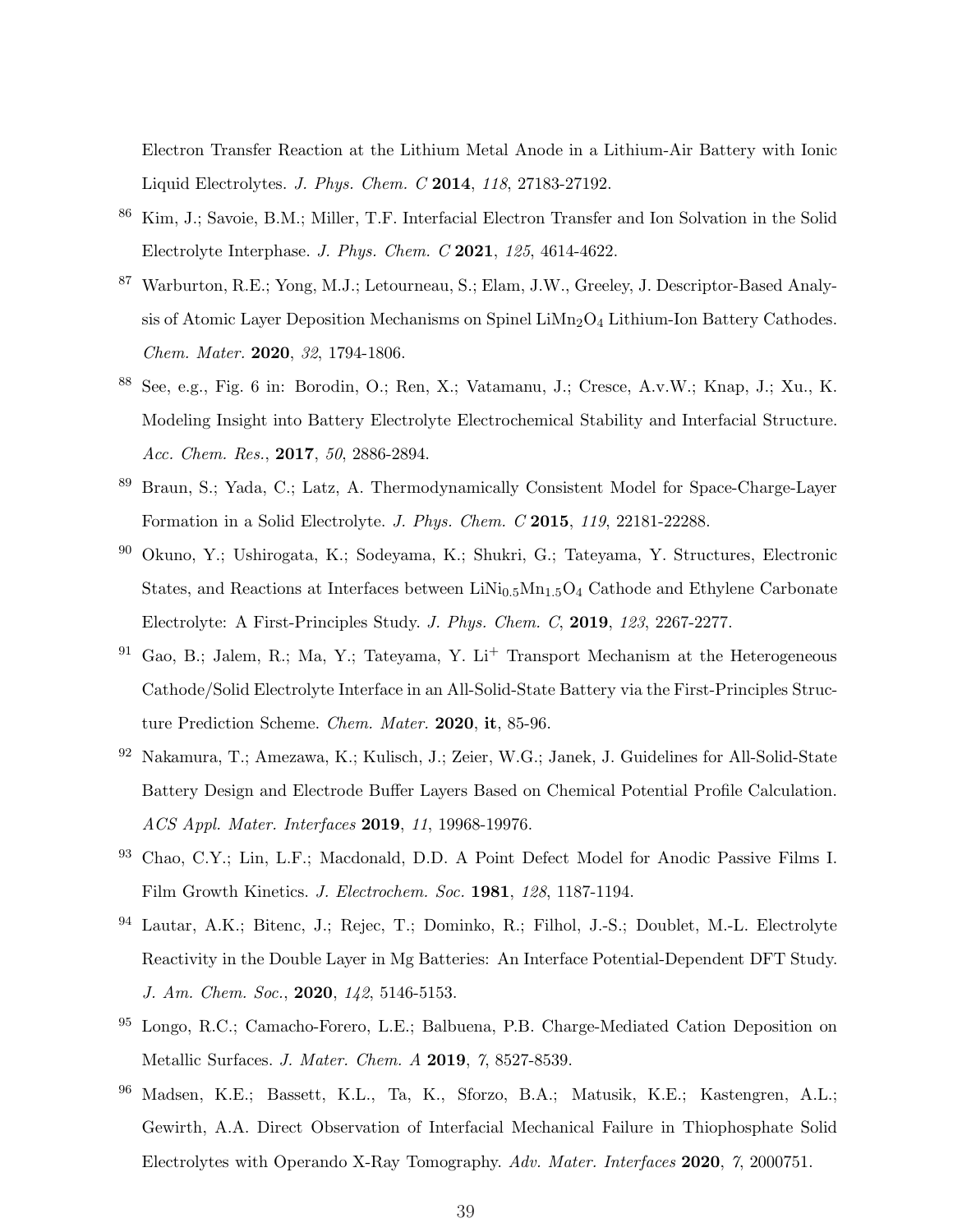Electron Transfer Reaction at the Lithium Metal Anode in a Lithium-Air Battery with Ionic Liquid Electrolytes. *J. Phys. Chem. C* **2014**, *118*, 27183-27192.

[86] Kim, J.; Savoie, B.M.; Miller, T.F. Interfacial Electron Transfer and Ion Solvation in the Solid Electrolyte Interphase. *J. Phys. Chem. C* **2021**, *125*, 4614-4622.

[87] Warburton, R.E.; Yong, M.J.; Letourneau, S.; Elam, J.W., Greeley, J. Descriptor-Based Analysis of Atomic Layer Deposition Mechanisms on Spinel $LiMn_2O_4$ Lithium-Ion Battery Cathodes. *Chem. Mater.* **2020**, *32*, 1794-1806.

[88] See, e.g., Fig. 6 in: Borodin, O.; Ren, X.; Vatamanu, J.; Cresce, A.v.W.; Knap, J.; Xu., K. Modeling Insight into Battery Electrolyte Electrochemical Stability and Interfacial Structure. *Acc. Chem. Res.*, **2017**, *50*, 2886-2894.

[89] Braun, S.; Yada, C.; Latz, A. Thermodynamically Consistent Model for Space-Charge-Layer Formation in a Solid Electrolyte. *J. Phys. Chem. C* **2015**, *119*, 22181-22288.

[90] Okuno, Y.; Ushirogata, K.; Sodeyama, K.; Shukri, G.; Tateyama, Y. Structures, Electronic States, and Reactions at Interfaces between $LiNi_{0.5}Mn_{1.5}O_4$ Cathode and Ethylene Carbonate Electrolyte: A First-Principles Study. *J. Phys. Chem. C*, **2019**, *123*, 2267-2277.

[91] Gao, B.; Jalem, R.; Ma, Y.; Tateyama, Y. $Li^+$ Transport Mechanism at the Heterogeneous Cathode/Solid Electrolyte Interface in an All-Solid-State Battery via the First-Principles Structure Prediction Scheme. *Chem. Mater.* **2020**, **it**, 85-96.

[92] Nakamura, T.; Amezawa, K.; Kulisch, J.; Zeier, W.G.; Janek, J. Guidelines for All-Solid-State Battery Design and Electrode Buffer Layers Based on Chemical Potential Profile Calculation. *ACS Appl. Mater. Interfaces* **2019**, *11*, 19968-19976.

[93] Chao, C.Y.; Lin, L.F.; Macdonald, D.D. A Point Defect Model for Anodic Passive Films I. Film Growth Kinetics. *J. Electrochem. Soc.* **1981**, *128*, 1187-1194.

[94] Lautar, A.K.; Bitenc, J.; Rejec, T.; Dominko, R.; Filhol, J.-S.; Doublet, M.-L. Electrolyte Reactivity in the Double Layer in Mg Batteries: An Interface Potential-Dependent DFT Study. *J. Am. Chem. Soc.*, **2020**, *142*, 5146-5153.

[95] Longo, R.C.; Camacho-Forero, L.E.; Balbuena, P.B. Charge-Mediated Cation Deposition on Metallic Surfaces. *J. Mater. Chem. A* **2019**, *7*, 8527-8539.

[96] Madsen, K.E.; Bassett, K.L., Ta, K., Sforzo, B.A.; Matusik, K.E.; Kastengren, A.L.; Gewirth, A.A. Direct Observation of Interfacial Mechanical Failure in Thiophosphate Solid Electrolytes with Operando X-Ray Tomography. *Adv. Mater. Interfaces* **2020**, *7*, 2000751.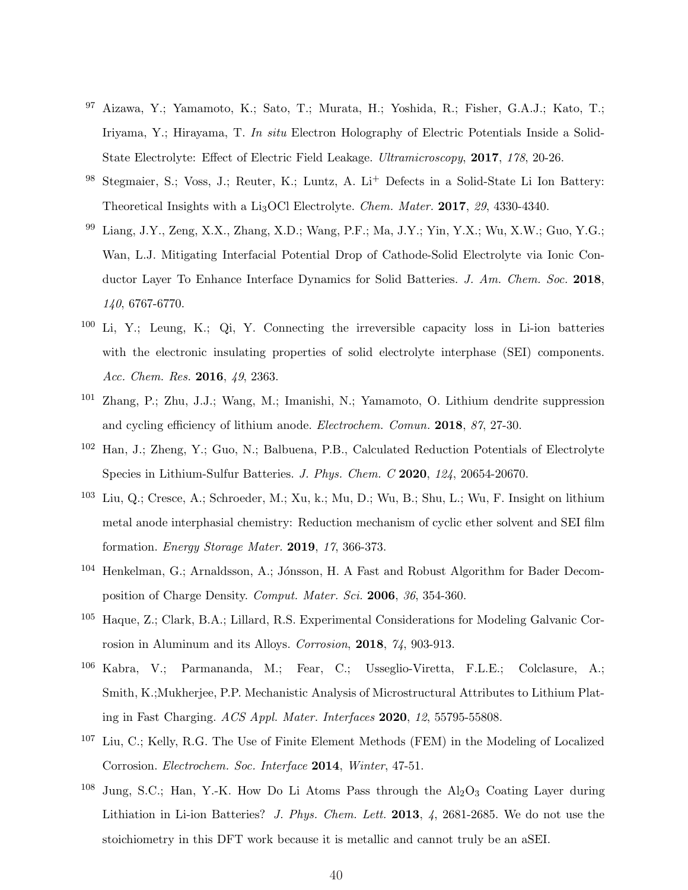97 Aizawa, Y.; Yamamoto, K.; Sato, T.; Murata, H.; Yoshida, R.; Fisher, G.A.J.; Kato, T.; Iriyama, Y.; Hirayama, T. *In situ* Electron Holography of Electric Potentials Inside a Solid-State Electrolyte: Effect of Electric Field Leakage. *Ultramicroscopy*, **2017**, *178*, 20-26.

98 Stegmaier, S.; Voss, J.; Reuter, K.; Luntz, A. $Li^+$ Defects in a Solid-State Li Ion Battery: Theoretical Insights with a $Li_3OCl$ Electrolyte. *Chem. Mater.* **2017**, *29*, 4330-4340.

99 Liang, J.Y., Zeng, X.X., Zhang, X.D.; Wang, P.F.; Ma, J.Y.; Yin, Y.X.; Wu, X.W.; Guo, Y.G.; Wan, L.J. Mitigating Interfacial Potential Drop of Cathode-Solid Electrolyte via Ionic Conductor Layer To Enhance Interface Dynamics for Solid Batteries. *J. Am. Chem. Soc.* **2018**, *140*, 6767-6770.

100 Li, Y.; Leung, K.; Qi, Y. Connecting the irreversible capacity loss in Li-ion batteries with the electronic insulating properties of solid electrolyte interphase (SEI) components. *Acc. Chem. Res.* **2016**, *49*, 2363.

101 Zhang, P.; Zhu, J.J.; Wang, M.; Imanishi, N.; Yamamoto, O. Lithium dendrite suppression and cycling efficiency of lithium anode. *Electrochem. Comun.* **2018**, *87*, 27-30.

102 Han, J.; Zheng, Y.; Guo, N.; Balbuena, P.B., Calculated Reduction Potentials of Electrolyte Species in Lithium-Sulfur Batteries. *J. Phys. Chem. C* **2020**, *124*, 20654-20670.

103 Liu, Q.; Cresce, A.; Schroeder, M.; Xu, k.; Mu, D.; Wu, B.; Shu, L.; Wu, F. Insight on lithium metal anode interphasial chemistry: Reduction mechanism of cyclic ether solvent and SEI film formation. *Energy Storage Mater.* **2019**, *17*, 366-373.

104 Henkelman, G.; Arnaldsson, A.; Jónsson, H. A Fast and Robust Algorithm for Bader Decomposition of Charge Density. *Comput. Mater. Sci.* **2006**, *36*, 354-360.

105 Haque, Z.; Clark, B.A.; Lillard, R.S. Experimental Considerations for Modeling Galvanic Corrosion in Aluminum and its Alloys. *Corrosion*, **2018**, *74*, 903-913.

106 Kabra, V.; Parmananda, M.; Fear, C.; Usseglio-Viretta, F.L.E.; Colclasure, A.; Smith, K.;Mukherjee, P.P. Mechanistic Analysis of Microstructural Attributes to Lithium Plating in Fast Charging. *ACS Appl. Mater. Interfaces* **2020**, *12*, 55795-55808.

107 Liu, C.; Kelly, R.G. The Use of Finite Element Methods (FEM) in the Modeling of Localized Corrosion. *Electrochem. Soc. Interface* **2014**, *Winter*, 47-51.

108 Jung, S.C.; Han, Y.-K. How Do Li Atoms Pass through the $Al_2O_3$ Coating Layer during Lithiation in Li-ion Batteries? *J. Phys. Chem. Lett.* **2013**, *4*, 2681-2685. We do not use the stoichiometry in this DFT work because it is metallic and cannot truly be an aSEI.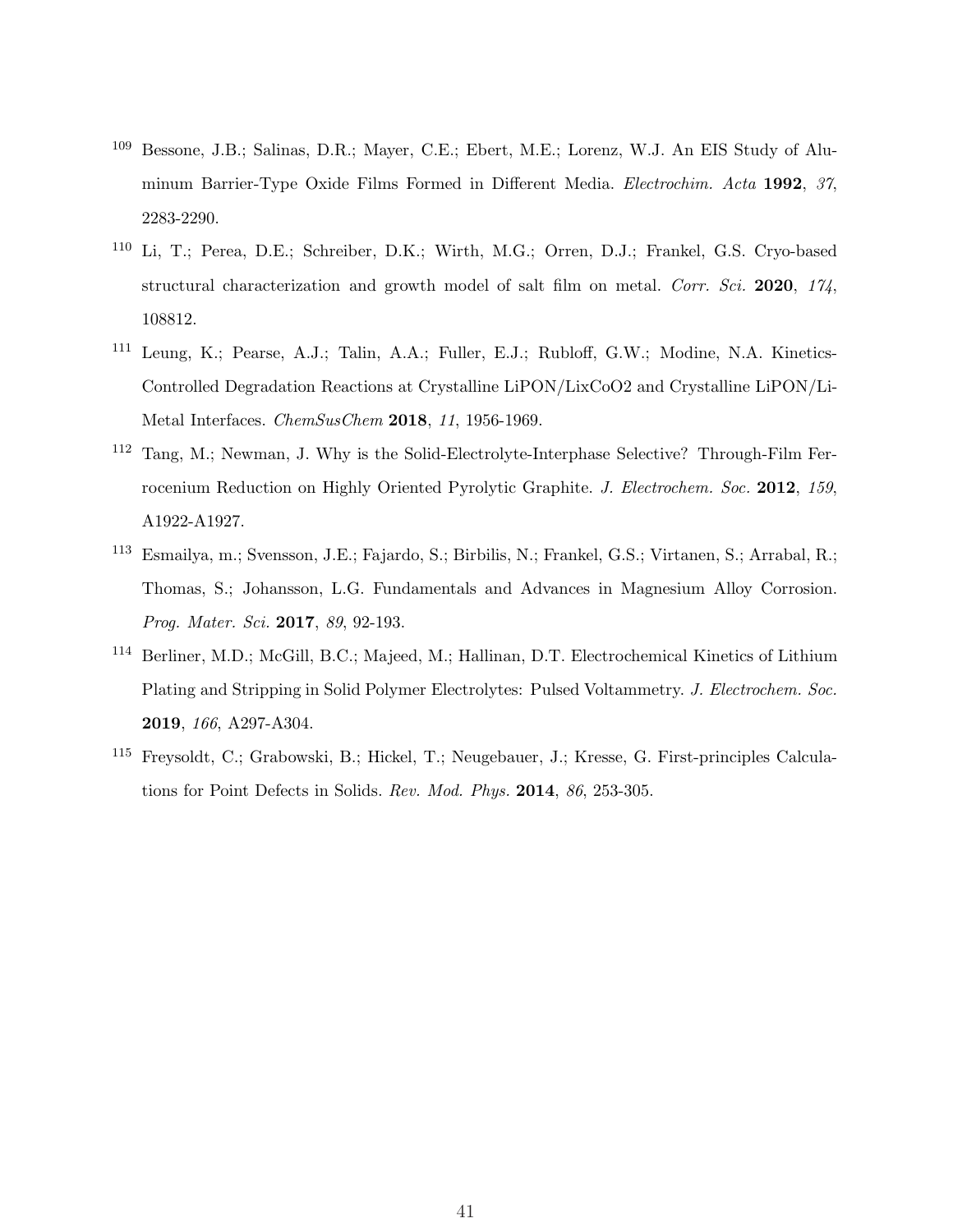[109] Bessone, J.B.; Salinas, D.R.; Mayer, C.E.; Ebert, M.E.; Lorenz, W.J. An EIS Study of Aluminum Barrier-Type Oxide Films Formed in Different Media. *Electrochim. Acta* **1992**, *37*, 2283-2290.

[110] Li, T.; Perea, D.E.; Schreiber, D.K.; Wirth, M.G.; Orren, D.J.; Frankel, G.S. Cryo-based structural characterization and growth model of salt film on metal. *Corr. Sci.* **2020**, *174*, 108812.

[111] Leung, K.; Pearse, A.J.; Talin, A.A.; Fuller, E.J.; Rubloff, G.W.; Modine, N.A. Kinetics-Controlled Degradation Reactions at Crystalline LiPON/LixCoO2 and Crystalline LiPON/Li-Metal Interfaces. *ChemSusChem* **2018**, *11*, 1956-1969.

[112] Tang, M.; Newman, J. Why is the Solid-Electrolyte-Interphase Selective? Through-Film Ferrocenium Reduction on Highly Oriented Pyrolytic Graphite. *J. Electrochem. Soc.* **2012**, *159*, A1922-A1927.

[113] Esmailya, m.; Svensson, J.E.; Fajardo, S.; Birbilis, N.; Frankel, G.S.; Virtanen, S.; Arrabal, R.; Thomas, S.; Johansson, L.G. Fundamentals and Advances in Magnesium Alloy Corrosion. *Prog. Mater. Sci.* **2017**, *89*, 92-193.

[114] Berliner, M.D.; McGill, B.C.; Majeed, M.; Hallinan, D.T. Electrochemical Kinetics of Lithium Plating and Stripping in Solid Polymer Electrolytes: Pulsed Voltammetry. *J. Electrochem. Soc.* **2019**, *166*, A297-A304.

[115] Freysoldt, C.; Grabowski, B.; Hickel, T.; Neugebauer, J.; Kresse, G. First-principles Calculations for Point Defects in Solids. *Rev. Mod. Phys.* **2014**, *86*, 253-305.